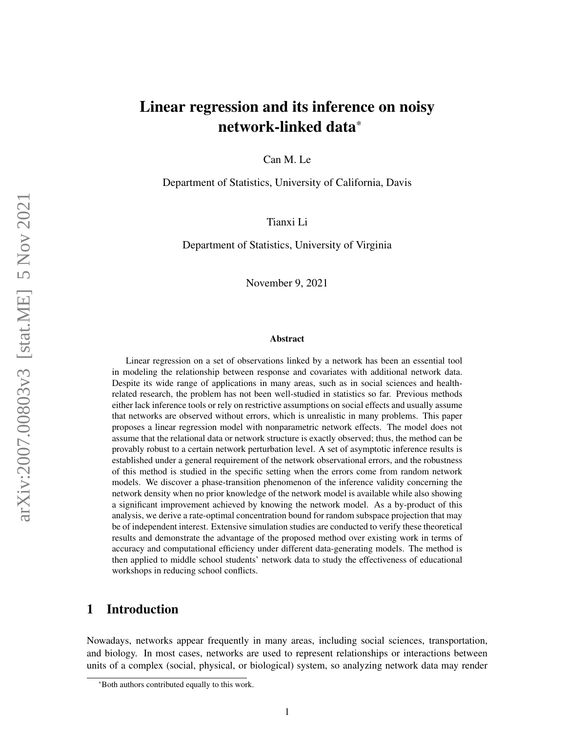# Linear regression and its inference on noisy network-linked data[*]

Can M. Le

Department of Statistics, University of California, Davis

Tianxi Li

Department of Statistics, University of Virginia

November 9, 2021

### Abstract

Linear regression on a set of observations linked by a network has been an essential tool in modeling the relationship between response and covariates with additional network data. Despite its wide range of applications in many areas, such as in social sciences and health-related research, the problem has not been well-studied in statistics so far. Previous methods either lack inference tools or rely on restrictive assumptions on social effects and usually assume that networks are observed without errors, which is unrealistic in many problems. This paper proposes a linear regression model with nonparametric network effects. The model does not assume that the relational data or network structure is exactly observed; thus, the method can be provably robust to a certain network perturbation level. A set of asymptotic inference results is established under a general requirement of the network observational errors, and the robustness of this method is studied in the specific setting when the errors come from random network models. We discover a phase-transition phenomenon of the inference validity concerning the network density when no prior knowledge of the network model is available while also showing a significant improvement achieved by knowing the network model. As a by-product of this analysis, we derive a rate-optimal concentration bound for random subspace projection that may be of independent interest. Extensive simulation studies are conducted to verify these theoretical results and demonstrate the advantage of the proposed method over existing work in terms of accuracy and computational efficiency under different data-generating models. The method is then applied to middle school students' network data to study the effectiveness of educational workshops in reducing school conflicts.

## 1 Introduction

Nowadays, networks appear frequently in many areas, including social sciences, transportation, and biology. In most cases, networks are used to represent relationships or interactions between units of a complex (social, physical, or biological) system, so analyzing network data may render

[*]Both authors contributed equally to this work.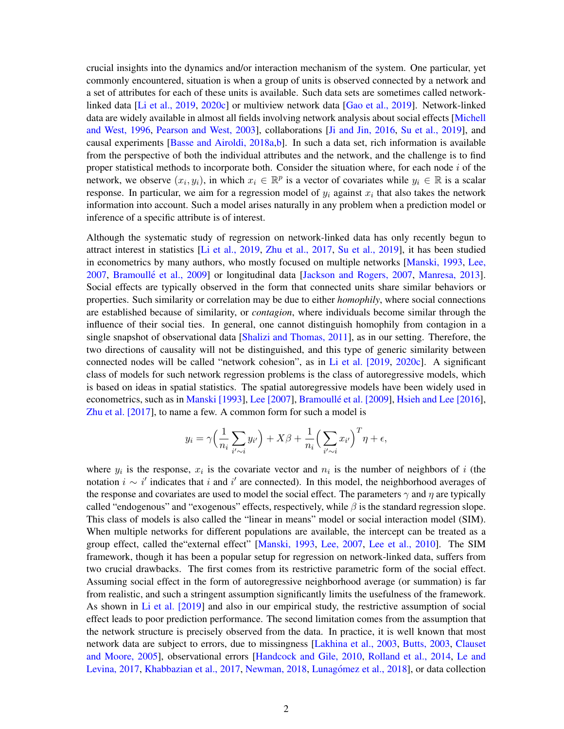crucial insights into the dynamics and/or interaction mechanism of the system. One particular, yet commonly encountered, situation is when a group of units is observed connected by a network and a set of attributes for each of these units is available. Such data sets are sometimes called network-linked data [Li et al., 2019, 2020c] or multiview network data [Gao et al., 2019]. Network-linked data are widely available in almost all fields involving network analysis about social effects [Michell and West, 1996, Pearson and West, 2003], collaborations [Ji and Jin, 2016, Su et al., 2019], and causal experiments [Basse and Airoldi, 2018a,b]. In such a data set, rich information is available from the perspective of both the individual attributes and the network, and the challenge is to find proper statistical methods to incorporate both. Consider the situation where, for each node $i$ of the network, we observe $(x_i, y_i)$, in which $x_i \in \mathbb{R}^p$ is a vector of covariates while $y_i \in \mathbb{R}$ is a scalar response. In particular, we aim for a regression model of $y_i$ against $x_i$ that also takes the network information into account. Such a model arises naturally in any problem when a prediction model or inference of a specific attribute is of interest.

Although the systematic study of regression on network-linked data has only recently begun to attract interest in statistics [Li et al., 2019, Zhu et al., 2017, Su et al., 2019], it has been studied in econometrics by many authors, who mostly focused on multiple networks [Manski, 1993, Lee, 2007, Bramoullé et al., 2009] or longitudinal data [Jackson and Rogers, 2007, Manresa, 2013]. Social effects are typically observed in the form that connected units share similar behaviors or properties. Such similarity or correlation may be due to either *homophily*, where social connections are established because of similarity, or *contagion*, where individuals become similar through the influence of their social ties. In general, one cannot distinguish homophily from contagion in a single snapshot of observational data [Shalizi and Thomas, 2011], as in our setting. Therefore, the two directions of causality will not be distinguished, and this type of generic similarity between connected nodes will be called "network cohesion", as in Li et al. [2019, 2020c]. A significant class of models for such network regression problems is the class of autoregressive models, which is based on ideas in spatial statistics. The spatial autoregressive models have been widely used in econometrics, such as in Manski [1993], Lee [2007], Bramoullé et al. [2009], Hsieh and Lee [2016], Zhu et al. [2017], to name a few. A common form for such a model is

$$y_i = \gamma\Big(\frac{1}{n_i}\sum_{i'\sim i} y_{i'}\Big) + X\beta + \frac{1}{n_i}\Big(\sum_{i'\sim i} x_{i'}\Big)^T\eta + \epsilon,$$

where $y_i$ is the response, $x_i$ is the covariate vector and $n_i$ is the number of neighbors of $i$ (the notation $i \sim i'$ indicates that $i$ and $i'$ are connected). In this model, the neighborhood averages of the response and covariates are used to model the social effect. The parameters $\gamma$ and $\eta$ are typically called "endogenous" and "exogenous" effects, respectively, while $\beta$ is the standard regression slope. This class of models is also called the "linear in means" model or social interaction model (SIM). When multiple networks for different populations are available, the intercept can be treated as a group effect, called the"external effect" [Manski, 1993, Lee, 2007, Lee et al., 2010]. The SIM framework, though it has been a popular setup for regression on network-linked data, suffers from two crucial drawbacks. The first comes from its restrictive parametric form of the social effect. Assuming social effect in the form of autoregressive neighborhood average (or summation) is far from realistic, and such a stringent assumption significantly limits the usefulness of the framework. As shown in Li et al. [2019] and also in our empirical study, the restrictive assumption of social effect leads to poor prediction performance. The second limitation comes from the assumption that the network structure is precisely observed from the data. In practice, it is well known that most network data are subject to errors, due to missingness [Lakhina et al., 2003, Butts, 2003, Clauset and Moore, 2005], observational errors [Handcock and Gile, 2010, Rolland et al., 2014, Le and Levina, 2017, Khabbazian et al., 2017, Newman, 2018, Lunagómez et al., 2018], or data collection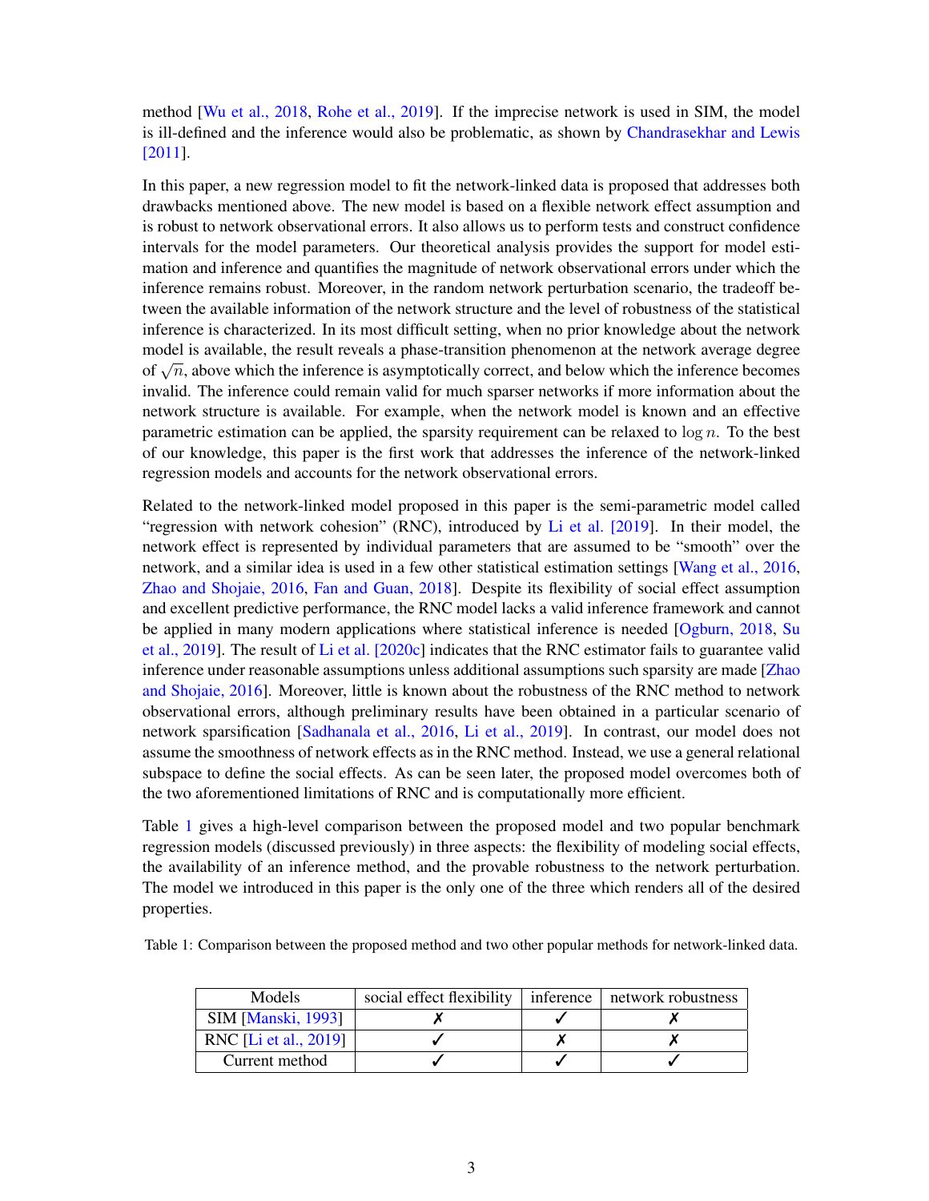method [Wu et al., 2018, Rohe et al., 2019]. If the imprecise network is used in SIM, the model is ill-defined and the inference would also be problematic, as shown by Chandrasekhar and Lewis [2011].

In this paper, a new regression model to fit the network-linked data is proposed that addresses both drawbacks mentioned above. The new model is based on a flexible network effect assumption and is robust to network observational errors. It also allows us to perform tests and construct confidence intervals for the model parameters. Our theoretical analysis provides the support for model estimation and inference and quantifies the magnitude of network observational errors under which the inference remains robust. Moreover, in the random network perturbation scenario, the tradeoff between the available information of the network structure and the level of robustness of the statistical inference is characterized. In its most difficult setting, when no prior knowledge about the network model is available, the result reveals a phase-transition phenomenon at the network average degree of $\sqrt{n}$, above which the inference is asymptotically correct, and below which the inference becomes invalid. The inference could remain valid for much sparser networks if more information about the network structure is available. For example, when the network model is known and an effective parametric estimation can be applied, the sparsity requirement can be relaxed to $\log n$. To the best of our knowledge, this paper is the first work that addresses the inference of the network-linked regression models and accounts for the network observational errors.

Related to the network-linked model proposed in this paper is the semi-parametric model called "regression with network cohesion" (RNC), introduced by Li et al. [2019]. In their model, the network effect is represented by individual parameters that are assumed to be "smooth" over the network, and a similar idea is used in a few other statistical estimation settings [Wang et al., 2016, Zhao and Shojaie, 2016, Fan and Guan, 2018]. Despite its flexibility of social effect assumption and excellent predictive performance, the RNC model lacks a valid inference framework and cannot be applied in many modern applications where statistical inference is needed [Ogburn, 2018, Su et al., 2019]. The result of Li et al. [2020c] indicates that the RNC estimator fails to guarantee valid inference under reasonable assumptions unless additional assumptions such sparsity are made [Zhao and Shojaie, 2016]. Moreover, little is known about the robustness of the RNC method to network observational errors, although preliminary results have been obtained in a particular scenario of network sparsification [Sadhanala et al., 2016, Li et al., 2019]. In contrast, our model does not assume the smoothness of network effects as in the RNC method. Instead, we use a general relational subspace to define the social effects. As can be seen later, the proposed model overcomes both of the two aforementioned limitations of RNC and is computationally more efficient.

Table 1 gives a high-level comparison between the proposed model and two popular benchmark regression models (discussed previously) in three aspects: the flexibility of modeling social effects, the availability of an inference method, and the provable robustness to the network perturbation. The model we introduced in this paper is the only one of the three which renders all of the desired properties.

Table 1: Comparison between the proposed method and two other popular methods for network-linked data.

| Models | social effect flexibility | inference | network robustness |
|---|---|---|---|
| SIM [Manski, 1993] | ✗ | ✓ | ✗ |
| RNC [Li et al., 2019] | ✓ | ✗ | ✗ |
| Current method | ✓ | ✓ | ✓ |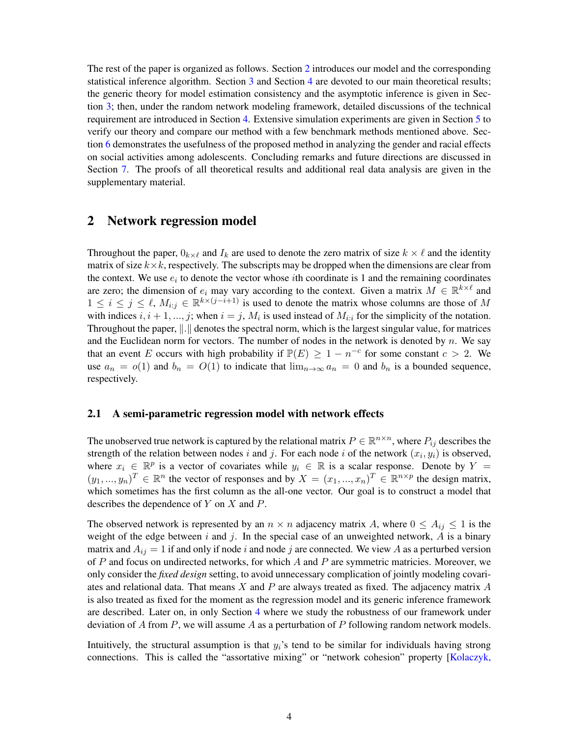The rest of the paper is organized as follows. Section 2 introduces our model and the corresponding statistical inference algorithm. Section 3 and Section 4 are devoted to our main theoretical results; the generic theory for model estimation consistency and the asymptotic inference is given in Section 3; then, under the random network modeling framework, detailed discussions of the technical requirement are introduced in Section 4. Extensive simulation experiments are given in Section 5 to verify our theory and compare our method with a few benchmark methods mentioned above. Section 6 demonstrates the usefulness of the proposed method in analyzing the gender and racial effects on social activities among adolescents. Concluding remarks and future directions are discussed in Section 7. The proofs of all theoretical results and additional real data analysis are given in the supplementary material.

## 2 Network regression model

Throughout the paper, $0_{k\times\ell}$ and $I_k$ are used to denote the zero matrix of size $k\times\ell$ and the identity matrix of size $k\times k$, respectively. The subscripts may be dropped when the dimensions are clear from the context. We use $e_i$ to denote the vector whose $i$th coordinate is 1 and the remaining coordinates are zero; the dimension of $e_i$ may vary according to the context. Given a matrix $M\in\mathbb{R}^{k\times\ell}$ and $1\leq i\leq j\leq\ell$, $M_{i:j}\in\mathbb{R}^{k\times(j-i+1)}$ is used to denote the matrix whose columns are those of $M$ with indices $i, i+1, ..., j$; when $i=j$, $M_i$ is used instead of $M_{i:i}$ for the simplicity of the notation. Throughout the paper, $\|.\|$ denotes the spectral norm, which is the largest singular value, for matrices and the Euclidean norm for vectors. The number of nodes in the network is denoted by $n$. We say that an event $E$ occurs with high probability if $\mathbb{P}(E)\geq 1-n^{-c}$ for some constant $c>2$. We use $a_n=o(1)$ and $b_n=O(1)$ to indicate that $\lim_{n\to\infty}a_n=0$ and $b_n$ is a bounded sequence, respectively.

### 2.1 A semi-parametric regression model with network effects

The unobserved true network is captured by the relational matrix $P\in\mathbb{R}^{n\times n}$, where $P_{ij}$ describes the strength of the relation between nodes $i$ and $j$. For each node $i$ of the network $(x_i, y_i)$ is observed, where $x_i\in\mathbb{R}^p$ is a vector of covariates while $y_i\in\mathbb{R}$ is a scalar response. Denote by $Y=(y_1, ..., y_n)^T\in\mathbb{R}^n$ the vector of responses and by $X=(x_1, ..., x_n)^T\in\mathbb{R}^{n\times p}$ the design matrix, which sometimes has the first column as the all-one vector. Our goal is to construct a model that describes the dependence of $Y$ on $X$ and $P$.

The observed network is represented by an $n\times n$ adjacency matrix $A$, where $0\leq A_{ij}\leq 1$ is the weight of the edge between $i$ and $j$. In the special case of an unweighted network, $A$ is a binary matrix and $A_{ij}=1$ if and only if node $i$ and node $j$ are connected. We view $A$ as a perturbed version of $P$ and focus on undirected networks, for which $A$ and $P$ are symmetric matricies. Moreover, we only consider the *fixed design* setting, to avoid unnecessary complication of jointly modeling covariates and relational data. That means $X$ and $P$ are always treated as fixed. The adjacency matrix $A$ is also treated as fixed for the moment as the regression model and its generic inference framework are described. Later on, in only Section 4 where we study the robustness of our framework under deviation of $A$ from $P$, we will assume $A$ as a perturbation of $P$ following random network models.

Intuitively, the structural assumption is that $y_i$'s tend to be similar for individuals having strong connections. This is called the "assortative mixing" or "network cohesion" property [Kolaczyk,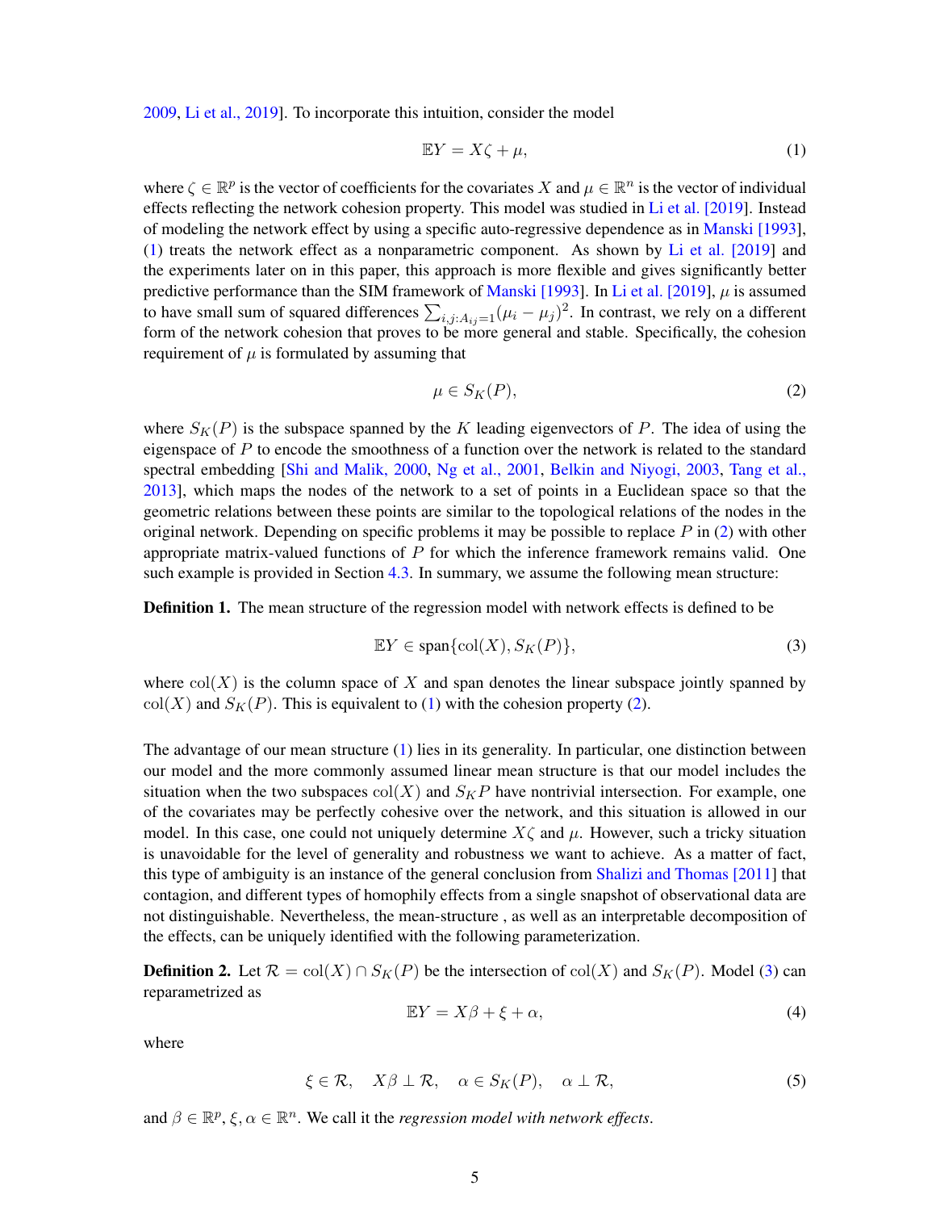2009, Li et al., 2019]. To incorporate this intuition, consider the model

$$\mathbb{E}Y = X\zeta + \mu, \tag{1}$$

where $\zeta \in \mathbb{R}^p$ is the vector of coefficients for the covariates $X$ and $\mu \in \mathbb{R}^n$ is the vector of individual effects reflecting the network cohesion property. This model was studied in Li et al. [2019]. Instead of modeling the network effect by using a specific auto-regressive dependence as in Manski [1993], (1) treats the network effect as a nonparametric component. As shown by Li et al. [2019] and the experiments later on in this paper, this approach is more flexible and gives significantly better predictive performance than the SIM framework of Manski [1993]. In Li et al. [2019], $\mu$ is assumed to have small sum of squared differences $\sum_{i,j:A_{ij}=1}(\mu_i - \mu_j)^2$. In contrast, we rely on a different form of the network cohesion that proves to be more general and stable. Specifically, the cohesion requirement of $\mu$ is formulated by assuming that

$$\mu \in S_K(P), \tag{2}$$

where $S_K(P)$ is the subspace spanned by the $K$ leading eigenvectors of $P$. The idea of using the eigenspace of $P$ to encode the smoothness of a function over the network is related to the standard spectral embedding [Shi and Malik, 2000, Ng et al., 2001, Belkin and Niyogi, 2003, Tang et al., 2013], which maps the nodes of the network to a set of points in a Euclidean space so that the geometric relations between these points are similar to the topological relations of the nodes in the original network. Depending on specific problems it may be possible to replace $P$ in (2) with other appropriate matrix-valued functions of $P$ for which the inference framework remains valid. One such example is provided in Section 4.3. In summary, we assume the following mean structure:

**Definition 1.** The mean structure of the regression model with network effects is defined to be

$$\mathbb{E}Y \in \text{span}\{\text{col}(X), S_K(P)\}, \tag{3}$$

where $\text{col}(X)$ is the column space of $X$ and span denotes the linear subspace jointly spanned by $\text{col}(X)$ and $S_K(P)$. This is equivalent to (1) with the cohesion property (2).

The advantage of our mean structure (1) lies in its generality. In particular, one distinction between our model and the more commonly assumed linear mean structure is that our model includes the situation when the two subspaces $\text{col}(X)$ and $S_K P$ have nontrivial intersection. For example, one of the covariates may be perfectly cohesive over the network, and this situation is allowed in our model. In this case, one could not uniquely determine $X\zeta$ and $\mu$. However, such a tricky situation is unavoidable for the level of generality and robustness we want to achieve. As a matter of fact, this type of ambiguity is an instance of the general conclusion from Shalizi and Thomas [2011] that contagion, and different types of homophily effects from a single snapshot of observational data are not distinguishable. Nevertheless, the mean-structure , as well as an interpretable decomposition of the effects, can be uniquely identified with the following parameterization.

**Definition 2.** Let $\mathcal{R} = \text{col}(X) \cap S_K(P)$ be the intersection of $\text{col}(X)$ and $S_K(P)$. Model (3) can reparametrized as

$$\mathbb{E}Y = X\beta + \xi + \alpha, \tag{4}$$

where

$$\xi \in \mathcal{R}, \quad X\beta \perp \mathcal{R}, \quad \alpha \in S_K(P), \quad \alpha \perp \mathcal{R}, \tag{5}$$

and $\beta \in \mathbb{R}^p$, $\xi, \alpha \in \mathbb{R}^n$. We call it the *regression model with network effects*.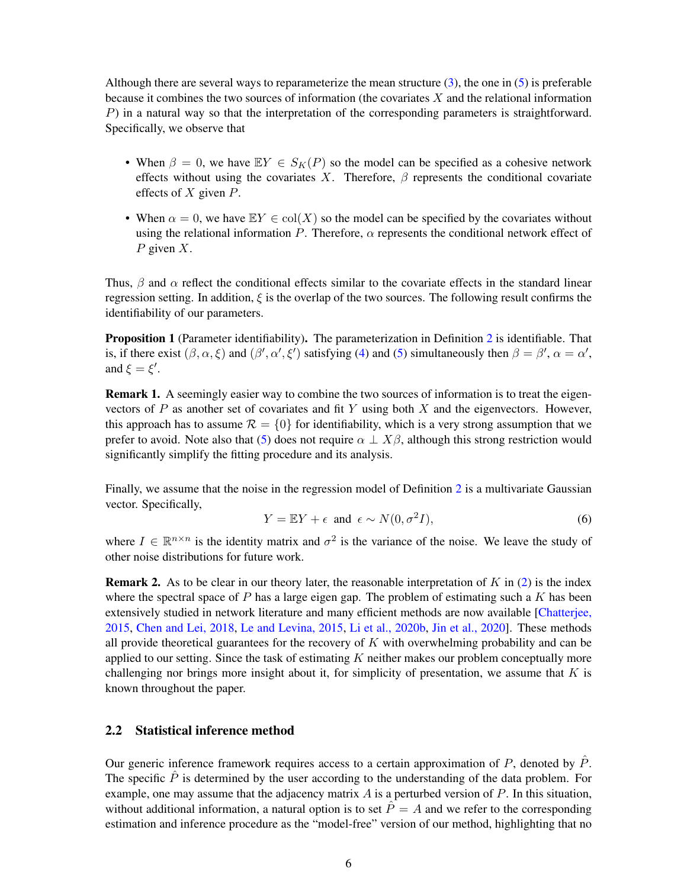Although there are several ways to reparameterize the mean structure (3), the one in (5) is preferable because it combines the two sources of information (the covariates $X$ and the relational information $P$) in a natural way so that the interpretation of the corresponding parameters is straightforward. Specifically, we observe that

- When $\beta = 0$, we have $\mathbb{E}Y \in S_K(P)$ so the model can be specified as a cohesive network effects without using the covariates $X$. Therefore, $\beta$ represents the conditional covariate effects of $X$ given $P$.
- When $\alpha = 0$, we have $\mathbb{E}Y \in \text{col}(X)$ so the model can be specified by the covariates without using the relational information $P$. Therefore, $\alpha$ represents the conditional network effect of $P$ given $X$.

Thus, $\beta$ and $\alpha$ reflect the conditional effects similar to the covariate effects in the standard linear regression setting. In addition, $\xi$ is the overlap of the two sources. The following result confirms the identifiability of our parameters.

**Proposition 1** (Parameter identifiability)**.** The parameterization in Definition 2 is identifiable. That is, if there exist $(\beta, \alpha, \xi)$ and $(\beta', \alpha', \xi')$ satisfying (4) and (5) simultaneously then $\beta = \beta'$, $\alpha = \alpha'$, and $\xi = \xi'$.

**Remark 1.** A seemingly easier way to combine the two sources of information is to treat the eigenvectors of $P$ as another set of covariates and fit $Y$ using both $X$ and the eigenvectors. However, this approach has to assume $\mathcal{R} = \{0\}$ for identifiability, which is a very strong assumption that we prefer to avoid. Note also that (5) does not require $\alpha \perp X\beta$, although this strong restriction would significantly simplify the fitting procedure and its analysis.

Finally, we assume that the noise in the regression model of Definition 2 is a multivariate Gaussian vector. Specifically,

$$Y = \mathbb{E}Y + \epsilon \ \text{ and } \ \epsilon \sim N(0, \sigma^2 I), \tag{6}$$

where $I \in \mathbb{R}^{n \times n}$ is the identity matrix and $\sigma^2$ is the variance of the noise. We leave the study of other noise distributions for future work.

**Remark 2.** As to be clear in our theory later, the reasonable interpretation of $K$ in (2) is the index where the spectral space of $P$ has a large eigen gap. The problem of estimating such a $K$ has been extensively studied in network literature and many efficient methods are now available [Chatterjee, 2015, Chen and Lei, 2018, Le and Levina, 2015, Li et al., 2020b, Jin et al., 2020]. These methods all provide theoretical guarantees for the recovery of $K$ with overwhelming probability and can be applied to our setting. Since the task of estimating $K$ neither makes our problem conceptually more challenging nor brings more insight about it, for simplicity of presentation, we assume that $K$ is known throughout the paper.

## 2.2 Statistical inference method

Our generic inference framework requires access to a certain approximation of $P$, denoted by $\hat{P}$. The specific $\hat{P}$ is determined by the user according to the understanding of the data problem. For example, one may assume that the adjacency matrix $A$ is a perturbed version of $P$. In this situation, without additional information, a natural option is to set $\hat{P} = A$ and we refer to the corresponding estimation and inference procedure as the "model-free" version of our method, highlighting that no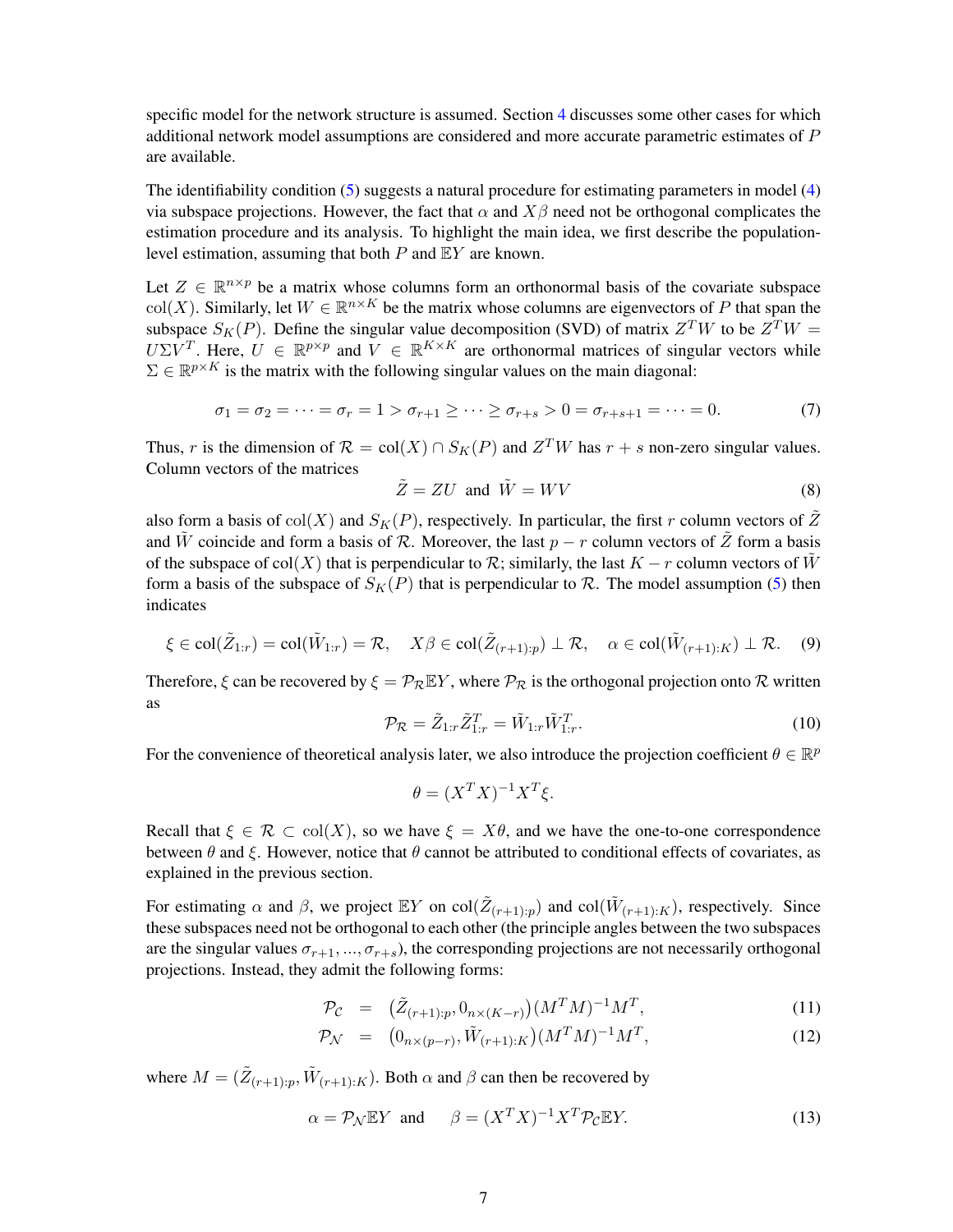specific model for the network structure is assumed. Section 4 discusses some other cases for which additional network model assumptions are considered and more accurate parametric estimates of $P$ are available.

The identifiability condition (5) suggests a natural procedure for estimating parameters in model (4) via subspace projections. However, the fact that $\alpha$ and $X\beta$ need not be orthogonal complicates the estimation procedure and its analysis. To highlight the main idea, we first describe the population-level estimation, assuming that both $P$ and $\mathbb{E}Y$ are known.

Let $Z \in \mathbb{R}^{n\times p}$ be a matrix whose columns form an orthonormal basis of the covariate subspace $\mathrm{col}(X)$. Similarly, let $W \in \mathbb{R}^{n\times K}$ be the matrix whose columns are eigenvectors of $P$ that span the subspace $S_K(P)$. Define the singular value decomposition (SVD) of matrix $Z^TW$ to be $Z^TW = U\Sigma V^T$. Here, $U \in \mathbb{R}^{p\times p}$ and $V \in \mathbb{R}^{K\times K}$ are orthonormal matrices of singular vectors while $\Sigma \in \mathbb{R}^{p\times K}$ is the matrix with the following singular values on the main diagonal:

$$\sigma_1 = \sigma_2 = \cdots = \sigma_r = 1 > \sigma_{r+1} \geq \cdots \geq \sigma_{r+s} > 0 = \sigma_{r+s+1} = \cdots = 0. \tag{7}$$

Thus, $r$ is the dimension of $\mathcal{R} = \mathrm{col}(X) \cap S_K(P)$ and $Z^TW$ has $r + s$ non-zero singular values. Column vectors of the matrices

$$\tilde{Z} = ZU \;\text{ and }\; \tilde{W} = WV \tag{8}$$

also form a basis of $\mathrm{col}(X)$ and $S_K(P)$, respectively. In particular, the first $r$ column vectors of $\tilde{Z}$ and $\tilde{W}$ coincide and form a basis of $\mathcal{R}$. Moreover, the last $p - r$ column vectors of $\tilde{Z}$ form a basis of the subspace of $\mathrm{col}(X)$ that is perpendicular to $\mathcal{R}$; similarly, the last $K - r$ column vectors of $\tilde{W}$ form a basis of the subspace of $S_K(P)$ that is perpendicular to $\mathcal{R}$. The model assumption (5) then indicates

$$\xi \in \mathrm{col}(\tilde{Z}_{1:r}) = \mathrm{col}(\tilde{W}_{1:r}) = \mathcal{R}, \quad X\beta \in \mathrm{col}(\tilde{Z}_{(r+1):p}) \perp \mathcal{R}, \quad \alpha \in \mathrm{col}(\tilde{W}_{(r+1):K}) \perp \mathcal{R}. \tag{9}$$

Therefore, $\xi$ can be recovered by $\xi = \mathcal{P}_{\mathcal{R}}\mathbb{E}Y$, where $\mathcal{P}_{\mathcal{R}}$ is the orthogonal projection onto $\mathcal{R}$ written as

$$\mathcal{P}_{\mathcal{R}} = \tilde{Z}_{1:r}\tilde{Z}_{1:r}^T = \tilde{W}_{1:r}\tilde{W}_{1:r}^T. \tag{10}$$

For the convenience of theoretical analysis later, we also introduce the projection coefficient $\theta \in \mathbb{R}^p$

$$\theta = (X^TX)^{-1}X^T\xi.$$

Recall that $\xi \in \mathcal{R} \subset \mathrm{col}(X)$, so we have $\xi = X\theta$, and we have the one-to-one correspondence between $\theta$ and $\xi$. However, notice that $\theta$ cannot be attributed to conditional effects of covariates, as explained in the previous section.

For estimating $\alpha$ and $\beta$, we project $\mathbb{E}Y$ on $\mathrm{col}(\tilde{Z}_{(r+1):p})$ and $\mathrm{col}(\tilde{W}_{(r+1):K})$, respectively. Since these subspaces need not be orthogonal to each other (the principle angles between the two subspaces are the singular values $\sigma_{r+1}, ..., \sigma_{r+s}$), the corresponding projections are not necessarily orthogonal projections. Instead, they admit the following forms:

$$\mathcal{P}_{\mathcal{C}} = \left(\tilde{Z}_{(r+1):p}, 0_{n\times(K-r)}\right)(M^TM)^{-1}M^T, \tag{11}$$

$$\mathcal{P}_{\mathcal{N}} = \left(0_{n\times(p-r)}, \tilde{W}_{(r+1):K}\right)(M^TM)^{-1}M^T, \tag{12}$$

where $M = (\tilde{Z}_{(r+1):p}, \tilde{W}_{(r+1):K})$. Both $\alpha$ and $\beta$ can then be recovered by

$$\alpha = \mathcal{P}_{\mathcal{N}}\mathbb{E}Y \;\text{ and }\; \beta = (X^TX)^{-1}X^T\mathcal{P}_{\mathcal{C}}\mathbb{E}Y. \tag{13}$$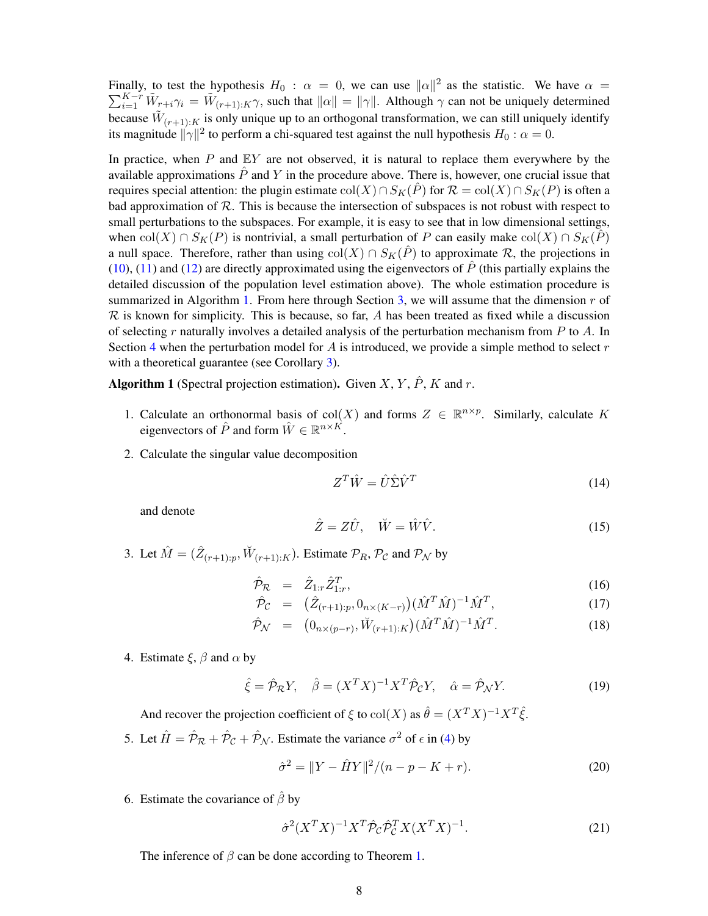Finally, to test the hypothesis $H_0 : \alpha = 0$, we can use $\|\alpha\|^2$ as the statistic. We have $\alpha = \sum_{i=1}^{K-r} \tilde{W}_{r+i}\gamma_i = \tilde{W}_{(r+1):K}\gamma$, such that $\|\alpha\| = \|\gamma\|$. Although $\gamma$ can not be uniquely determined because $\tilde{W}_{(r+1):K}$ is only unique up to an orthogonal transformation, we can still uniquely identify its magnitude $\|\gamma\|^2$ to perform a chi-squared test against the null hypothesis $H_0 : \alpha = 0$.

In practice, when $P$ and $\mathbb{E}Y$ are not observed, it is natural to replace them everywhere by the available approximations $\hat{P}$ and $Y$ in the procedure above. There is, however, one crucial issue that requires special attention: the plugin estimate $\text{col}(X) \cap S_K(\hat{P})$ for $\mathcal{R} = \text{col}(X) \cap S_K(P)$ is often a bad approximation of $\mathcal{R}$. This is because the intersection of subspaces is not robust with respect to small perturbations to the subspaces. For example, it is easy to see that in low dimensional settings, when $\text{col}(X) \cap S_K(P)$ is nontrivial, a small perturbation of $P$ can easily make $\text{col}(X) \cap S_K(\hat{P})$ a null space. Therefore, rather than using $\text{col}(X) \cap S_K(\hat{P})$ to approximate $\mathcal{R}$, the projections in (10), (11) and (12) are directly approximated using the eigenvectors of $\hat{P}$ (this partially explains the detailed discussion of the population level estimation above). The whole estimation procedure is summarized in Algorithm 1. From here through Section 3, we will assume that the dimension $r$ of $\mathcal{R}$ is known for simplicity. This is because, so far, $A$ has been treated as fixed while a discussion of selecting $r$ naturally involves a detailed analysis of the perturbation mechanism from $P$ to $A$. In Section 4 when the perturbation model for $A$ is introduced, we provide a simple method to select $r$ with a theoretical guarantee (see Corollary 3).

**Algorithm 1** **(Spectral projection estimation).** Given $X$, $Y$, $\hat{P}$, $K$ and $r$.

1. Calculate an orthonormal basis of $\text{col}(X)$ and forms $Z \in \mathbb{R}^{n\times p}$. Similarly, calculate $K$ eigenvectors of $\hat{P}$ and form $\hat{W} \in \mathbb{R}^{n\times K}$.

2. Calculate the singular value decomposition
$$Z^T\hat{W} = \hat{U}\hat{\Sigma}\hat{V}^T \tag{14}$$
and denote
$$\hat{Z} = Z\hat{U}, \quad \breve{W} = \hat{W}\hat{V}. \tag{15}$$

3. Let $\hat{M} = (\hat{Z}_{(r+1):p}, \breve{W}_{(r+1):K})$. Estimate $\mathcal{P}_R$, $\mathcal{P}_{\mathcal{C}}$ and $\mathcal{P}_{\mathcal{N}}$ by
$$\hat{\mathcal{P}}_{\mathcal{R}} = \hat{Z}_{1:r}\hat{Z}_{1:r}^T, \tag{16}$$
$$\hat{\mathcal{P}}_{\mathcal{C}} = \big(\hat{Z}_{(r+1):p}, 0_{n\times(K-r)}\big)(\hat{M}^T\hat{M})^{-1}\hat{M}^T, \tag{17}$$
$$\hat{\mathcal{P}}_{\mathcal{N}} = \big(0_{n\times(p-r)}, \breve{W}_{(r+1):K}\big)(\hat{M}^T\hat{M})^{-1}\hat{M}^T. \tag{18}$$

4. Estimate $\xi$, $\beta$ and $\alpha$ by
$$\hat{\xi} = \hat{\mathcal{P}}_{\mathcal{R}}Y, \quad \hat{\beta} = (X^TX)^{-1}X^T\hat{\mathcal{P}}_{\mathcal{C}}Y, \quad \hat{\alpha} = \hat{\mathcal{P}}_{\mathcal{N}}Y. \tag{19}$$
And recover the projection coefficient of $\xi$ to $\text{col}(X)$ as $\hat{\theta} = (X^TX)^{-1}X^T\hat{\xi}$.

5. Let $\hat{H} = \hat{\mathcal{P}}_{\mathcal{R}} + \hat{\mathcal{P}}_{\mathcal{C}} + \hat{\mathcal{P}}_{\mathcal{N}}$. Estimate the variance $\sigma^2$ of $\epsilon$ in (4) by
$$\hat{\sigma}^2 = \|Y - \hat{H}Y\|^2/(n - p - K + r). \tag{20}$$

6. Estimate the covariance of $\hat{\beta}$ by
$$\hat{\sigma}^2(X^TX)^{-1}X^T\hat{\mathcal{P}}_{\mathcal{C}}\hat{\mathcal{P}}_{\mathcal{C}}^TX(X^TX)^{-1}. \tag{21}$$
The inference of $\beta$ can be done according to Theorem 1.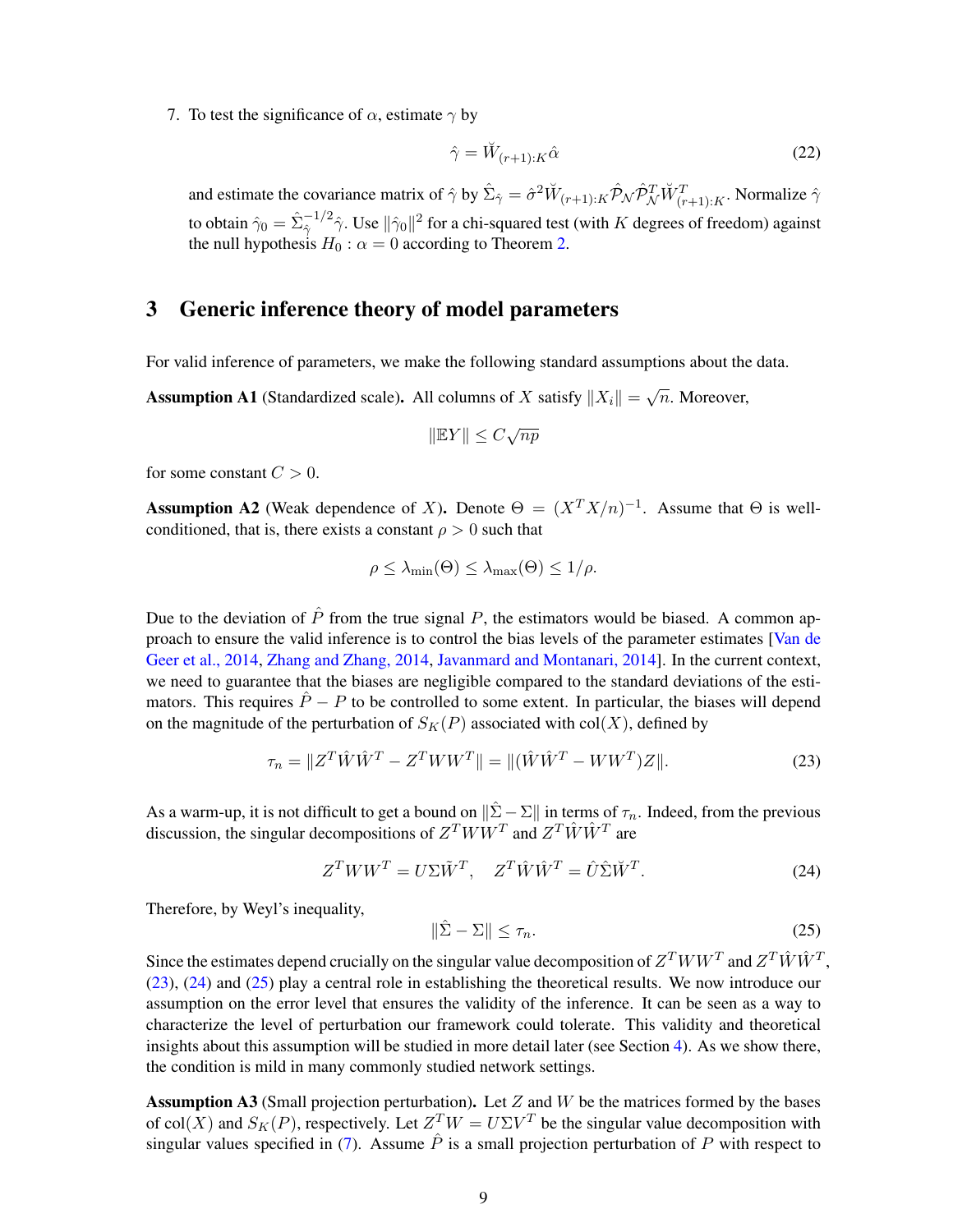7. To test the significance of $\alpha$, estimate $\gamma$ by

$$\hat{\gamma} = \breve{W}_{(r+1):K}\hat{\alpha} \tag{22}$$

and estimate the covariance matrix of $\hat{\gamma}$ by $\hat{\Sigma}_{\hat{\gamma}} = \hat{\sigma}^2 \breve{W}_{(r+1):K}\hat{\mathcal{P}}_{\mathcal{N}}\hat{\mathcal{P}}_{\mathcal{N}}^T\breve{W}_{(r+1):K}^T$. Normalize $\hat{\gamma}$ to obtain $\hat{\gamma}_0 = \hat{\Sigma}_{\hat{\gamma}}^{-1/2}\hat{\gamma}$. Use $\|\hat{\gamma}_0\|^2$ for a chi-squared test (with $K$ degrees of freedom) against the null hypothesis $H_0 : \alpha = 0$ according to Theorem 2.

## 3 Generic inference theory of model parameters

For valid inference of parameters, we make the following standard assumptions about the data.

**Assumption A1** (Standardized scale)**.** All columns of $X$ satisfy $\|X_i\| = \sqrt{n}$. Moreover,

$$\|\mathbb{E}Y\| \leq C\sqrt{np}$$

for some constant $C > 0$.

**Assumption A2** (Weak dependence of $X$)**.** Denote $\Theta = (X^TX/n)^{-1}$. Assume that $\Theta$ is well-conditioned, that is, there exists a constant $\rho > 0$ such that

$$\rho \leq \lambda_{\min}(\Theta) \leq \lambda_{\max}(\Theta) \leq 1/\rho.$$

Due to the deviation of $\hat{P}$ from the true signal $P$, the estimators would be biased. A common approach to ensure the valid inference is to control the bias levels of the parameter estimates [Van de Geer et al., 2014, Zhang and Zhang, 2014, Javanmard and Montanari, 2014]. In the current context, we need to guarantee that the biases are negligible compared to the standard deviations of the estimators. This requires $\hat{P} - P$ to be controlled to some extent. In particular, the biases will depend on the magnitude of the perturbation of $S_K(P)$ associated with col($X$), defined by

$$\tau_n = \|Z^T\hat{W}\hat{W}^T - Z^TWW^T\| = \|(\hat{W}\hat{W}^T - WW^T)Z\|. \tag{23}$$

As a warm-up, it is not difficult to get a bound on $\|\hat{\Sigma} - \Sigma\|$ in terms of $\tau_n$. Indeed, from the previous discussion, the singular decompositions of $Z^TWW^T$ and $Z^T\hat{W}\hat{W}^T$ are

$$Z^TWW^T = U\Sigma\tilde{W}^T, \quad Z^T\hat{W}\hat{W}^T = \hat{U}\hat{\Sigma}\breve{W}^T. \tag{24}$$

Therefore, by Weyl's inequality,

$$\|\hat{\Sigma} - \Sigma\| \leq \tau_n. \tag{25}$$

Since the estimates depend crucially on the singular value decomposition of $Z^TWW^T$ and $Z^T\hat{W}\hat{W}^T$, (23), (24) and (25) play a central role in establishing the theoretical results. We now introduce our assumption on the error level that ensures the validity of the inference. It can be seen as a way to characterize the level of perturbation our framework could tolerate. This validity and theoretical insights about this assumption will be studied in more detail later (see Section 4). As we show there, the condition is mild in many commonly studied network settings.

**Assumption A3** (Small projection perturbation)**.** Let $Z$ and $W$ be the matrices formed by the bases of col($X$) and $S_K(P)$, respectively. Let $Z^TW = U\Sigma V^T$ be the singular value decomposition with singular values specified in (7). Assume $\hat{P}$ is a small projection perturbation of $P$ with respect to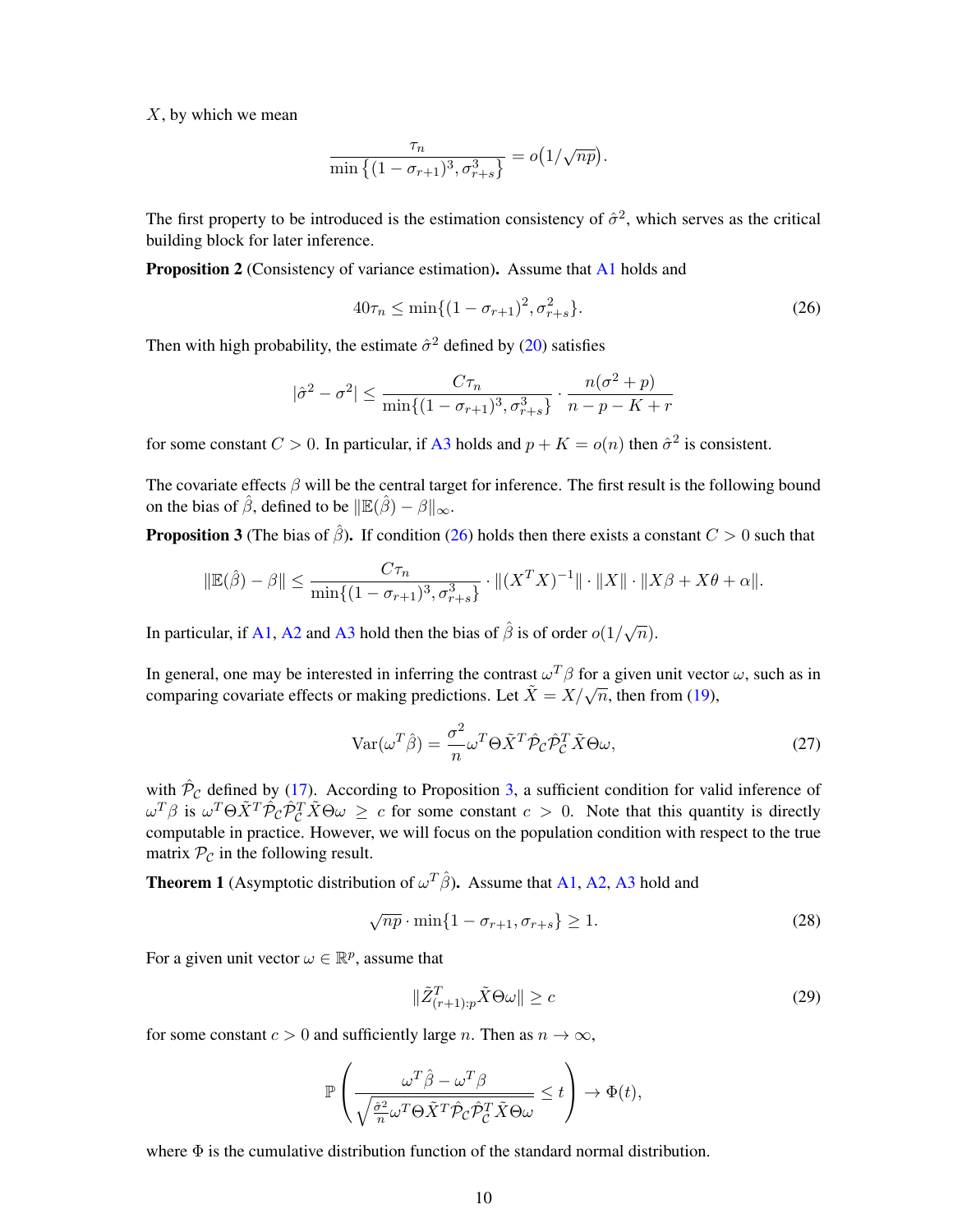$X$, by which we mean

$$\frac{\tau_n}{\min\left\{(1-\sigma_{r+1})^3, \sigma_{r+s}^3\right\}} = o\big(1/\sqrt{np}\big).$$

The first property to be introduced is the estimation consistency of $\hat{\sigma}^2$, which serves as the critical building block for later inference.

**Proposition 2** (Consistency of variance estimation)**.** Assume that A1 holds and

$$40\tau_n \leq \min\{(1-\sigma_{r+1})^2, \sigma_{r+s}^2\}. \tag{26}$$

Then with high probability, the estimate $\hat{\sigma}^2$ defined by (20) satisfies

$$|\hat{\sigma}^2 - \sigma^2| \leq \frac{C\tau_n}{\min\{(1-\sigma_{r+1})^3, \sigma_{r+s}^3\}} \cdot \frac{n(\sigma^2+p)}{n-p-K+r}$$

for some constant $C > 0$. In particular, if A3 holds and $p + K = o(n)$ then $\hat{\sigma}^2$ is consistent.

The covariate effects $\beta$ will be the central target for inference. The first result is the following bound on the bias of $\hat{\beta}$, defined to be $\|\mathbb{E}(\hat{\beta}) - \beta\|_\infty$.

**Proposition 3** (The bias of $\hat{\beta}$)**.** If condition (26) holds then there exists a constant $C > 0$ such that

$$\|\mathbb{E}(\hat{\beta}) - \beta\| \leq \frac{C\tau_n}{\min\{(1-\sigma_{r+1})^3, \sigma_{r+s}^3\}} \cdot \|(X^TX)^{-1}\| \cdot \|X\| \cdot \|X\beta + X\theta + \alpha\|.$$

In particular, if A1, A2 and A3 hold then the bias of $\hat{\beta}$ is of order $o(1/\sqrt{n})$.

In general, one may be interested in inferring the contrast $\omega^T\beta$ for a given unit vector $\omega$, such as in comparing covariate effects or making predictions. Let $\tilde{X} = X/\sqrt{n}$, then from (19),

$$\mathrm{Var}(\omega^T\hat{\beta}) = \frac{\sigma^2}{n}\omega^T\Theta\tilde{X}^T\hat{\mathcal{P}}_{\mathcal{C}}\hat{\mathcal{P}}_{\mathcal{C}}^T\tilde{X}\Theta\omega, \tag{27}$$

with $\hat{\mathcal{P}}_{\mathcal{C}}$ defined by (17). According to Proposition 3, a sufficient condition for valid inference of $\omega^T\beta$ is $\omega^T\Theta\tilde{X}^T\hat{\mathcal{P}}_{\mathcal{C}}\hat{\mathcal{P}}_{\mathcal{C}}^T\tilde{X}\Theta\omega \geq c$ for some constant $c > 0$. Note that this quantity is directly computable in practice. However, we will focus on the population condition with respect to the true matrix $\mathcal{P}_{\mathcal{C}}$ in the following result.

**Theorem 1** (Asymptotic distribution of $\omega^T\hat{\beta}$)**.** Assume that A1, A2, A3 hold and

$$\sqrt{np} \cdot \min\{1-\sigma_{r+1}, \sigma_{r+s}\} \geq 1. \tag{28}$$

For a given unit vector $\omega \in \mathbb{R}^p$, assume that

$$\|\tilde{Z}_{(r+1):p}^T\tilde{X}\Theta\omega\| \geq c \tag{29}$$

for some constant $c > 0$ and sufficiently large $n$. Then as $n \to \infty$,

$$\mathbb{P}\left(\frac{\omega^T\hat{\beta} - \omega^T\beta}{\sqrt{\frac{\hat{\sigma}^2}{n}\omega^T\Theta\tilde{X}^T\hat{\mathcal{P}}_{\mathcal{C}}\hat{\mathcal{P}}_{\mathcal{C}}^T\tilde{X}\Theta\omega}} \leq t\right) \to \Phi(t),$$

where $\Phi$ is the cumulative distribution function of the standard normal distribution.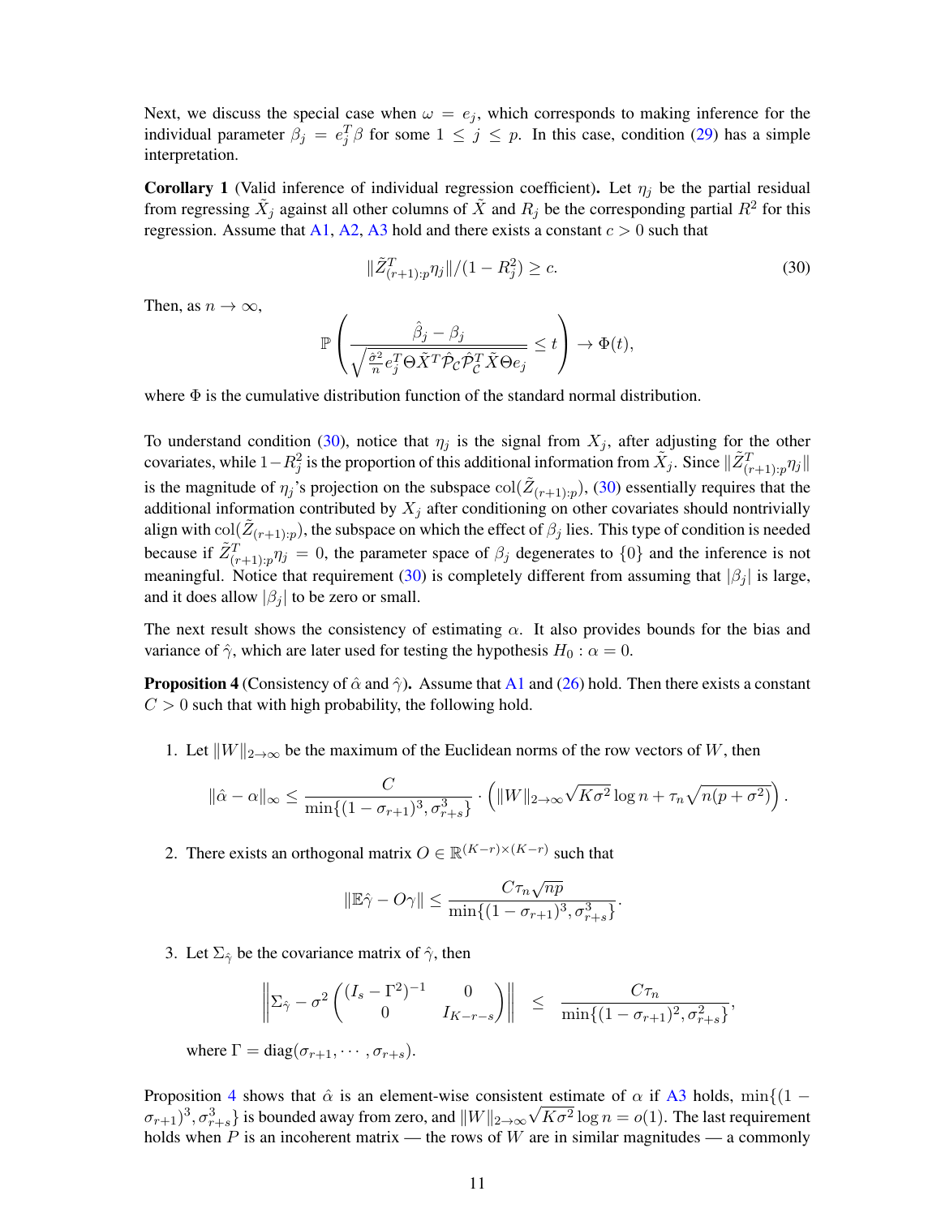Next, we discuss the special case when $\omega = e_j$, which corresponds to making inference for the individual parameter $\beta_j = e_j^T \beta$ for some $1 \leq j \leq p$. In this case, condition (29) has a simple interpretation.

**Corollary 1** (Valid inference of individual regression coefficient)**.** Let $\eta_j$ be the partial residual from regressing $\tilde{X}_j$ against all other columns of $\tilde{X}$ and $R_j$ be the corresponding partial $R^2$ for this regression. Assume that A1, A2, A3 hold and there exists a constant $c > 0$ such that

$$\|\tilde{Z}_{(r+1):p}^T \eta_j\| / (1 - R_j^2) \geq c. \tag{30}$$

Then, as $n \to \infty$,

$$\mathbb{P}\left( \frac{\hat{\beta}_j - \beta_j}{\sqrt{\frac{\hat{\sigma}^2}{n} e_j^T \Theta \tilde{X}^T \hat{\mathcal{P}}_{\mathcal{C}} \hat{\mathcal{P}}_{\mathcal{C}}^T \tilde{X} \Theta e_j}} \leq t \right) \to \Phi(t),$$

where $\Phi$ is the cumulative distribution function of the standard normal distribution.

To understand condition (30), notice that $\eta_j$ is the signal from $X_j$, after adjusting for the other covariates, while $1 - R_j^2$ is the proportion of this additional information from $\tilde{X}_j$. Since $\|\tilde{Z}_{(r+1):p}^T \eta_j\|$ is the magnitude of $\eta_j$'s projection on the subspace $\mathrm{col}(\tilde{Z}_{(r+1):p})$, (30) essentially requires that the additional information contributed by $X_j$ after conditioning on other covariates should nontrivially align with $\mathrm{col}(\tilde{Z}_{(r+1):p})$, the subspace on which the effect of $\beta_j$ lies. This type of condition is needed because if $\tilde{Z}_{(r+1):p}^T \eta_j = 0$, the parameter space of $\beta_j$ degenerates to $\{0\}$ and the inference is not meaningful. Notice that requirement (30) is completely different from assuming that $|\beta_j|$ is large, and it does allow $|\beta_j|$ to be zero or small.

The next result shows the consistency of estimating $\alpha$. It also provides bounds for the bias and variance of $\hat{\gamma}$, which are later used for testing the hypothesis $H_0 : \alpha = 0$.

**Proposition 4** (Consistency of $\hat{\alpha}$ and $\hat{\gamma}$)**.** Assume that A1 and (26) hold. Then there exists a constant $C > 0$ such that with high probability, the following hold.

1. Let $\|W\|_{2\to\infty}$ be the maximum of the Euclidean norms of the row vectors of $W$, then

$$\|\hat{\alpha} - \alpha\|_\infty \leq \frac{C}{\min\{(1-\sigma_{r+1})^3, \sigma_{r+s}^3\}} \cdot \left( \|W\|_{2\to\infty} \sqrt{K\sigma^2} \log n + \tau_n \sqrt{n(p+\sigma^2)} \right).$$

2. There exists an orthogonal matrix $O \in \mathbb{R}^{(K-r)\times(K-r)}$ such that

$$\|\mathbb{E}\hat{\gamma} - O\gamma\| \leq \frac{C\tau_n \sqrt{np}}{\min\{(1-\sigma_{r+1})^3, \sigma_{r+s}^3\}}.$$

3. Let $\Sigma_{\hat{\gamma}}$ be the covariance matrix of $\hat{\gamma}$, then

$$\left\| \Sigma_{\hat{\gamma}} - \sigma^2 \begin{pmatrix} (I_s - \Gamma^2)^{-1} & 0 \\ 0 & I_{K-r-s} \end{pmatrix} \right\| \leq \frac{C\tau_n}{\min\{(1-\sigma_{r+1})^2, \sigma_{r+s}^2\}},$$

where $\Gamma = \mathrm{diag}(\sigma_{r+1}, \cdots, \sigma_{r+s})$.

Proposition 4 shows that $\hat{\alpha}$ is an element-wise consistent estimate of $\alpha$ if A3 holds, $\min\{(1-\sigma_{r+1})^3, \sigma_{r+s}^3\}$ is bounded away from zero, and $\|W\|_{2\to\infty}\sqrt{K\sigma^2}\log n = o(1)$. The last requirement holds when $P$ is an incoherent matrix — the rows of $W$ are in similar magnitudes — a commonly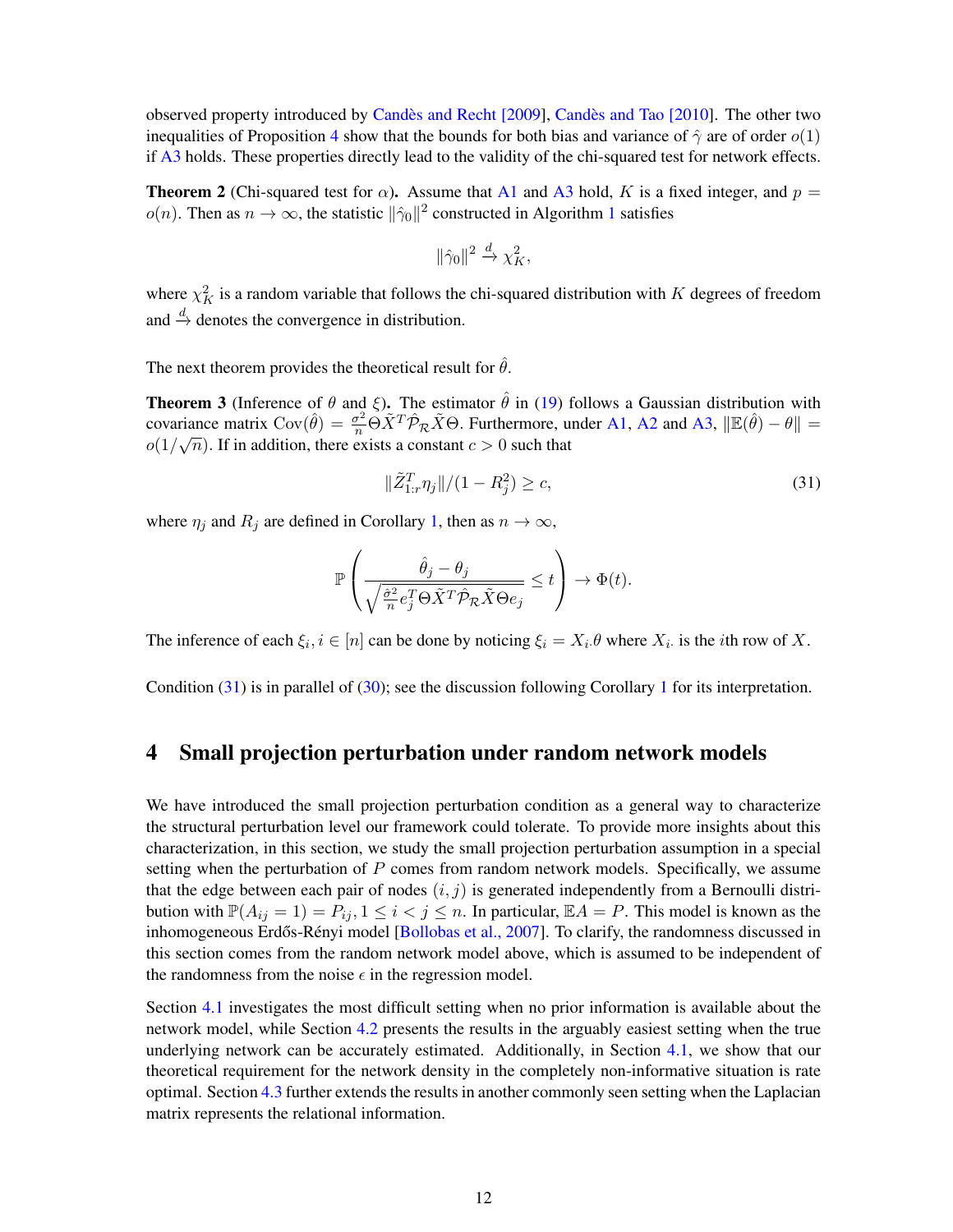observed property introduced by Candès and Recht [2009], Candès and Tao [2010]. The other two inequalities of Proposition 4 show that the bounds for both bias and variance of $\hat{\gamma}$ are of order $o(1)$ if A3 holds. These properties directly lead to the validity of the chi-squared test for network effects.

**Theorem 2** (Chi-squared test for $\alpha$)**.** Assume that A1 and A3 hold, $K$ is a fixed integer, and $p = o(n)$. Then as $n \to \infty$, the statistic $\|\hat{\gamma}_0\|^2$ constructed in Algorithm 1 satisfies

$$\|\hat{\gamma}_0\|^2 \xrightarrow{d} \chi^2_K,$$

where $\chi^2_K$ is a random variable that follows the chi-squared distribution with $K$ degrees of freedom and $\xrightarrow{d}$ denotes the convergence in distribution.

The next theorem provides the theoretical result for $\hat{\theta}$.

**Theorem 3** (Inference of $\theta$ and $\xi$)**.** The estimator $\hat{\theta}$ in (19) follows a Gaussian distribution with covariance matrix $\mathrm{Cov}(\hat{\theta}) = \frac{\sigma^2}{n}\Theta\tilde{X}^T\hat{\mathcal{P}}_{\mathcal{R}}\tilde{X}\Theta$. Furthermore, under A1, A2 and A3, $\|\mathbb{E}(\hat{\theta}) - \theta\| = o(1/\sqrt{n})$. If in addition, there exists a constant $c > 0$ such that

$$\|\tilde{Z}_{1:r}^T\eta_j\|/(1 - R_j^2) \geq c, \tag{31}$$

where $\eta_j$ and $R_j$ are defined in Corollary 1, then as $n \to \infty$,

$$\mathbb{P}\left(\frac{\hat{\theta}_j - \theta_j}{\sqrt{\frac{\hat{\sigma}^2}{n}e_j^T\Theta\tilde{X}^T\hat{\mathcal{P}}_{\mathcal{R}}\tilde{X}\Theta e_j}} \leq t\right) \to \Phi(t).$$

The inference of each $\xi_i, i \in [n]$ can be done by noticing $\xi_i = X_{i\cdot}\theta$ where $X_{i\cdot}$ is the $i$th row of $X$.

Condition (31) is in parallel of (30); see the discussion following Corollary 1 for its interpretation.

# 4 Small projection perturbation under random network models

We have introduced the small projection perturbation condition as a general way to characterize the structural perturbation level our framework could tolerate. To provide more insights about this characterization, in this section, we study the small projection perturbation assumption in a special setting when the perturbation of $P$ comes from random network models. Specifically, we assume that the edge between each pair of nodes $(i, j)$ is generated independently from a Bernoulli distribution with $\mathbb{P}(A_{ij} = 1) = P_{ij}, 1 \leq i < j \leq n$. In particular, $\mathbb{E}A = P$. This model is known as the inhomogeneous Erdős-Rényi model [Bollobas et al., 2007]. To clarify, the randomness discussed in this section comes from the random network model above, which is assumed to be independent of the randomness from the noise $\epsilon$ in the regression model.

Section 4.1 investigates the most difficult setting when no prior information is available about the network model, while Section 4.2 presents the results in the arguably easiest setting when the true underlying network can be accurately estimated. Additionally, in Section 4.1, we show that our theoretical requirement for the network density in the completely non-informative situation is rate optimal. Section 4.3 further extends the results in another commonly seen setting when the Laplacian matrix represents the relational information.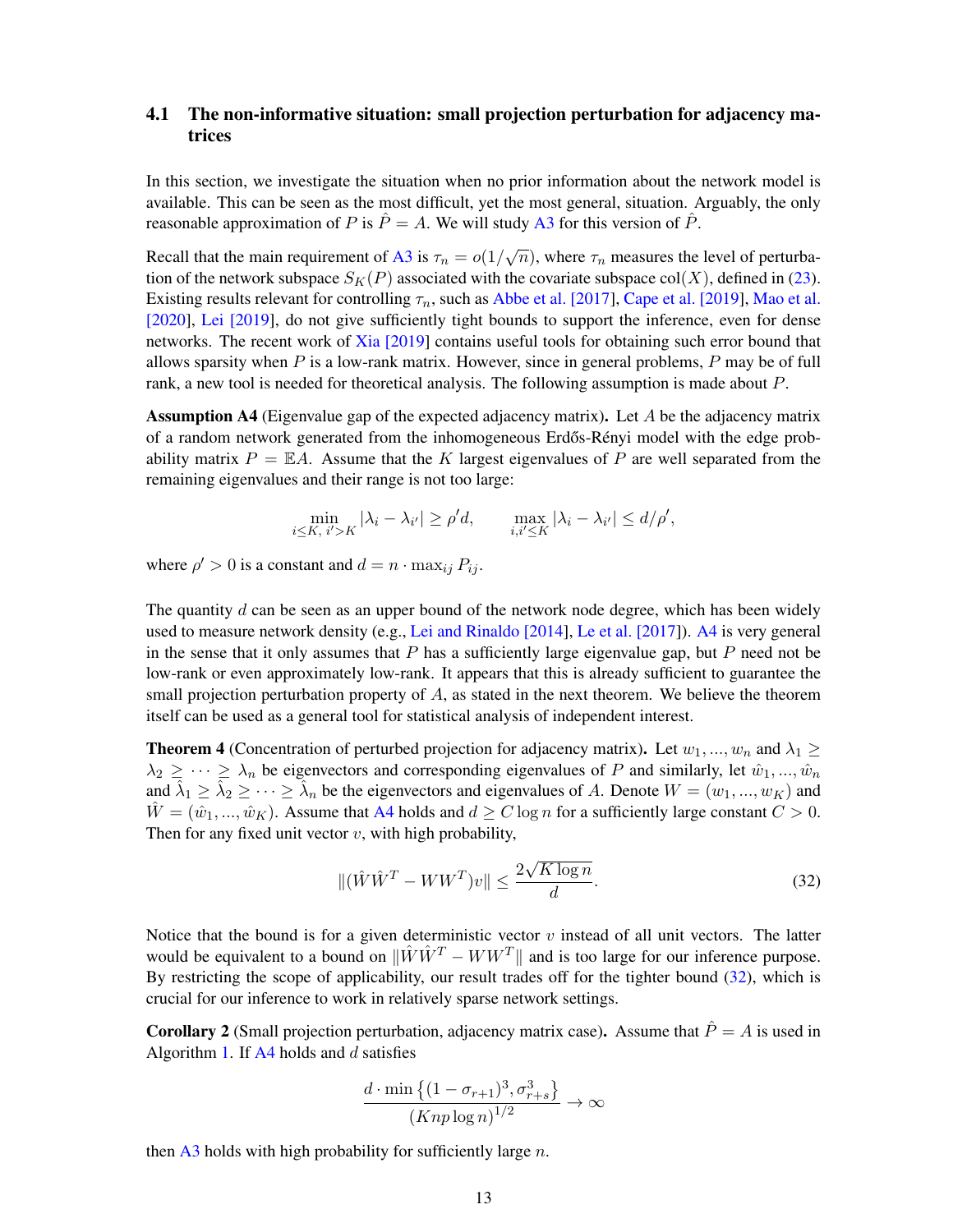### 4.1 The non-informative situation: small projection perturbation for adjacency matrices

In this section, we investigate the situation when no prior information about the network model is available. This can be seen as the most difficult, yet the most general, situation. Arguably, the only reasonable approximation of $P$ is $\hat{P} = A$. We will study A3 for this version of $\hat{P}$.

Recall that the main requirement of A3 is $\tau_n = o(1/\sqrt{n})$, where $\tau_n$ measures the level of perturbation of the network subspace $S_K(P)$ associated with the covariate subspace $\mathrm{col}(X)$, defined in (23). Existing results relevant for controlling $\tau_n$, such as Abbe et al. [2017], Cape et al. [2019], Mao et al. [2020], Lei [2019], do not give sufficiently tight bounds to support the inference, even for dense networks. The recent work of Xia [2019] contains useful tools for obtaining such error bound that allows sparsity when $P$ is a low-rank matrix. However, since in general problems, $P$ may be of full rank, a new tool is needed for theoretical analysis. The following assumption is made about $P$.

**Assumption A4** (Eigenvalue gap of the expected adjacency matrix)**.** Let $A$ be the adjacency matrix of a random network generated from the inhomogeneous Erdős-Rényi model with the edge probability matrix $P = \mathbb{E}A$. Assume that the $K$ largest eigenvalues of $P$ are well separated from the remaining eigenvalues and their range is not too large:

$$\min_{i \le K,\, i' > K} |\lambda_i - \lambda_{i'}| \ge \rho' d, \qquad \max_{i,i' \le K} |\lambda_i - \lambda_{i'}| \le d/\rho',$$

where $\rho' > 0$ is a constant and $d = n \cdot \max_{ij} P_{ij}$.

The quantity $d$ can be seen as an upper bound of the network node degree, which has been widely used to measure network density (e.g., Lei and Rinaldo [2014], Le et al. [2017]). A4 is very general in the sense that it only assumes that $P$ has a sufficiently large eigenvalue gap, but $P$ need not be low-rank or even approximately low-rank. It appears that this is already sufficient to guarantee the small projection perturbation property of $A$, as stated in the next theorem. We believe the theorem itself can be used as a general tool for statistical analysis of independent interest.

**Theorem 4** (Concentration of perturbed projection for adjacency matrix)**.** Let $w_1, ..., w_n$ and $\lambda_1 \ge \lambda_2 \ge \cdots \ge \lambda_n$ be eigenvectors and corresponding eigenvalues of $P$ and similarly, let $\hat{w}_1, ..., \hat{w}_n$ and $\hat{\lambda}_1 \ge \hat{\lambda}_2 \ge \cdots \ge \hat{\lambda}_n$ be the eigenvectors and eigenvalues of $A$. Denote $W = (w_1, ..., w_K)$ and $\hat{W} = (\hat{w}_1, ..., \hat{w}_K)$. Assume that A4 holds and $d \ge C \log n$ for a sufficiently large constant $C > 0$. Then for any fixed unit vector $v$, with high probability,

$$\|(\hat{W}\hat{W}^T - WW^T)v\| \le \frac{2\sqrt{K \log n}}{d}. \tag{32}$$

Notice that the bound is for a given deterministic vector $v$ instead of all unit vectors. The latter would be equivalent to a bound on $\|\hat{W}\hat{W}^T - WW^T\|$ and is too large for our inference purpose. By restricting the scope of applicability, our result trades off for the tighter bound (32), which is crucial for our inference to work in relatively sparse network settings.

**Corollary 2** (Small projection perturbation, adjacency matrix case)**.** Assume that $\hat{P} = A$ is used in Algorithm 1. If A4 holds and $d$ satisfies

$$\frac{d \cdot \min\left\{(1 - \sigma_{r+1})^3, \sigma_{r+s}^3\right\}}{(Knp \log n)^{1/2}} \to \infty$$

then A3 holds with high probability for sufficiently large $n$.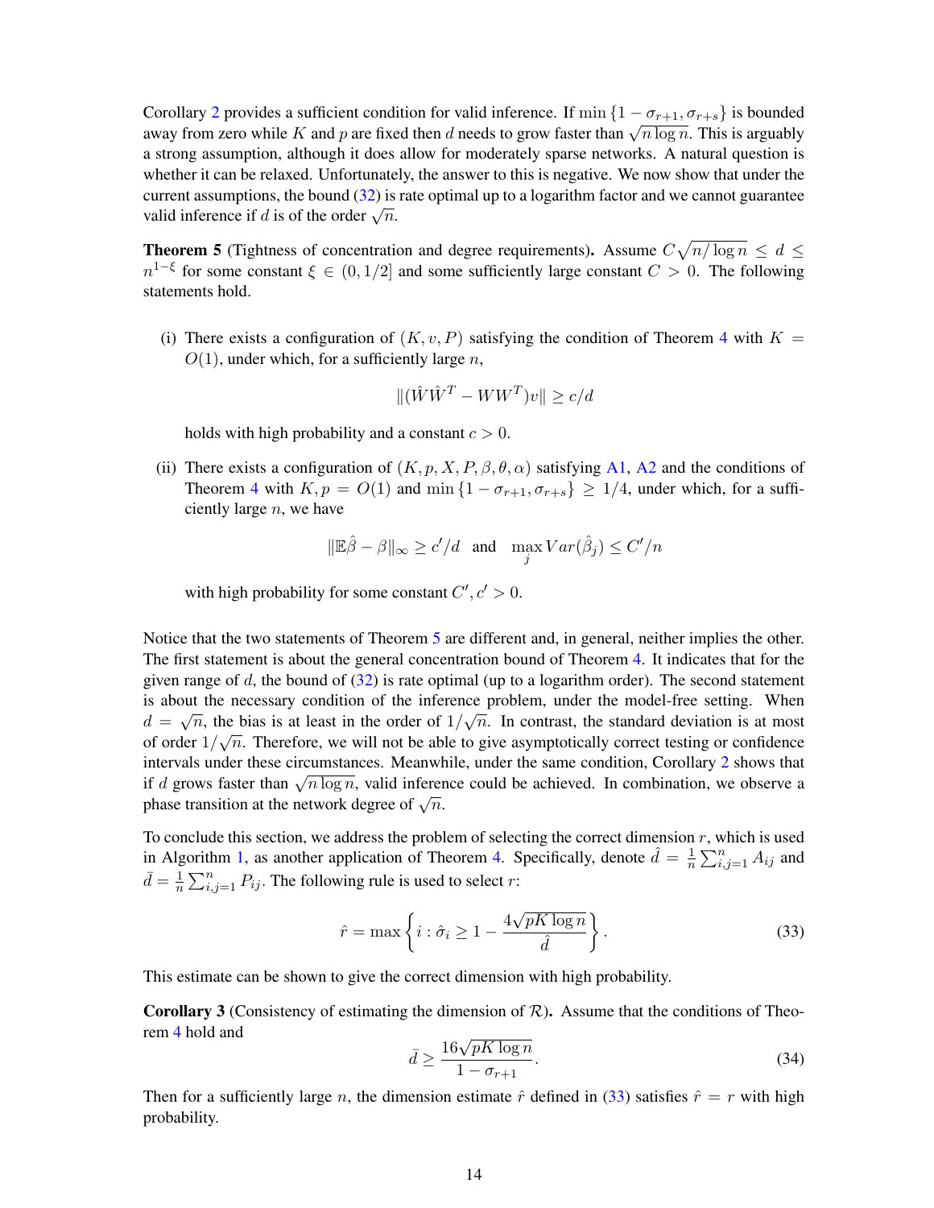Corollary 2 provides a sufficient condition for valid inference. If $\min\{1-\sigma_{r+1}, \sigma_{r+s}\}$ is bounded away from zero while $K$ and $p$ are fixed then $d$ needs to grow faster than $\sqrt{n \log n}$. This is arguably a strong assumption, although it does allow for moderately sparse networks. A natural question is whether it can be relaxed. Unfortunately, the answer to this is negative. We now show that under the current assumptions, the bound (32) is rate optimal up to a logarithm factor and we cannot guarantee valid inference if $d$ is of the order $\sqrt{n}$.

**Theorem 5** (Tightness of concentration and degree requirements)**.** Assume $C\sqrt{n/\log n} \leq d \leq n^{1-\xi}$ for some constant $\xi \in (0, 1/2]$ and some sufficiently large constant $C > 0$. The following statements hold.

(i) There exists a configuration of $(K, v, P)$ satisfying the condition of Theorem 4 with $K = O(1)$, under which, for a sufficiently large $n$,

$$\|(\hat{W}\hat{W}^T - WW^T)v\| \geq c/d$$

holds with high probability and a constant $c > 0$.

(ii) There exists a configuration of $(K, p, X, P, \beta, \theta, \alpha)$ satisfying A1, A2 and the conditions of Theorem 4 with $K, p = O(1)$ and $\min\{1-\sigma_{r+1}, \sigma_{r+s}\} \geq 1/4$, under which, for a sufficiently large $n$, we have

$$\|\mathbb{E}\hat{\beta} - \beta\|_\infty \geq c'/d \quad \text{and} \quad \max_j Var(\hat{\beta}_j) \leq C'/n$$

with high probability for some constant $C', c' > 0$.

Notice that the two statements of Theorem 5 are different and, in general, neither implies the other. The first statement is about the general concentration bound of Theorem 4. It indicates that for the given range of $d$, the bound of (32) is rate optimal (up to a logarithm order). The second statement is about the necessary condition of the inference problem, under the model-free setting. When $d = \sqrt{n}$, the bias is at least in the order of $1/\sqrt{n}$. In contrast, the standard deviation is at most of order $1/\sqrt{n}$. Therefore, we will not be able to give asymptotically correct testing or confidence intervals under these circumstances. Meanwhile, under the same condition, Corollary 2 shows that if $d$ grows faster than $\sqrt{n \log n}$, valid inference could be achieved. In combination, we observe a phase transition at the network degree of $\sqrt{n}$.

To conclude this section, we address the problem of selecting the correct dimension $r$, which is used in Algorithm 1, as another application of Theorem 4. Specifically, denote $\hat{d} = \frac{1}{n}\sum_{i,j=1}^n A_{ij}$ and $\bar{d} = \frac{1}{n}\sum_{i,j=1}^n P_{ij}$. The following rule is used to select $r$:

$$\hat{r} = \max\left\{i : \hat{\sigma}_i \geq 1 - \frac{4\sqrt{pK\log n}}{\hat{d}}\right\}. \tag{33}$$

This estimate can be shown to give the correct dimension with high probability.

**Corollary 3** (Consistency of estimating the dimension of $\mathcal{R}$)**.** Assume that the conditions of Theorem 4 hold and

$$\bar{d} \geq \frac{16\sqrt{pK\log n}}{1-\sigma_{r+1}}. \tag{34}$$

Then for a sufficiently large $n$, the dimension estimate $\hat{r}$ defined in (33) satisfies $\hat{r} = r$ with high probability.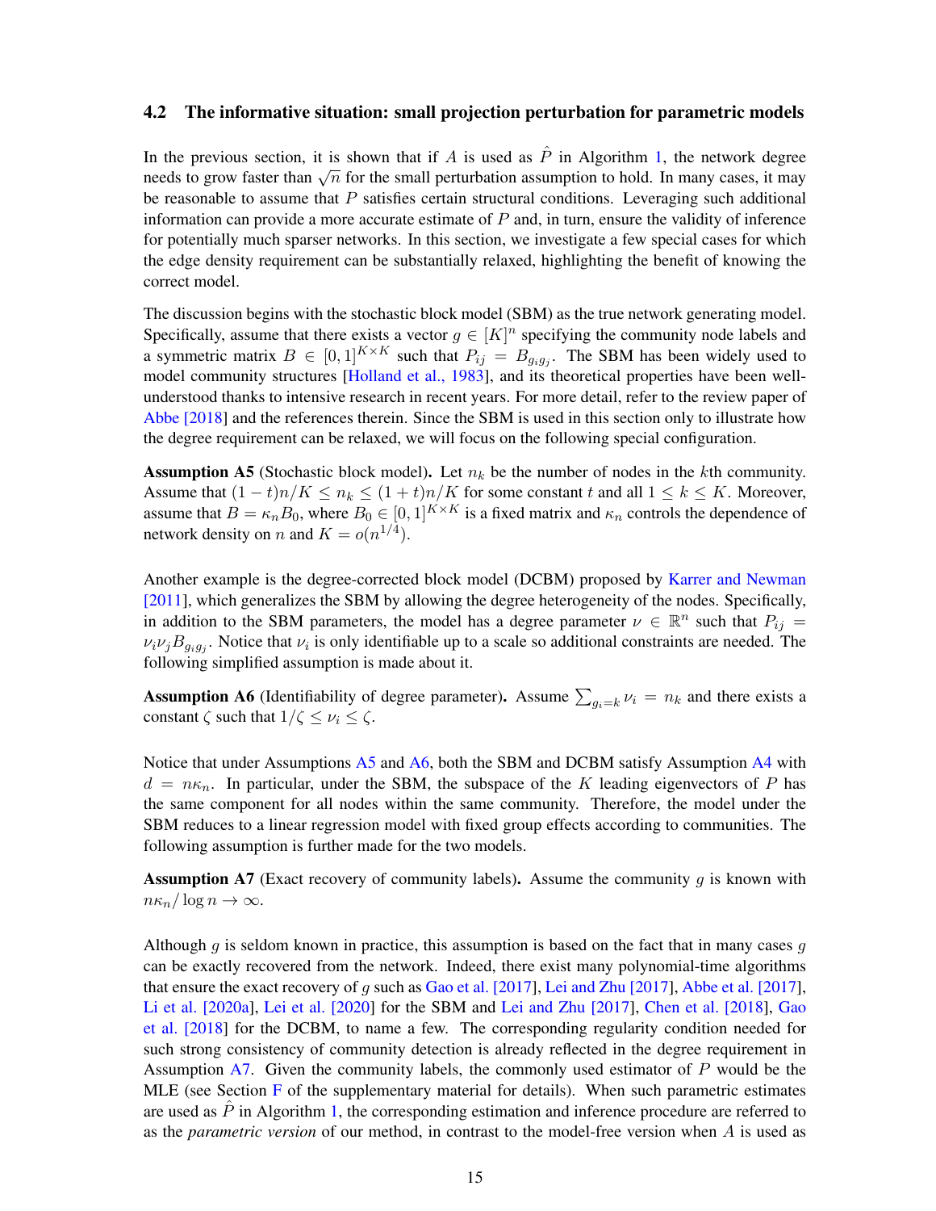### 4.2 The informative situation: small projection perturbation for parametric models

In the previous section, it is shown that if $A$ is used as $\hat{P}$ in Algorithm 1, the network degree needs to grow faster than $\sqrt{n}$ for the small perturbation assumption to hold. In many cases, it may be reasonable to assume that $P$ satisfies certain structural conditions. Leveraging such additional information can provide a more accurate estimate of $P$ and, in turn, ensure the validity of inference for potentially much sparser networks. In this section, we investigate a few special cases for which the edge density requirement can be substantially relaxed, highlighting the benefit of knowing the correct model.

The discussion begins with the stochastic block model (SBM) as the true network generating model. Specifically, assume that there exists a vector $g \in [K]^n$ specifying the community node labels and a symmetric matrix $B \in [0,1]^{K \times K}$ such that $P_{ij} = B_{g_i g_j}$. The SBM has been widely used to model community structures [Holland et al., 1983], and its theoretical properties have been well-understood thanks to intensive research in recent years. For more detail, refer to the review paper of Abbe [2018] and the references therein. Since the SBM is used in this section only to illustrate how the degree requirement can be relaxed, we will focus on the following special configuration.

**Assumption A5** (Stochastic block model)**.** Let $n_k$ be the number of nodes in the $k$th community. Assume that $(1-t)n/K \leq n_k \leq (1+t)n/K$ for some constant $t$ and all $1 \leq k \leq K$. Moreover, assume that $B = \kappa_n B_0$, where $B_0 \in [0,1]^{K \times K}$ is a fixed matrix and $\kappa_n$ controls the dependence of network density on $n$ and $K = o(n^{1/4})$.

Another example is the degree-corrected block model (DCBM) proposed by Karrer and Newman [2011], which generalizes the SBM by allowing the degree heterogeneity of the nodes. Specifically, in addition to the SBM parameters, the model has a degree parameter $\nu \in \mathbb{R}^n$ such that $P_{ij} = \nu_i \nu_j B_{g_i g_j}$. Notice that $\nu_i$ is only identifiable up to a scale so additional constraints are needed. The following simplified assumption is made about it.

**Assumption A6** (Identifiability of degree parameter)**.** Assume $\sum_{g_i = k} \nu_i = n_k$ and there exists a constant $\zeta$ such that $1/\zeta \leq \nu_i \leq \zeta$.

Notice that under Assumptions A5 and A6, both the SBM and DCBM satisfy Assumption A4 with $d = n\kappa_n$. In particular, under the SBM, the subspace of the $K$ leading eigenvectors of $P$ has the same component for all nodes within the same community. Therefore, the model under the SBM reduces to a linear regression model with fixed group effects according to communities. The following assumption is further made for the two models.

**Assumption A7** (Exact recovery of community labels)**.** Assume the community $g$ is known with $n\kappa_n / \log n \to \infty$.

Although $g$ is seldom known in practice, this assumption is based on the fact that in many cases $g$ can be exactly recovered from the network. Indeed, there exist many polynomial-time algorithms that ensure the exact recovery of $g$ such as Gao et al. [2017], Lei and Zhu [2017], Abbe et al. [2017], Li et al. [2020a], Lei et al. [2020] for the SBM and Lei and Zhu [2017], Chen et al. [2018], Gao et al. [2018] for the DCBM, to name a few. The corresponding regularity condition needed for such strong consistency of community detection is already reflected in the degree requirement in Assumption A7. Given the community labels, the commonly used estimator of $P$ would be the MLE (see Section F of the supplementary material for details). When such parametric estimates are used as $\hat{P}$ in Algorithm 1, the corresponding estimation and inference procedure are referred to as the *parametric version* of our method, in contrast to the model-free version when $A$ is used as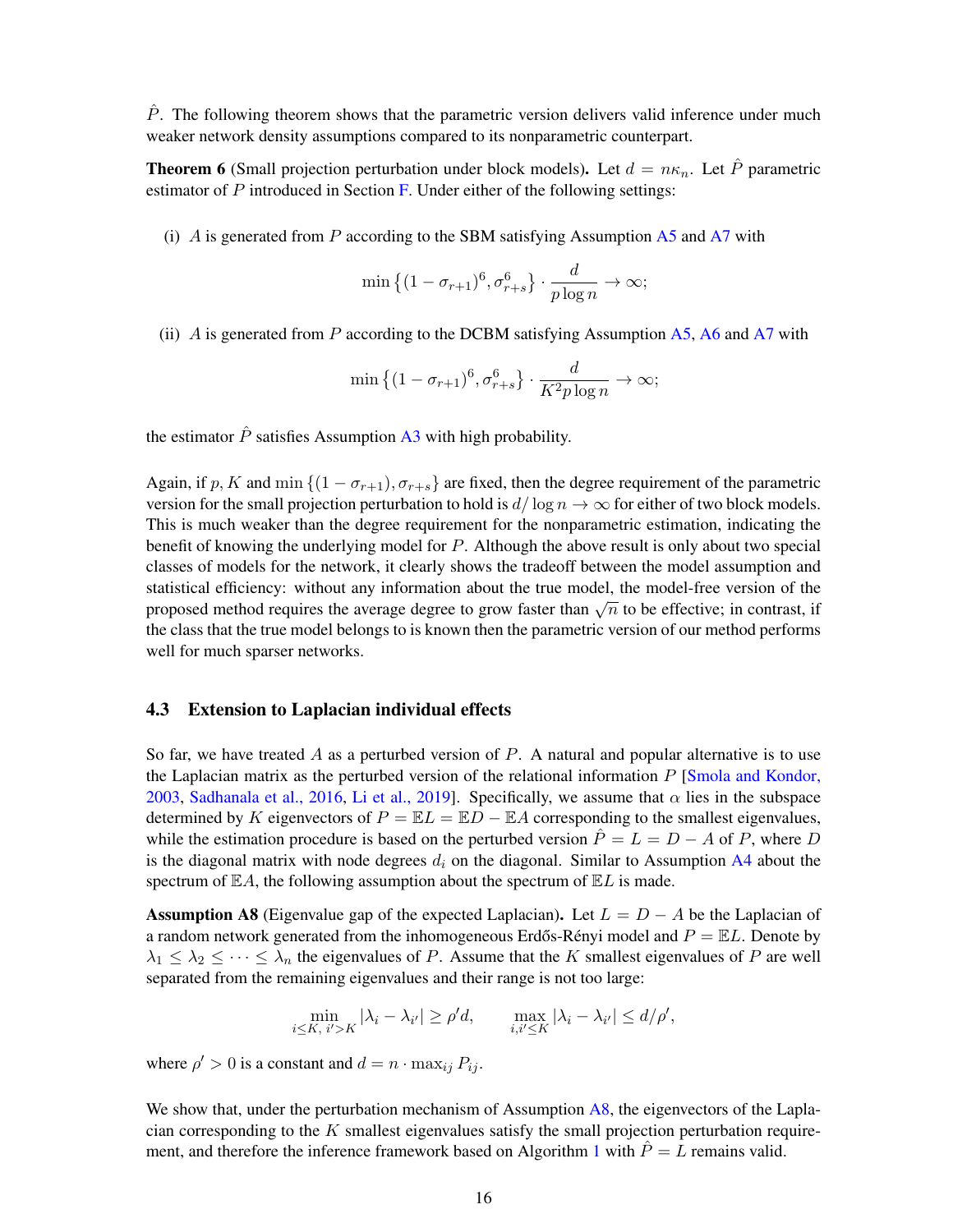$\hat{P}$. The following theorem shows that the parametric version delivers valid inference under much weaker network density assumptions compared to its nonparametric counterpart.

**Theorem 6** (Small projection perturbation under block models)**.** Let $d = n\kappa_n$. Let $\hat{P}$ parametric estimator of $P$ introduced in Section F. Under either of the following settings:

(i) $A$ is generated from $P$ according to the SBM satisfying Assumption A5 and A7 with

$$\min\left\{(1-\sigma_{r+1})^6, \sigma_{r+s}^6\right\} \cdot \frac{d}{p \log n} \to \infty;$$

(ii) $A$ is generated from $P$ according to the DCBM satisfying Assumption A5, A6 and A7 with

$$\min\left\{(1-\sigma_{r+1})^6, \sigma_{r+s}^6\right\} \cdot \frac{d}{K^2 p \log n} \to \infty;$$

the estimator $\hat{P}$ satisfies Assumption A3 with high probability.

Again, if $p, K$ and $\min\{(1-\sigma_{r+1}), \sigma_{r+s}\}$ are fixed, then the degree requirement of the parametric version for the small projection perturbation to hold is $d/\log n \to \infty$ for either of two block models. This is much weaker than the degree requirement for the nonparametric estimation, indicating the benefit of knowing the underlying model for $P$. Although the above result is only about two special classes of models for the network, it clearly shows the tradeoff between the model assumption and statistical efficiency: without any information about the true model, the model-free version of the proposed method requires the average degree to grow faster than $\sqrt{n}$ to be effective; in contrast, if the class that the true model belongs to is known then the parametric version of our method performs well for much sparser networks.

### 4.3 Extension to Laplacian individual effects

So far, we have treated $A$ as a perturbed version of $P$. A natural and popular alternative is to use the Laplacian matrix as the perturbed version of the relational information $P$ [Smola and Kondor, 2003, Sadhanala et al., 2016, Li et al., 2019]. Specifically, we assume that $\alpha$ lies in the subspace determined by $K$ eigenvectors of $P = \mathbb{E}L = \mathbb{E}D - \mathbb{E}A$ corresponding to the smallest eigenvalues, while the estimation procedure is based on the perturbed version $\hat{P} = L = D - A$ of $P$, where $D$ is the diagonal matrix with node degrees $d_i$ on the diagonal. Similar to Assumption A4 about the spectrum of $\mathbb{E}A$, the following assumption about the spectrum of $\mathbb{E}L$ is made.

**Assumption A8** (Eigenvalue gap of the expected Laplacian)**.** Let $L = D - A$ be the Laplacian of a random network generated from the inhomogeneous Erdős-Rényi model and $P = \mathbb{E}L$. Denote by $\lambda_1 \le \lambda_2 \le \cdots \le \lambda_n$ the eigenvalues of $P$. Assume that the $K$ smallest eigenvalues of $P$ are well separated from the remaining eigenvalues and their range is not too large:

$$\min_{i \le K,\, i' > K} |\lambda_i - \lambda_{i'}| \ge \rho' d, \qquad \max_{i,i' \le K} |\lambda_i - \lambda_{i'}| \le d/\rho',$$

where $\rho' > 0$ is a constant and $d = n \cdot \max_{ij} P_{ij}$.

We show that, under the perturbation mechanism of Assumption A8, the eigenvectors of the Laplacian corresponding to the $K$ smallest eigenvalues satisfy the small projection perturbation requirement, and therefore the inference framework based on Algorithm 1 with $\hat{P} = L$ remains valid.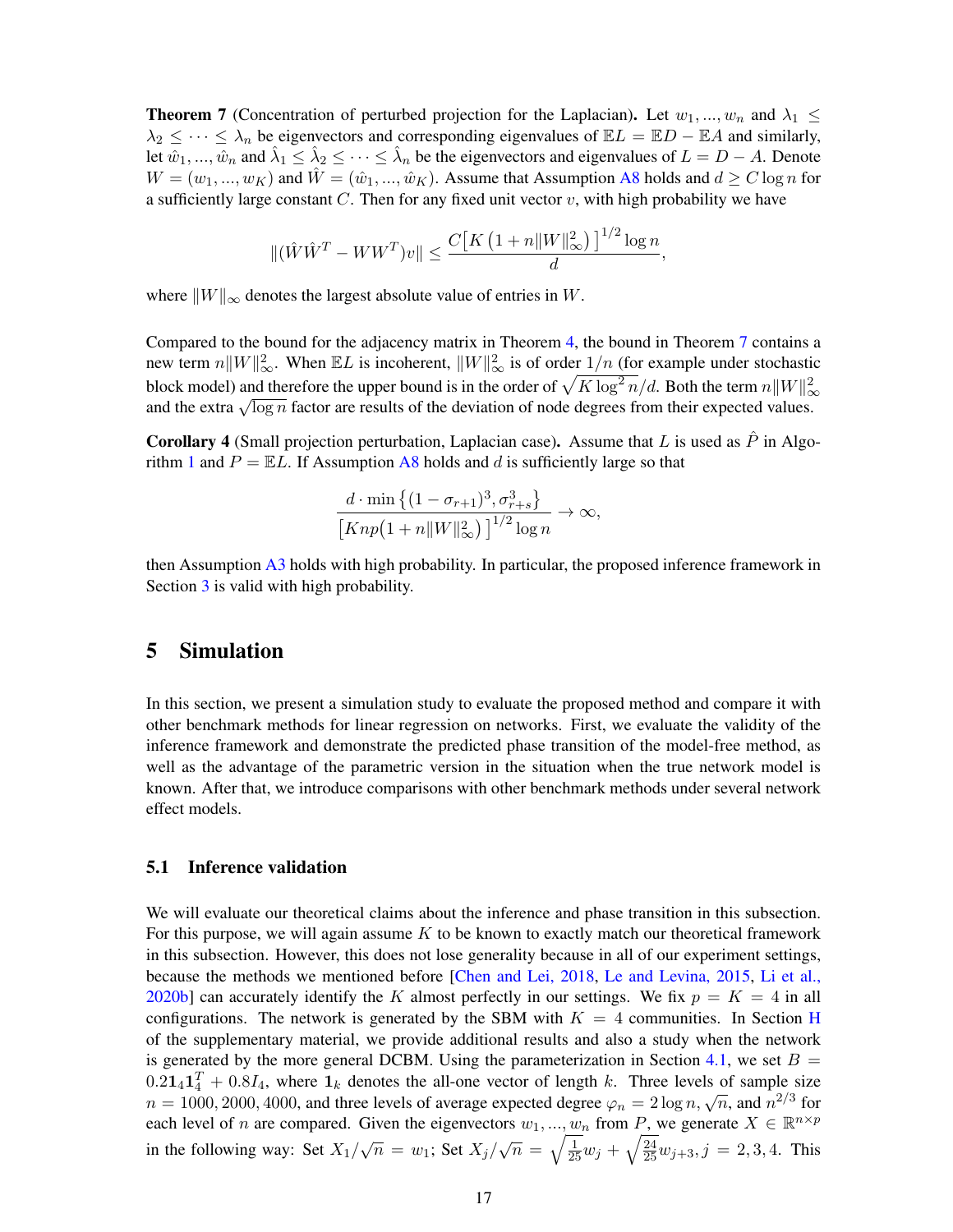**Theorem 7** (Concentration of perturbed projection for the Laplacian)**.** Let $w_1, ..., w_n$ and $\lambda_1 \leq \lambda_2 \leq \cdots \leq \lambda_n$ be eigenvectors and corresponding eigenvalues of $\mathbb{E}L = \mathbb{E}D - \mathbb{E}A$ and similarly, let $\hat{w}_1, ..., \hat{w}_n$ and $\hat{\lambda}_1 \leq \hat{\lambda}_2 \leq \cdots \leq \hat{\lambda}_n$ be the eigenvectors and eigenvalues of $L = D - A$. Denote $W = (w_1, ..., w_K)$ and $\hat{W} = (\hat{w}_1, ..., \hat{w}_K)$. Assume that Assumption A8 holds and $d \geq C \log n$ for a sufficiently large constant $C$. Then for any fixed unit vector $v$, with high probability we have

$$\|(\hat{W}\hat{W}^T - WW^T)v\| \leq \frac{C\big[K\left(1 + n\|W\|_\infty^2\right)\big]^{1/2}\log n}{d},$$

where $\|W\|_\infty$ denotes the largest absolute value of entries in $W$.

Compared to the bound for the adjacency matrix in Theorem 4, the bound in Theorem 7 contains a new term $n\|W\|_\infty^2$. When $\mathbb{E}L$ is incoherent, $\|W\|_\infty^2$ is of order $1/n$ (for example under stochastic block model) and therefore the upper bound is in the order of $\sqrt{K\log^2 n}/d$. Both the term $n\|W\|_\infty^2$ and the extra $\sqrt{\log n}$ factor are results of the deviation of node degrees from their expected values.

**Corollary 4** (Small projection perturbation, Laplacian case)**.** Assume that $L$ is used as $\hat{P}$ in Algorithm 1 and $P = \mathbb{E}L$. If Assumption A8 holds and $d$ is sufficiently large so that

$$\frac{d \cdot \min\left\{(1-\sigma_{r+1})^3, \sigma_{r+s}^3\right\}}{\big[Knp\left(1 + n\|W\|_\infty^2\right)\big]^{1/2}\log n} \to \infty,$$

then Assumption A3 holds with high probability. In particular, the proposed inference framework in Section 3 is valid with high probability.

# 5 Simulation

In this section, we present a simulation study to evaluate the proposed method and compare it with other benchmark methods for linear regression on networks. First, we evaluate the validity of the inference framework and demonstrate the predicted phase transition of the model-free method, as well as the advantage of the parametric version in the situation when the true network model is known. After that, we introduce comparisons with other benchmark methods under several network effect models.

## 5.1 Inference validation

We will evaluate our theoretical claims about the inference and phase transition in this subsection. For this purpose, we will again assume $K$ to be known to exactly match our theoretical framework in this subsection. However, this does not lose generality because in all of our experiment settings, because the methods we mentioned before [Chen and Lei, 2018, Le and Levina, 2015, Li et al., 2020b] can accurately identify the $K$ almost perfectly in our settings. We fix $p = K = 4$ in all configurations. The network is generated by the SBM with $K = 4$ communities. In Section H of the supplementary material, we provide additional results and also a study when the network is generated by the more general DCBM. Using the parameterization in Section 4.1, we set $B = 0.2\mathbf{1}_4\mathbf{1}_4^T + 0.8I_4$, where $\mathbf{1}_k$ denotes the all-one vector of length $k$. Three levels of sample size $n = 1000, 2000, 4000$, and three levels of average expected degree $\varphi_n = 2\log n, \sqrt{n}$, and $n^{2/3}$ for each level of $n$ are compared. Given the eigenvectors $w_1, ..., w_n$ from $P$, we generate $X \in \mathbb{R}^{n\times p}$ in the following way: Set $X_1/\sqrt{n} = w_1$; Set $X_j/\sqrt{n} = \sqrt{\frac{1}{25}}w_j + \sqrt{\frac{24}{25}}w_{j+3}, j = 2, 3, 4$. This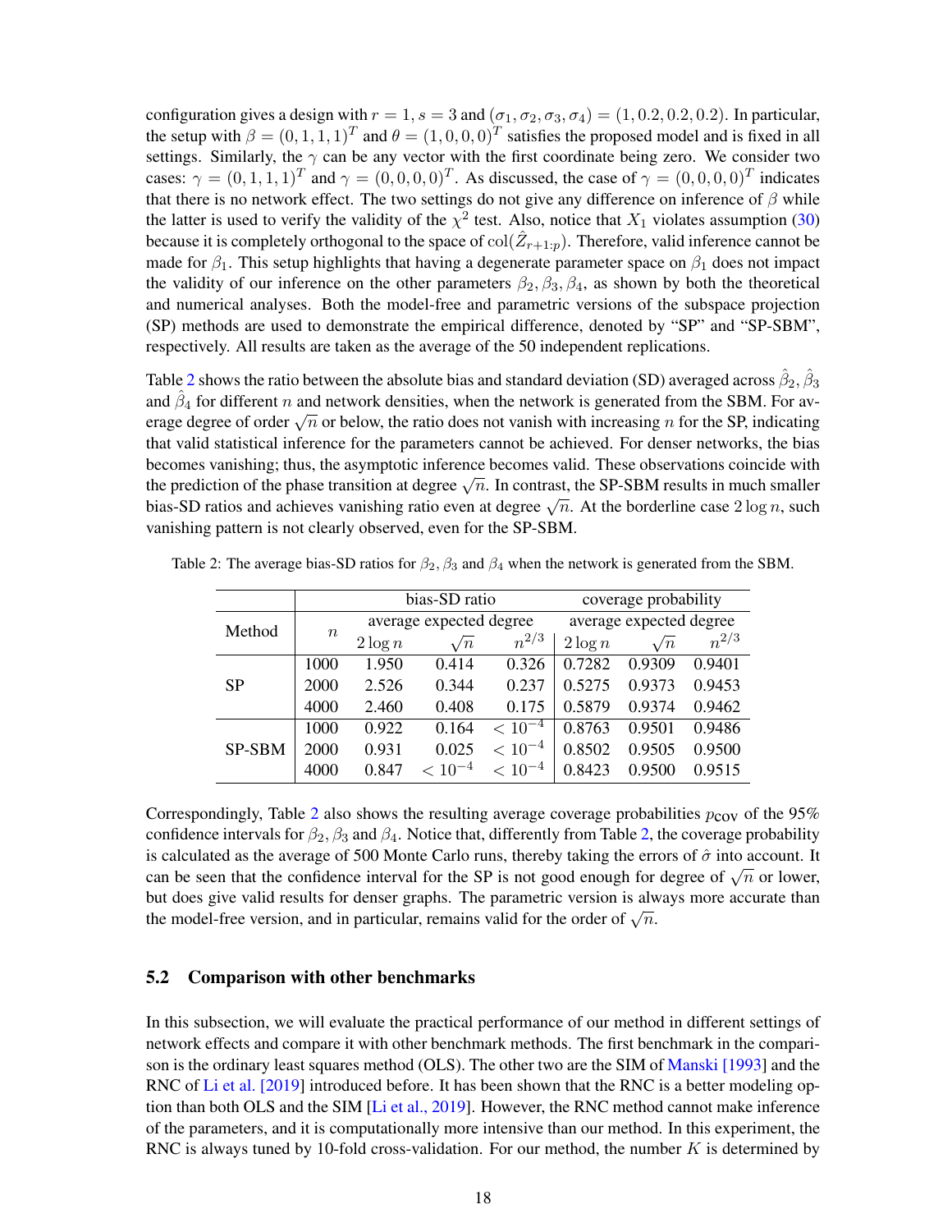configuration gives a design with $r = 1$, $s = 3$ and $(\sigma_1, \sigma_2, \sigma_3, \sigma_4) = (1, 0.2, 0.2, 0.2)$. In particular, the setup with $\beta = (0, 1, 1, 1)^T$ and $\theta = (1, 0, 0, 0)^T$ satisfies the proposed model and is fixed in all settings. Similarly, the $\gamma$ can be any vector with the first coordinate being zero. We consider two cases: $\gamma = (0, 1, 1, 1)^T$ and $\gamma = (0, 0, 0, 0)^T$. As discussed, the case of $\gamma = (0, 0, 0, 0)^T$ indicates that there is no network effect. The two settings do not give any difference on inference of $\beta$ while the latter is used to verify the validity of the $\chi^2$ test. Also, notice that $X_1$ violates assumption (30) because it is completely orthogonal to the space of $\mathrm{col}(\hat{Z}_{r+1:p})$. Therefore, valid inference cannot be made for $\beta_1$. This setup highlights that having a degenerate parameter space on $\beta_1$ does not impact the validity of our inference on the other parameters $\beta_2, \beta_3, \beta_4$, as shown by both the theoretical and numerical analyses. Both the model-free and parametric versions of the subspace projection (SP) methods are used to demonstrate the empirical difference, denoted by "SP" and "SP-SBM", respectively. All results are taken as the average of the 50 independent replications.

Table 2 shows the ratio between the absolute bias and standard deviation (SD) averaged across $\hat{\beta}_2, \hat{\beta}_3$ and $\hat{\beta}_4$ for different $n$ and network densities, when the network is generated from the SBM. For average degree of order $\sqrt{n}$ or below, the ratio does not vanish with increasing $n$ for the SP, indicating that valid statistical inference for the parameters cannot be achieved. For denser networks, the bias becomes vanishing; thus, the asymptotic inference becomes valid. These observations coincide with the prediction of the phase transition at degree $\sqrt{n}$. In contrast, the SP-SBM results in much smaller bias-SD ratios and achieves vanishing ratio even at degree $\sqrt{n}$. At the borderline case $2\log n$, such vanishing pattern is not clearly observed, even for the SP-SBM.

Table 2: The average bias-SD ratios for $\beta_2$, $\beta_3$ and $\beta_4$ when the network is generated from the SBM.

| Method | $n$ | bias-SD ratio | | | coverage probability | | |
|---|---|---|---|---|---|---|---|
| | | average expected degree | | | average expected degree | | |
| | | $2\log n$ | $\sqrt{n}$ | $n^{2/3}$ | $2\log n$ | $\sqrt{n}$ | $n^{2/3}$ |
| SP | 1000 | 1.950 | 0.414 | 0.326 | 0.7282 | 0.9309 | 0.9401 |
| | 2000 | 2.526 | 0.344 | 0.237 | 0.5275 | 0.9373 | 0.9453 |
| | 4000 | 2.460 | 0.408 | 0.175 | 0.5879 | 0.9374 | 0.9462 |
| SP-SBM | 1000 | 0.922 | 0.164 | $< 10^{-4}$ | 0.8763 | 0.9501 | 0.9486 |
| | 2000 | 0.931 | 0.025 | $< 10^{-4}$ | 0.8502 | 0.9505 | 0.9500 |
| | 4000 | 0.847 | $< 10^{-4}$ | $< 10^{-4}$ | 0.8423 | 0.9500 | 0.9515 |

Correspondingly, Table 2 also shows the resulting average coverage probabilities $p_{\text{cov}}$ of the 95% confidence intervals for $\beta_2$, $\beta_3$ and $\beta_4$. Notice that, differently from Table 2, the coverage probability is calculated as the average of 500 Monte Carlo runs, thereby taking the errors of $\hat{\sigma}$ into account. It can be seen that the confidence interval for the SP is not good enough for degree of $\sqrt{n}$ or lower, but does give valid results for denser graphs. The parametric version is always more accurate than the model-free version, and in particular, remains valid for the order of $\sqrt{n}$.

### 5.2 Comparison with other benchmarks

In this subsection, we will evaluate the practical performance of our method in different settings of network effects and compare it with other benchmark methods. The first benchmark in the comparison is the ordinary least squares method (OLS). The other two are the SIM of Manski [1993] and the RNC of Li et al. [2019] introduced before. It has been shown that the RNC is a better modeling option than both OLS and the SIM [Li et al., 2019]. However, the RNC method cannot make inference of the parameters, and it is computationally more intensive than our method. In this experiment, the RNC is always tuned by 10-fold cross-validation. For our method, the number $K$ is determined by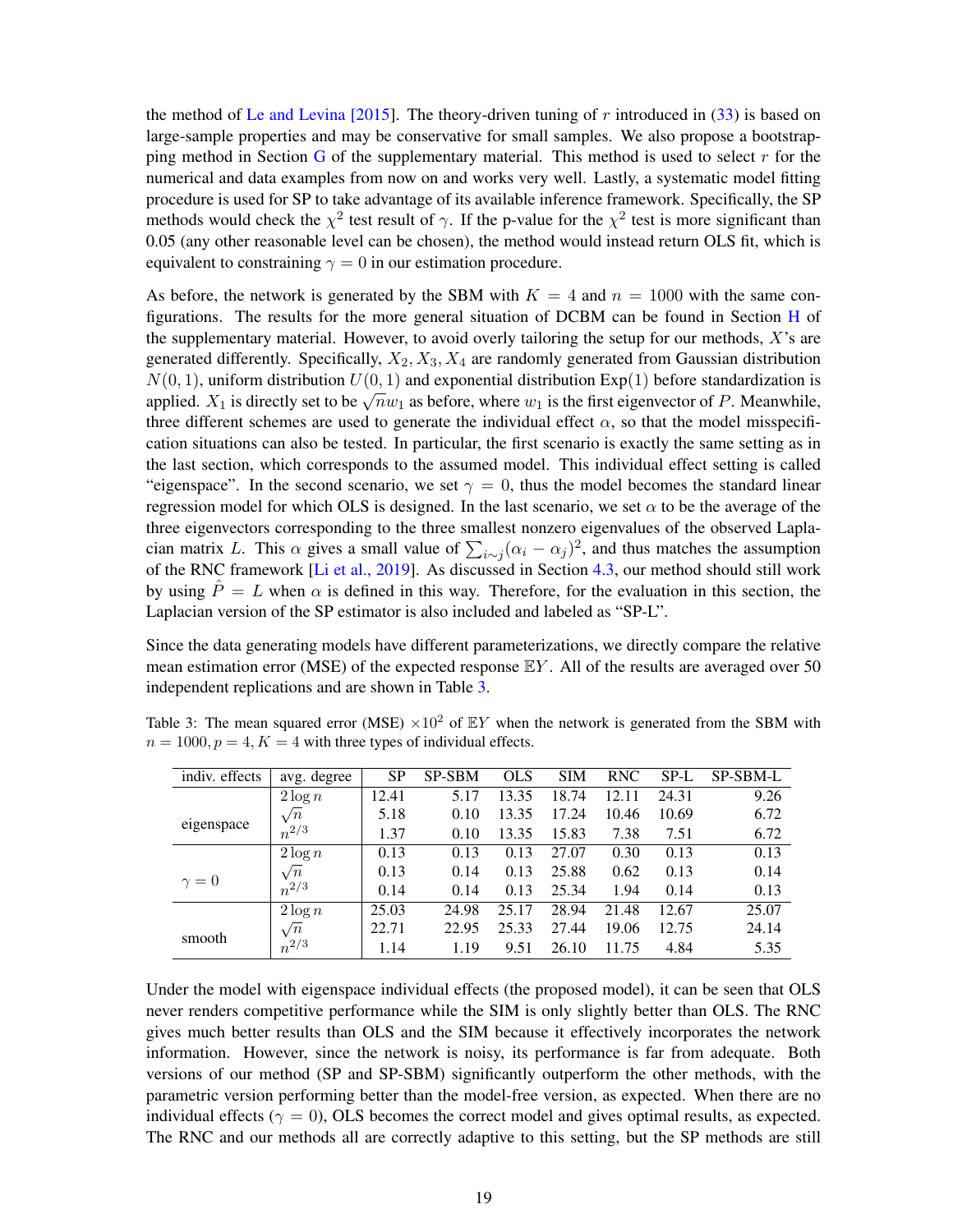the method of Le and Levina [2015]. The theory-driven tuning of $r$ introduced in (33) is based on large-sample properties and may be conservative for small samples. We also propose a bootstrapping method in Section G of the supplementary material. This method is used to select $r$ for the numerical and data examples from now on and works very well. Lastly, a systematic model fitting procedure is used for SP to take advantage of its available inference framework. Specifically, the SP methods would check the $\chi^2$ test result of $\gamma$. If the p-value for the $\chi^2$ test is more significant than 0.05 (any other reasonable level can be chosen), the method would instead return OLS fit, which is equivalent to constraining $\gamma = 0$ in our estimation procedure.

As before, the network is generated by the SBM with $K = 4$ and $n = 1000$ with the same configurations. The results for the more general situation of DCBM can be found in Section H of the supplementary material. However, to avoid overly tailoring the setup for our methods, $X$'s are generated differently. Specifically, $X_2, X_3, X_4$ are randomly generated from Gaussian distribution $N(0, 1)$, uniform distribution $U(0, 1)$ and exponential distribution $\text{Exp}(1)$ before standardization is applied. $X_1$ is directly set to be $\sqrt{n}w_1$ as before, where $w_1$ is the first eigenvector of $P$. Meanwhile, three different schemes are used to generate the individual effect $\alpha$, so that the model misspecification situations can also be tested. In particular, the first scenario is exactly the same setting as in the last section, which corresponds to the assumed model. This individual effect setting is called "eigenspace". In the second scenario, we set $\gamma = 0$, thus the model becomes the standard linear regression model for which OLS is designed. In the last scenario, we set $\alpha$ to be the average of the three eigenvectors corresponding to the three smallest nonzero eigenvalues of the observed Laplacian matrix $L$. This $\alpha$ gives a small value of $\sum_{i \sim j}(\alpha_i - \alpha_j)^2$, and thus matches the assumption of the RNC framework [Li et al., 2019]. As discussed in Section 4.3, our method should still work by using $\hat{P} = L$ when $\alpha$ is defined in this way. Therefore, for the evaluation in this section, the Laplacian version of the SP estimator is also included and labeled as "SP-L".

Since the data generating models have different parameterizations, we directly compare the relative mean estimation error (MSE) of the expected response $\mathbb{E}Y$. All of the results are averaged over 50 independent replications and are shown in Table 3.

Table 3: The mean squared error (MSE) $\times 10^2$ of $\mathbb{E}Y$ when the network is generated from the SBM with $n = 1000, p = 4, K = 4$ with three types of individual effects.

| indiv. effects | avg. degree | SP | SP-SBM | OLS | SIM | RNC | SP-L | SP-SBM-L |
|---|---|---|---|---|---|---|---|---|
| eigenspace | $2\log n$ | 12.41 | 5.17 | 13.35 | 18.74 | 12.11 | 24.31 | 9.26 |
| | $\sqrt{n}$ | 5.18 | 0.10 | 13.35 | 17.24 | 10.46 | 10.69 | 6.72 |
| | $n^{2/3}$ | 1.37 | 0.10 | 13.35 | 15.83 | 7.38 | 7.51 | 6.72 |
| $\gamma = 0$ | $2\log n$ | 0.13 | 0.13 | 0.13 | 27.07 | 0.30 | 0.13 | 0.13 |
| | $\sqrt{n}$ | 0.13 | 0.14 | 0.13 | 25.88 | 0.62 | 0.13 | 0.14 |
| | $n^{2/3}$ | 0.14 | 0.14 | 0.13 | 25.34 | 1.94 | 0.14 | 0.13 |
| smooth | $2\log n$ | 25.03 | 24.98 | 25.17 | 28.94 | 21.48 | 12.67 | 25.07 |
| | $\sqrt{n}$ | 22.71 | 22.95 | 25.33 | 27.44 | 19.06 | 12.75 | 24.14 |
| | $n^{2/3}$ | 1.14 | 1.19 | 9.51 | 26.10 | 11.75 | 4.84 | 5.35 |

Under the model with eigenspace individual effects (the proposed model), it can be seen that OLS never renders competitive performance while the SIM is only slightly better than OLS. The RNC gives much better results than OLS and the SIM because it effectively incorporates the network information. However, since the network is noisy, its performance is far from adequate. Both versions of our method (SP and SP-SBM) significantly outperform the other methods, with the parametric version performing better than the model-free version, as expected. When there are no individual effects ($\gamma = 0$), OLS becomes the correct model and gives optimal results, as expected. The RNC and our methods all are correctly adaptive to this setting, but the SP methods are still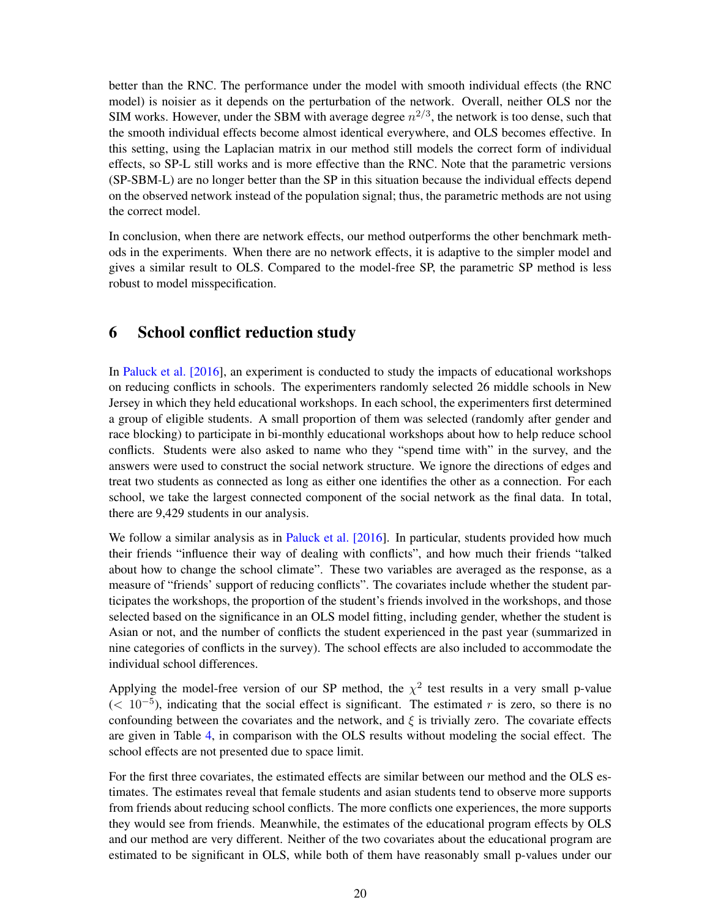better than the RNC. The performance under the model with smooth individual effects (the RNC model) is noisier as it depends on the perturbation of the network. Overall, neither OLS nor the SIM works. However, under the SBM with average degree $n^{2/3}$, the network is too dense, such that the smooth individual effects become almost identical everywhere, and OLS becomes effective. In this setting, using the Laplacian matrix in our method still models the correct form of individual effects, so SP-L still works and is more effective than the RNC. Note that the parametric versions (SP-SBM-L) are no longer better than the SP in this situation because the individual effects depend on the observed network instead of the population signal; thus, the parametric methods are not using the correct model.

In conclusion, when there are network effects, our method outperforms the other benchmark methods in the experiments. When there are no network effects, it is adaptive to the simpler model and gives a similar result to OLS. Compared to the model-free SP, the parametric SP method is less robust to model misspecification.

# 6 School conflict reduction study

In Paluck et al. [2016], an experiment is conducted to study the impacts of educational workshops on reducing conflicts in schools. The experimenters randomly selected 26 middle schools in New Jersey in which they held educational workshops. In each school, the experimenters first determined a group of eligible students. A small proportion of them was selected (randomly after gender and race blocking) to participate in bi-monthly educational workshops about how to help reduce school conflicts. Students were also asked to name who they "spend time with" in the survey, and the answers were used to construct the social network structure. We ignore the directions of edges and treat two students as connected as long as either one identifies the other as a connection. For each school, we take the largest connected component of the social network as the final data. In total, there are 9,429 students in our analysis.

We follow a similar analysis as in Paluck et al. [2016]. In particular, students provided how much their friends "influence their way of dealing with conflicts", and how much their friends "talked about how to change the school climate". These two variables are averaged as the response, as a measure of "friends' support of reducing conflicts". The covariates include whether the student participates the workshops, the proportion of the student's friends involved in the workshops, and those selected based on the significance in an OLS model fitting, including gender, whether the student is Asian or not, and the number of conflicts the student experienced in the past year (summarized in nine categories of conflicts in the survey). The school effects are also included to accommodate the individual school differences.

Applying the model-free version of our SP method, the $\chi^2$ test results in a very small p-value ($< 10^{-5}$), indicating that the social effect is significant. The estimated $r$ is zero, so there is no confounding between the covariates and the network, and $\xi$ is trivially zero. The covariate effects are given in Table 4, in comparison with the OLS results without modeling the social effect. The school effects are not presented due to space limit.

For the first three covariates, the estimated effects are similar between our method and the OLS estimates. The estimates reveal that female students and asian students tend to observe more supports from friends about reducing school conflicts. The more conflicts one experiences, the more supports they would see from friends. Meanwhile, the estimates of the educational program effects by OLS and our method are very different. Neither of the two covariates about the educational program are estimated to be significant in OLS, while both of them have reasonably small p-values under our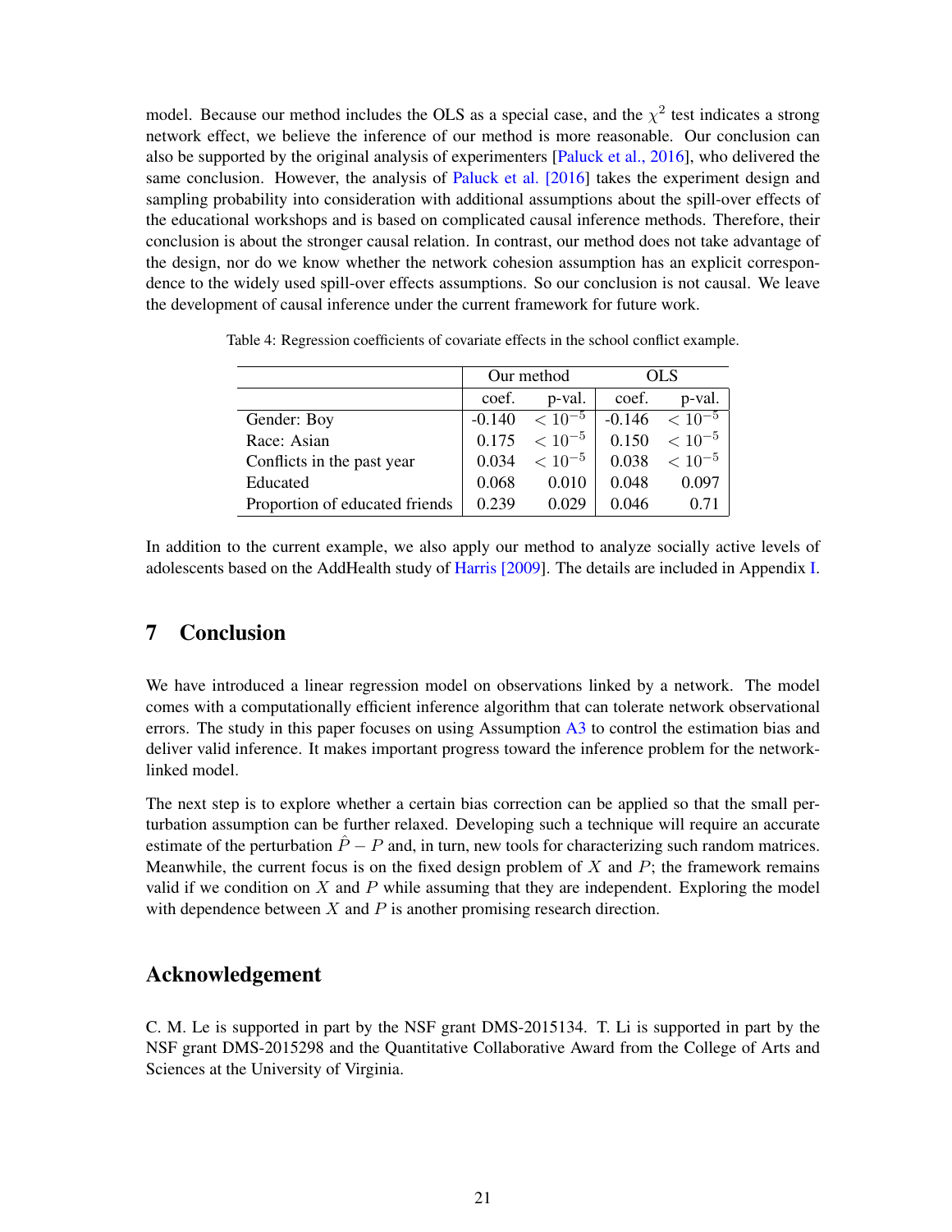model. Because our method includes the OLS as a special case, and the $\chi^2$ test indicates a strong network effect, we believe the inference of our method is more reasonable. Our conclusion can also be supported by the original analysis of experimenters [Paluck et al., 2016], who delivered the same conclusion. However, the analysis of Paluck et al. [2016] takes the experiment design and sampling probability into consideration with additional assumptions about the spill-over effects of the educational workshops and is based on complicated causal inference methods. Therefore, their conclusion is about the stronger causal relation. In contrast, our method does not take advantage of the design, nor do we know whether the network cohesion assumption has an explicit correspondence to the widely used spill-over effects assumptions. So our conclusion is not causal. We leave the development of causal inference under the current framework for future work.

Table 4: Regression coefficients of covariate effects in the school conflict example.

| | Our method | | OLS | |
|---|---|---|---|---|
| | coef. | p-val. | coef. | p-val. |
| Gender: Boy | -0.140 | $< 10^{-5}$ | -0.146 | $< 10^{-5}$ |
| Race: Asian | 0.175 | $< 10^{-5}$ | 0.150 | $< 10^{-5}$ |
| Conflicts in the past year | 0.034 | $< 10^{-5}$ | 0.038 | $< 10^{-5}$ |
| Educated | 0.068 | 0.010 | 0.048 | 0.097 |
| Proportion of educated friends | 0.239 | 0.029 | 0.046 | 0.71 |

In addition to the current example, we also apply our method to analyze socially active levels of adolescents based on the AddHealth study of Harris [2009]. The details are included in Appendix I.

## 7 Conclusion

We have introduced a linear regression model on observations linked by a network. The model comes with a computationally efficient inference algorithm that can tolerate network observational errors. The study in this paper focuses on using Assumption A3 to control the estimation bias and deliver valid inference. It makes important progress toward the inference problem for the network-linked model.

The next step is to explore whether a certain bias correction can be applied so that the small perturbation assumption can be further relaxed. Developing such a technique will require an accurate estimate of the perturbation $\hat{P} - P$ and, in turn, new tools for characterizing such random matrices. Meanwhile, the current focus is on the fixed design problem of $X$ and $P$; the framework remains valid if we condition on $X$ and $P$ while assuming that they are independent. Exploring the model with dependence between $X$ and $P$ is another promising research direction.

## Acknowledgement

C. M. Le is supported in part by the NSF grant DMS-2015134. T. Li is supported in part by the NSF grant DMS-2015298 and the Quantitative Collaborative Award from the College of Arts and Sciences at the University of Virginia.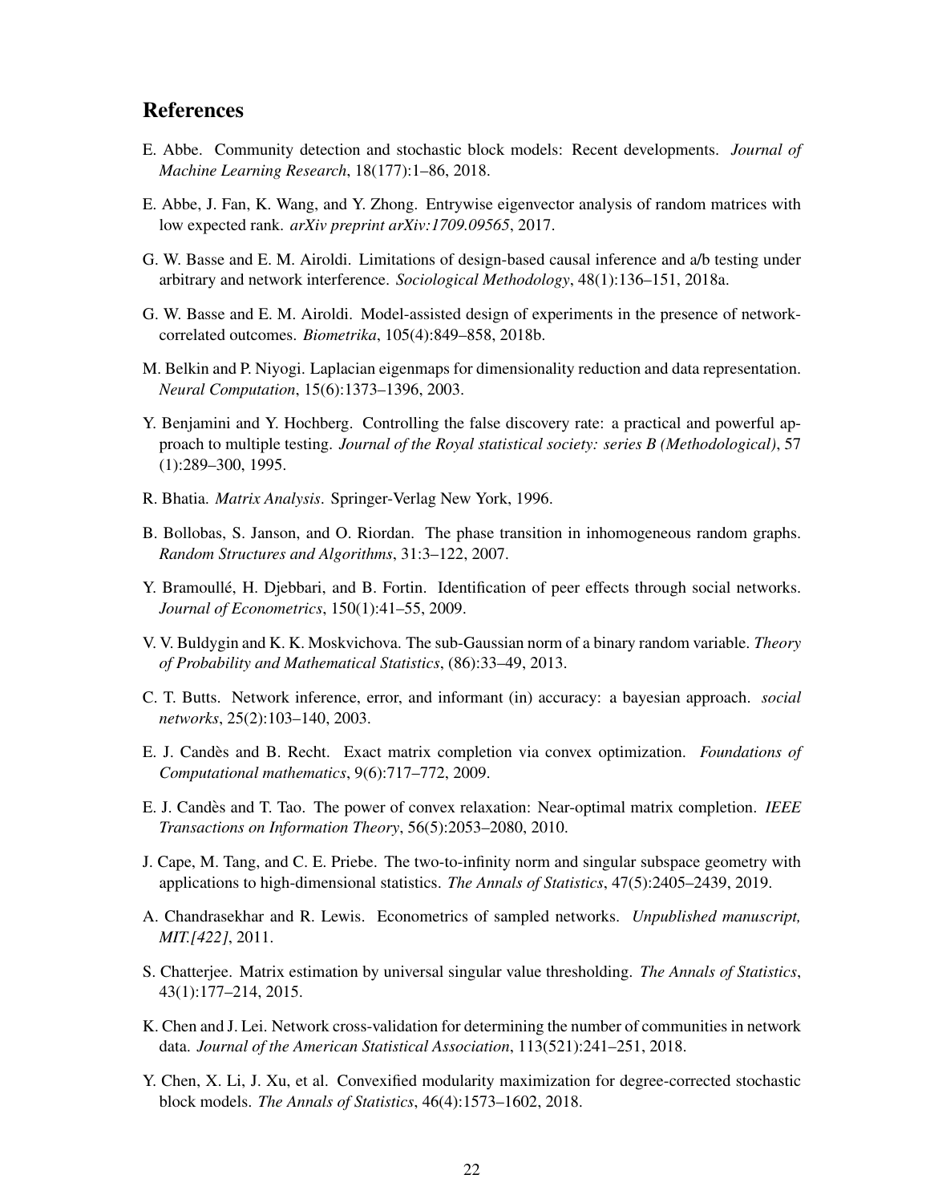## References

E. Abbe. Community detection and stochastic block models: Recent developments. *Journal of Machine Learning Research*, 18(177):1–86, 2018.

E. Abbe, J. Fan, K. Wang, and Y. Zhong. Entrywise eigenvector analysis of random matrices with low expected rank. *arXiv preprint arXiv:1709.09565*, 2017.

G. W. Basse and E. M. Airoldi. Limitations of design-based causal inference and a/b testing under arbitrary and network interference. *Sociological Methodology*, 48(1):136–151, 2018a.

G. W. Basse and E. M. Airoldi. Model-assisted design of experiments in the presence of network-correlated outcomes. *Biometrika*, 105(4):849–858, 2018b.

M. Belkin and P. Niyogi. Laplacian eigenmaps for dimensionality reduction and data representation. *Neural Computation*, 15(6):1373–1396, 2003.

Y. Benjamini and Y. Hochberg. Controlling the false discovery rate: a practical and powerful approach to multiple testing. *Journal of the Royal statistical society: series B (Methodological)*, 57 (1):289–300, 1995.

R. Bhatia. *Matrix Analysis*. Springer-Verlag New York, 1996.

B. Bollobas, S. Janson, and O. Riordan. The phase transition in inhomogeneous random graphs. *Random Structures and Algorithms*, 31:3–122, 2007.

Y. Bramoullé, H. Djebbari, and B. Fortin. Identification of peer effects through social networks. *Journal of Econometrics*, 150(1):41–55, 2009.

V. V. Buldygin and K. K. Moskvichova. The sub-Gaussian norm of a binary random variable. *Theory of Probability and Mathematical Statistics*, (86):33–49, 2013.

C. T. Butts. Network inference, error, and informant (in) accuracy: a bayesian approach. *social networks*, 25(2):103–140, 2003.

E. J. Candès and B. Recht. Exact matrix completion via convex optimization. *Foundations of Computational mathematics*, 9(6):717–772, 2009.

E. J. Candès and T. Tao. The power of convex relaxation: Near-optimal matrix completion. *IEEE Transactions on Information Theory*, 56(5):2053–2080, 2010.

J. Cape, M. Tang, and C. E. Priebe. The two-to-infinity norm and singular subspace geometry with applications to high-dimensional statistics. *The Annals of Statistics*, 47(5):2405–2439, 2019.

A. Chandrasekhar and R. Lewis. Econometrics of sampled networks. *Unpublished manuscript, MIT.[422]*, 2011.

S. Chatterjee. Matrix estimation by universal singular value thresholding. *The Annals of Statistics*, 43(1):177–214, 2015.

K. Chen and J. Lei. Network cross-validation for determining the number of communities in network data. *Journal of the American Statistical Association*, 113(521):241–251, 2018.

Y. Chen, X. Li, J. Xu, et al. Convexified modularity maximization for degree-corrected stochastic block models. *The Annals of Statistics*, 46(4):1573–1602, 2018.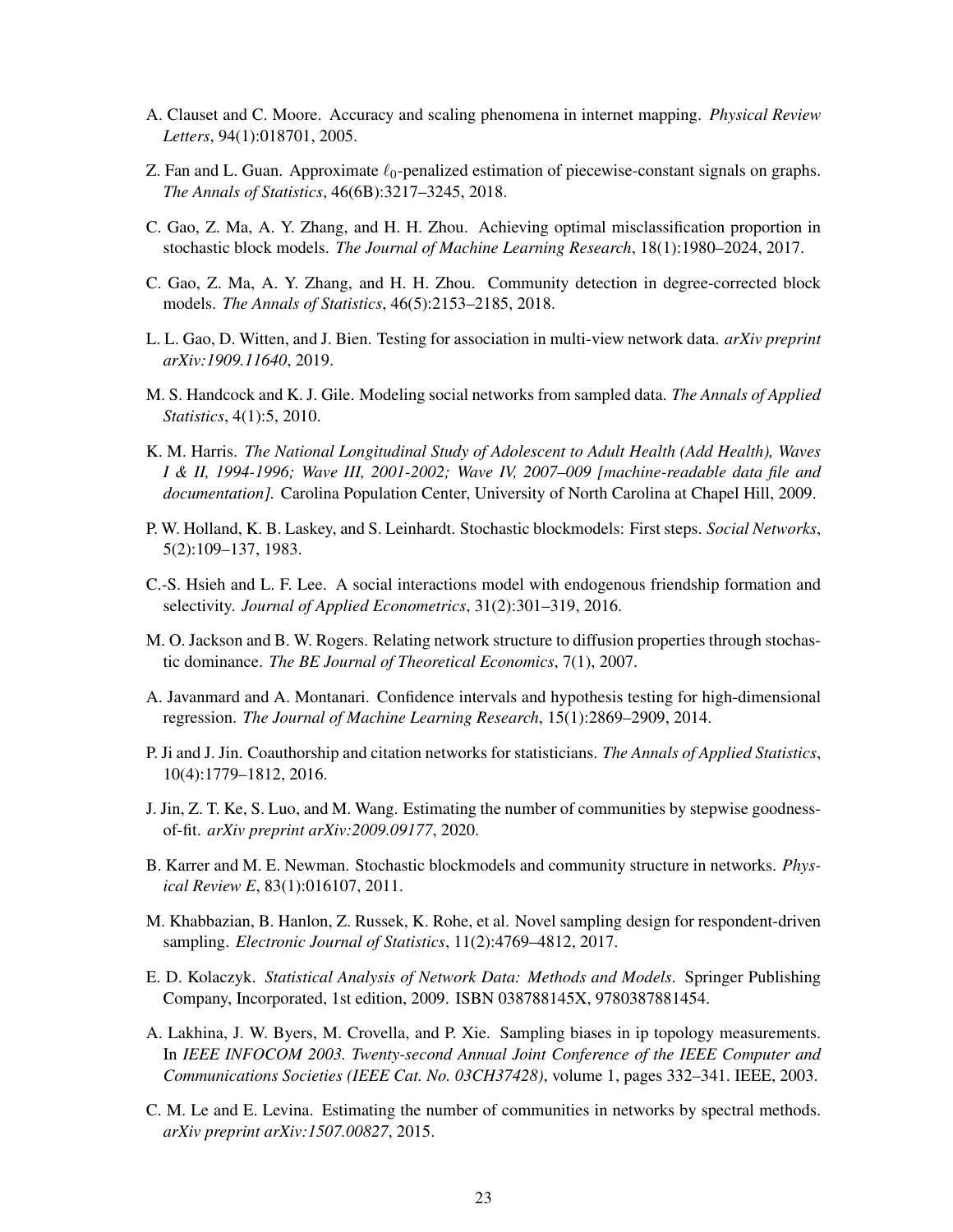A. Clauset and C. Moore. Accuracy and scaling phenomena in internet mapping. *Physical Review Letters*, 94(1):018701, 2005.

Z. Fan and L. Guan. Approximate $\ell_0$-penalized estimation of piecewise-constant signals on graphs. *The Annals of Statistics*, 46(6B):3217–3245, 2018.

C. Gao, Z. Ma, A. Y. Zhang, and H. H. Zhou. Achieving optimal misclassification proportion in stochastic block models. *The Journal of Machine Learning Research*, 18(1):1980–2024, 2017.

C. Gao, Z. Ma, A. Y. Zhang, and H. H. Zhou. Community detection in degree-corrected block models. *The Annals of Statistics*, 46(5):2153–2185, 2018.

L. L. Gao, D. Witten, and J. Bien. Testing for association in multi-view network data. *arXiv preprint arXiv:1909.11640*, 2019.

M. S. Handcock and K. J. Gile. Modeling social networks from sampled data. *The Annals of Applied Statistics*, 4(1):5, 2010.

K. M. Harris. *The National Longitudinal Study of Adolescent to Adult Health (Add Health), Waves I & II, 1994-1996; Wave III, 2001-2002; Wave IV, 2007–009 [machine-readable data file and documentation].* Carolina Population Center, University of North Carolina at Chapel Hill, 2009.

P. W. Holland, K. B. Laskey, and S. Leinhardt. Stochastic blockmodels: First steps. *Social Networks*, 5(2):109–137, 1983.

C.-S. Hsieh and L. F. Lee. A social interactions model with endogenous friendship formation and selectivity. *Journal of Applied Econometrics*, 31(2):301–319, 2016.

M. O. Jackson and B. W. Rogers. Relating network structure to diffusion properties through stochastic dominance. *The BE Journal of Theoretical Economics*, 7(1), 2007.

A. Javanmard and A. Montanari. Confidence intervals and hypothesis testing for high-dimensional regression. *The Journal of Machine Learning Research*, 15(1):2869–2909, 2014.

P. Ji and J. Jin. Coauthorship and citation networks for statisticians. *The Annals of Applied Statistics*, 10(4):1779–1812, 2016.

J. Jin, Z. T. Ke, S. Luo, and M. Wang. Estimating the number of communities by stepwise goodness-of-fit. *arXiv preprint arXiv:2009.09177*, 2020.

B. Karrer and M. E. Newman. Stochastic blockmodels and community structure in networks. *Physical Review E*, 83(1):016107, 2011.

M. Khabbazian, B. Hanlon, Z. Russek, K. Rohe, et al. Novel sampling design for respondent-driven sampling. *Electronic Journal of Statistics*, 11(2):4769–4812, 2017.

E. D. Kolaczyk. *Statistical Analysis of Network Data: Methods and Models*. Springer Publishing Company, Incorporated, 1st edition, 2009. ISBN 038788145X, 9780387881454.

A. Lakhina, J. W. Byers, M. Crovella, and P. Xie. Sampling biases in ip topology measurements. In *IEEE INFOCOM 2003. Twenty-second Annual Joint Conference of the IEEE Computer and Communications Societies (IEEE Cat. No. 03CH37428)*, volume 1, pages 332–341. IEEE, 2003.

C. M. Le and E. Levina. Estimating the number of communities in networks by spectral methods. *arXiv preprint arXiv:1507.00827*, 2015.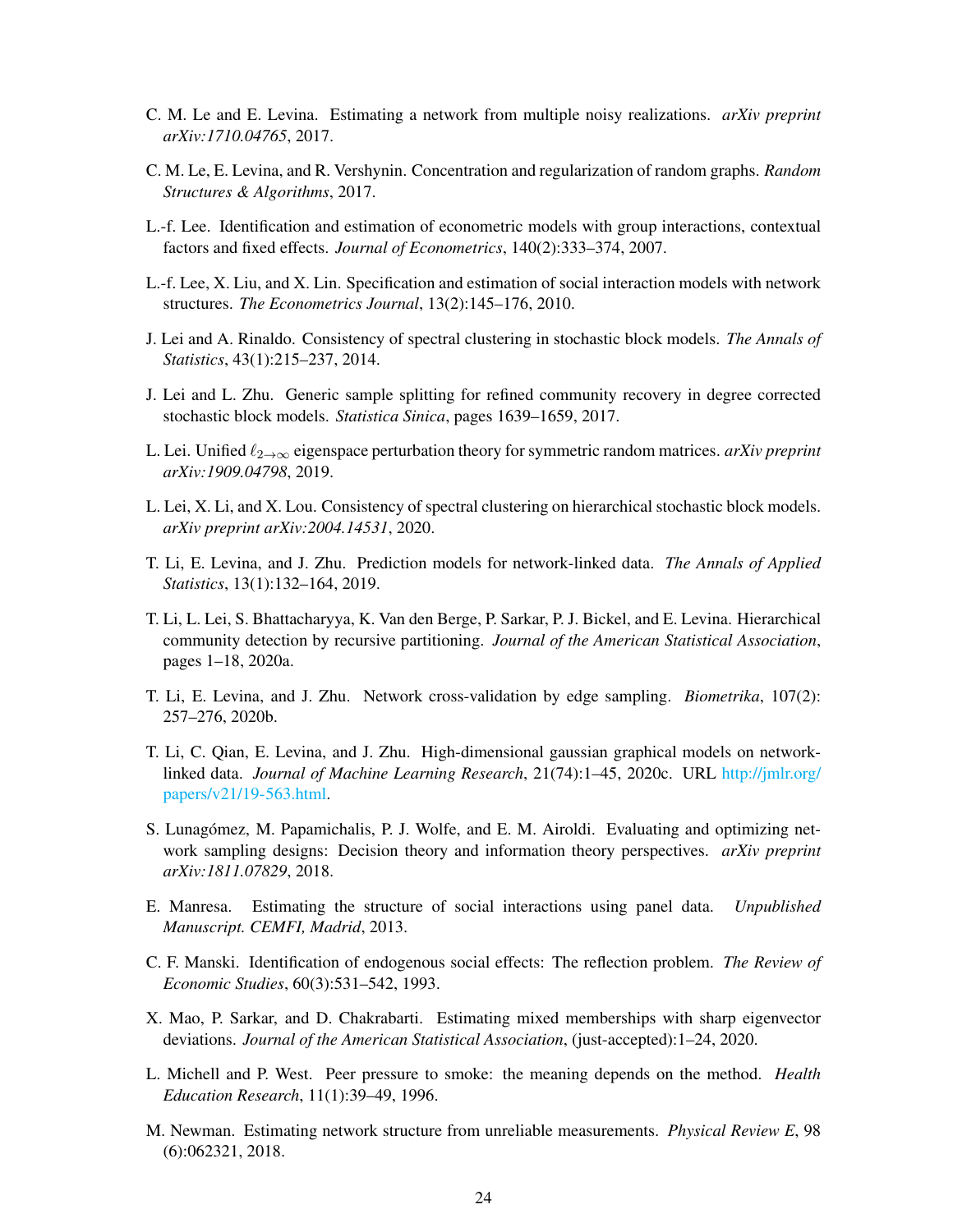C. M. Le and E. Levina. Estimating a network from multiple noisy realizations. *arXiv preprint arXiv:1710.04765*, 2017.

C. M. Le, E. Levina, and R. Vershynin. Concentration and regularization of random graphs. *Random Structures & Algorithms*, 2017.

L.-f. Lee. Identification and estimation of econometric models with group interactions, contextual factors and fixed effects. *Journal of Econometrics*, 140(2):333–374, 2007.

L.-f. Lee, X. Liu, and X. Lin. Specification and estimation of social interaction models with network structures. *The Econometrics Journal*, 13(2):145–176, 2010.

J. Lei and A. Rinaldo. Consistency of spectral clustering in stochastic block models. *The Annals of Statistics*, 43(1):215–237, 2014.

J. Lei and L. Zhu. Generic sample splitting for refined community recovery in degree corrected stochastic block models. *Statistica Sinica*, pages 1639–1659, 2017.

L. Lei. Unified $\ell_{2\to\infty}$ eigenspace perturbation theory for symmetric random matrices. *arXiv preprint arXiv:1909.04798*, 2019.

L. Lei, X. Li, and X. Lou. Consistency of spectral clustering on hierarchical stochastic block models. *arXiv preprint arXiv:2004.14531*, 2020.

T. Li, E. Levina, and J. Zhu. Prediction models for network-linked data. *The Annals of Applied Statistics*, 13(1):132–164, 2019.

T. Li, L. Lei, S. Bhattacharyya, K. Van den Berge, P. Sarkar, P. J. Bickel, and E. Levina. Hierarchical community detection by recursive partitioning. *Journal of the American Statistical Association*, pages 1–18, 2020a.

T. Li, E. Levina, and J. Zhu. Network cross-validation by edge sampling. *Biometrika*, 107(2): 257–276, 2020b.

T. Li, C. Qian, E. Levina, and J. Zhu. High-dimensional gaussian graphical models on network-linked data. *Journal of Machine Learning Research*, 21(74):1–45, 2020c. URL http://jmlr.org/papers/v21/19-563.html.

S. Lunagómez, M. Papamichalis, P. J. Wolfe, and E. M. Airoldi. Evaluating and optimizing network sampling designs: Decision theory and information theory perspectives. *arXiv preprint arXiv:1811.07829*, 2018.

E. Manresa. Estimating the structure of social interactions using panel data. *Unpublished Manuscript. CEMFI, Madrid*, 2013.

C. F. Manski. Identification of endogenous social effects: The reflection problem. *The Review of Economic Studies*, 60(3):531–542, 1993.

X. Mao, P. Sarkar, and D. Chakrabarti. Estimating mixed memberships with sharp eigenvector deviations. *Journal of the American Statistical Association*, (just-accepted):1–24, 2020.

L. Michell and P. West. Peer pressure to smoke: the meaning depends on the method. *Health Education Research*, 11(1):39–49, 1996.

M. Newman. Estimating network structure from unreliable measurements. *Physical Review E*, 98 (6):062321, 2018.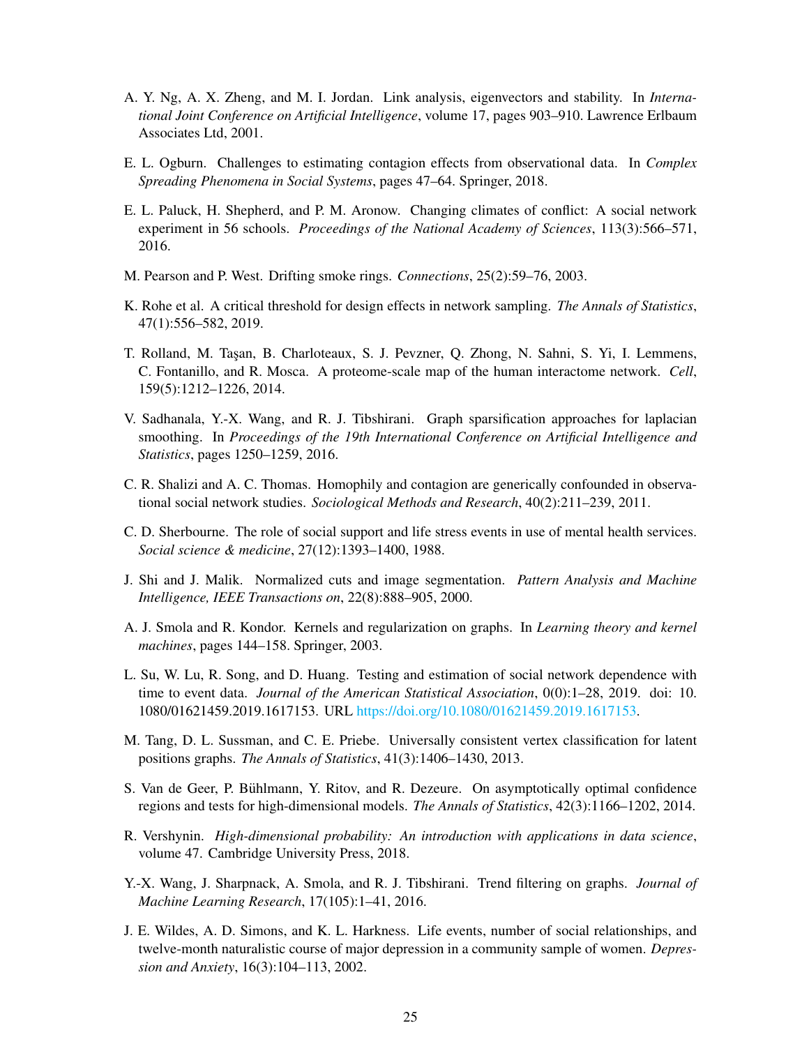A. Y. Ng, A. X. Zheng, and M. I. Jordan. Link analysis, eigenvectors and stability. In *International Joint Conference on Artificial Intelligence*, volume 17, pages 903–910. Lawrence Erlbaum Associates Ltd, 2001.

E. L. Ogburn. Challenges to estimating contagion effects from observational data. In *Complex Spreading Phenomena in Social Systems*, pages 47–64. Springer, 2018.

E. L. Paluck, H. Shepherd, and P. M. Aronow. Changing climates of conflict: A social network experiment in 56 schools. *Proceedings of the National Academy of Sciences*, 113(3):566–571, 2016.

M. Pearson and P. West. Drifting smoke rings. *Connections*, 25(2):59–76, 2003.

K. Rohe et al. A critical threshold for design effects in network sampling. *The Annals of Statistics*, 47(1):556–582, 2019.

T. Rolland, M. Taşan, B. Charloteaux, S. J. Pevzner, Q. Zhong, N. Sahni, S. Yi, I. Lemmens, C. Fontanillo, and R. Mosca. A proteome-scale map of the human interactome network. *Cell*, 159(5):1212–1226, 2014.

V. Sadhanala, Y.-X. Wang, and R. J. Tibshirani. Graph sparsification approaches for laplacian smoothing. In *Proceedings of the 19th International Conference on Artificial Intelligence and Statistics*, pages 1250–1259, 2016.

C. R. Shalizi and A. C. Thomas. Homophily and contagion are generically confounded in observational social network studies. *Sociological Methods and Research*, 40(2):211–239, 2011.

C. D. Sherbourne. The role of social support and life stress events in use of mental health services. *Social science & medicine*, 27(12):1393–1400, 1988.

J. Shi and J. Malik. Normalized cuts and image segmentation. *Pattern Analysis and Machine Intelligence, IEEE Transactions on*, 22(8):888–905, 2000.

A. J. Smola and R. Kondor. Kernels and regularization on graphs. In *Learning theory and kernel machines*, pages 144–158. Springer, 2003.

L. Su, W. Lu, R. Song, and D. Huang. Testing and estimation of social network dependence with time to event data. *Journal of the American Statistical Association*, 0(0):1–28, 2019. doi: 10.1080/01621459.2019.1617153. URL https://doi.org/10.1080/01621459.2019.1617153.

M. Tang, D. L. Sussman, and C. E. Priebe. Universally consistent vertex classification for latent positions graphs. *The Annals of Statistics*, 41(3):1406–1430, 2013.

S. Van de Geer, P. Bühlmann, Y. Ritov, and R. Dezeure. On asymptotically optimal confidence regions and tests for high-dimensional models. *The Annals of Statistics*, 42(3):1166–1202, 2014.

R. Vershynin. *High-dimensional probability: An introduction with applications in data science*, volume 47. Cambridge University Press, 2018.

Y.-X. Wang, J. Sharpnack, A. Smola, and R. J. Tibshirani. Trend filtering on graphs. *Journal of Machine Learning Research*, 17(105):1–41, 2016.

J. E. Wildes, A. D. Simons, and K. L. Harkness. Life events, number of social relationships, and twelve-month naturalistic course of major depression in a community sample of women. *Depression and Anxiety*, 16(3):104–113, 2002.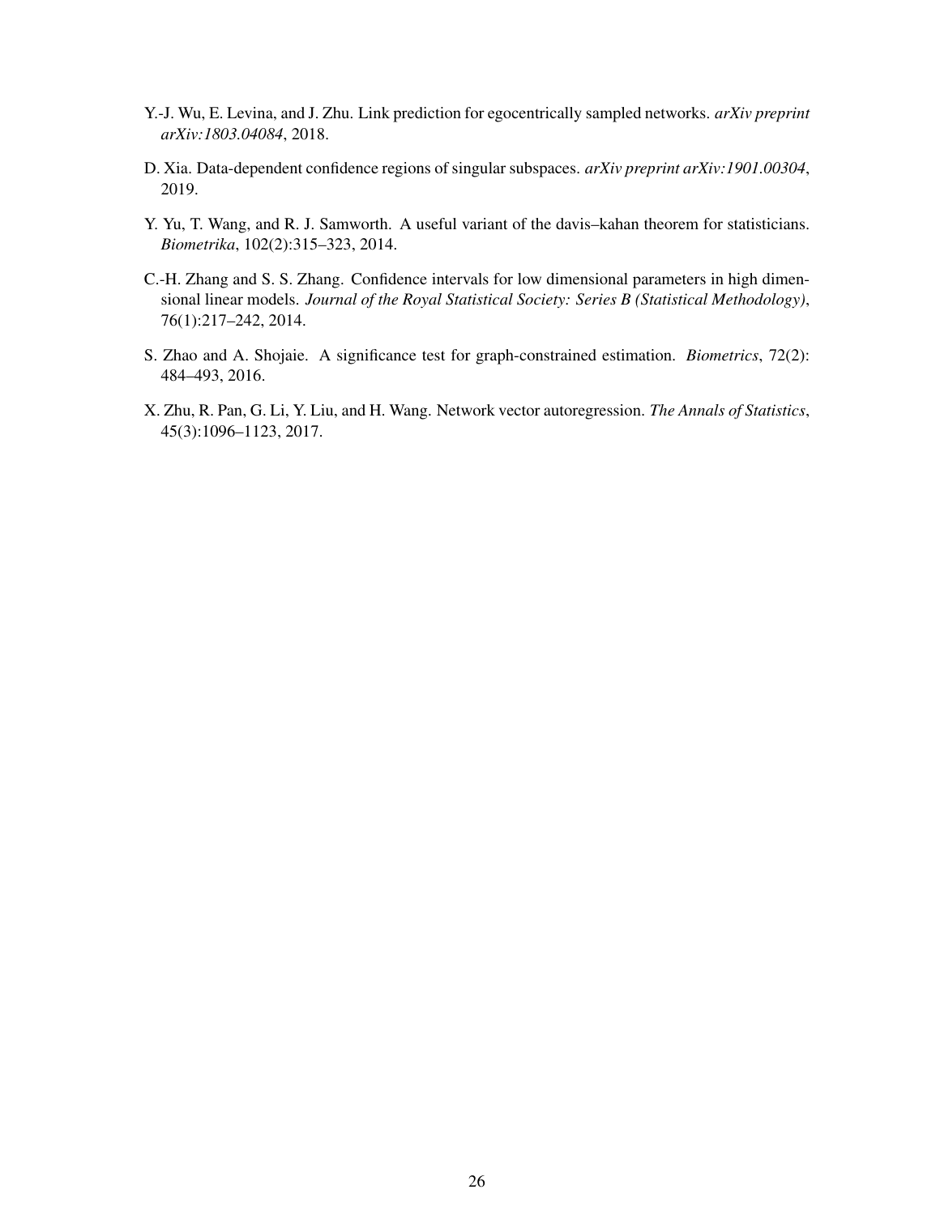Y.-J. Wu, E. Levina, and J. Zhu. Link prediction for egocentrically sampled networks. *arXiv preprint arXiv:1803.04084*, 2018.

D. Xia. Data-dependent confidence regions of singular subspaces. *arXiv preprint arXiv:1901.00304*, 2019.

Y. Yu, T. Wang, and R. J. Samworth. A useful variant of the davis–kahan theorem for statisticians. *Biometrika*, 102(2):315–323, 2014.

C.-H. Zhang and S. S. Zhang. Confidence intervals for low dimensional parameters in high dimensional linear models. *Journal of the Royal Statistical Society: Series B (Statistical Methodology)*, 76(1):217–242, 2014.

S. Zhao and A. Shojaie. A significance test for graph-constrained estimation. *Biometrics*, 72(2): 484–493, 2016.

X. Zhu, R. Pan, G. Li, Y. Liu, and H. Wang. Network vector autoregression. *The Annals of Statistics*, 45(3):1096–1123, 2017.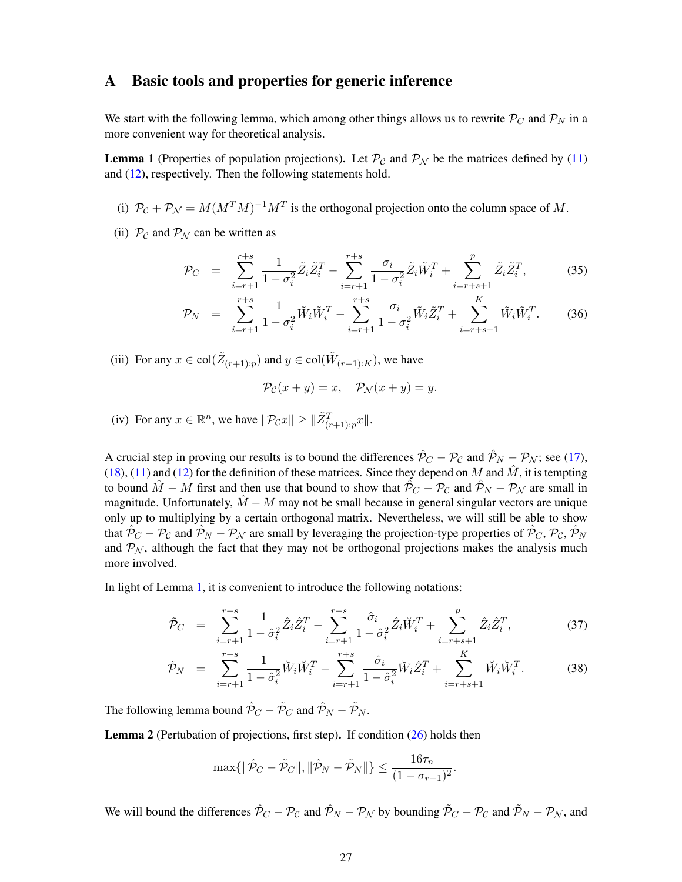## A Basic tools and properties for generic inference

We start with the following lemma, which among other things allows us to rewrite $\mathcal{P}_C$ and $\mathcal{P}_N$ in a more convenient way for theoretical analysis.

**Lemma 1** (Properties of population projections)**.** Let $\mathcal{P}_\mathcal{C}$ and $\mathcal{P}_\mathcal{N}$ be the matrices defined by (11) and (12), respectively. Then the following statements hold.

(i) $\mathcal{P}_\mathcal{C} + \mathcal{P}_\mathcal{N} = M(M^TM)^{-1}M^T$ is the orthogonal projection onto the column space of $M$.

(ii) $\mathcal{P}_\mathcal{C}$ and $\mathcal{P}_\mathcal{N}$ can be written as

$$\mathcal{P}_C = \sum_{i=r+1}^{r+s} \frac{1}{1-\sigma_i^2}\tilde{Z}_i\tilde{Z}_i^T - \sum_{i=r+1}^{r+s} \frac{\sigma_i}{1-\sigma_i^2}\tilde{Z}_i\tilde{W}_i^T + \sum_{i=r+s+1}^{p} \tilde{Z}_i\tilde{Z}_i^T, \tag{35}$$

$$\mathcal{P}_N = \sum_{i=r+1}^{r+s} \frac{1}{1-\sigma_i^2}\tilde{W}_i\tilde{W}_i^T - \sum_{i=r+1}^{r+s} \frac{\sigma_i}{1-\sigma_i^2}\tilde{W}_i\tilde{Z}_i^T + \sum_{i=r+s+1}^{K} \tilde{W}_i\tilde{W}_i^T. \tag{36}$$

(iii) For any $x \in \operatorname{col}(\tilde{Z}_{(r+1):p})$ and $y \in \operatorname{col}(\tilde{W}_{(r+1):K})$, we have

$$\mathcal{P}_\mathcal{C}(x+y) = x, \quad \mathcal{P}_\mathcal{N}(x+y) = y.$$

(iv) For any $x \in \mathbb{R}^n$, we have $\|\mathcal{P}_\mathcal{C} x\| \geq \|\tilde{Z}_{(r+1):p}^T x\|$.

A crucial step in proving our results is to bound the differences $\hat{\mathcal{P}}_C - \mathcal{P}_\mathcal{C}$ and $\hat{\mathcal{P}}_N - \mathcal{P}_\mathcal{N}$; see (17), (18), (11) and (12) for the definition of these matrices. Since they depend on $M$ and $\hat{M}$, it is tempting to bound $\hat{M} - M$ first and then use that bound to show that $\hat{\mathcal{P}}_C - \mathcal{P}_\mathcal{C}$ and $\hat{\mathcal{P}}_N - \mathcal{P}_\mathcal{N}$ are small in magnitude. Unfortunately, $\hat{M} - M$ may not be small because in general singular vectors are unique only up to multiplying by a certain orthogonal matrix. Nevertheless, we will still be able to show that $\hat{\mathcal{P}}_C - \mathcal{P}_\mathcal{C}$ and $\hat{\mathcal{P}}_N - \mathcal{P}_\mathcal{N}$ are small by leveraging the projection-type properties of $\hat{\mathcal{P}}_C$, $\mathcal{P}_\mathcal{C}$, $\hat{\mathcal{P}}_N$ and $\mathcal{P}_\mathcal{N}$, although the fact that they may not be orthogonal projections makes the analysis much more involved.

In light of Lemma 1, it is convenient to introduce the following notations:

$$\tilde{\mathcal{P}}_C = \sum_{i=r+1}^{r+s} \frac{1}{1-\hat{\sigma}_i^2}\hat{Z}_i\hat{Z}_i^T - \sum_{i=r+1}^{r+s} \frac{\hat{\sigma}_i}{1-\hat{\sigma}_i^2}\hat{Z}_i\check{W}_i^T + \sum_{i=r+s+1}^{p} \hat{Z}_i\hat{Z}_i^T, \tag{37}$$

$$\tilde{\mathcal{P}}_N = \sum_{i=r+1}^{r+s} \frac{1}{1-\hat{\sigma}_i^2}\check{W}_i\check{W}_i^T - \sum_{i=r+1}^{r+s} \frac{\hat{\sigma}_i}{1-\hat{\sigma}_i^2}\check{W}_i\hat{Z}_i^T + \sum_{i=r+s+1}^{K} \check{W}_i\check{W}_i^T. \tag{38}$$

The following lemma bound $\hat{\mathcal{P}}_C - \tilde{\mathcal{P}}_C$ and $\hat{\mathcal{P}}_N - \tilde{\mathcal{P}}_N$.

**Lemma 2** (Pertubation of projections, first step)**.** If condition (26) holds then

$$\max\{\|\hat{\mathcal{P}}_C - \tilde{\mathcal{P}}_C\|, \|\hat{\mathcal{P}}_N - \tilde{\mathcal{P}}_N\|\} \leq \frac{16\tau_n}{(1-\sigma_{r+1})^2}.$$

We will bound the differences $\hat{\mathcal{P}}_C - \mathcal{P}_\mathcal{C}$ and $\hat{\mathcal{P}}_N - \mathcal{P}_\mathcal{N}$ by bounding $\tilde{\mathcal{P}}_C - \mathcal{P}_\mathcal{C}$ and $\tilde{\mathcal{P}}_N - \mathcal{P}_\mathcal{N}$, and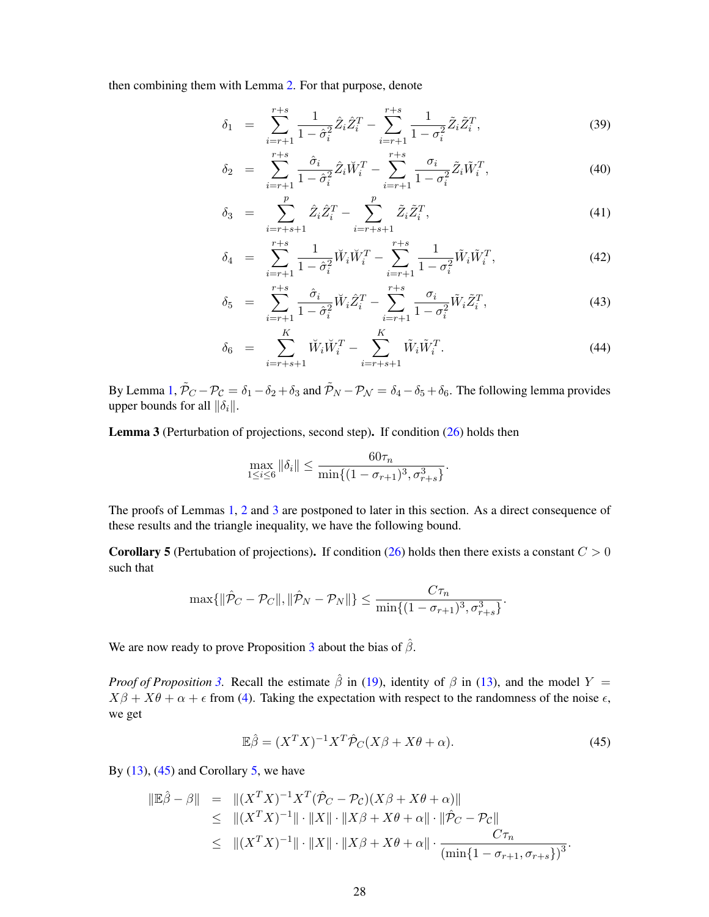then combining them with Lemma 2. For that purpose, denote

$$
\begin{aligned}
\delta_1 &= \sum_{i=r+1}^{r+s} \frac{1}{1-\hat{\sigma}_i^2} \hat{Z}_i \hat{Z}_i^T - \sum_{i=r+1}^{r+s} \frac{1}{1-\sigma_i^2} \tilde{Z}_i \tilde{Z}_i^T, && (39)\\
\delta_2 &= \sum_{i=r+1}^{r+s} \frac{\hat{\sigma}_i}{1-\hat{\sigma}_i^2} \hat{Z}_i \breve{W}_i^T - \sum_{i=r+1}^{r+s} \frac{\sigma_i}{1-\sigma_i^2} \tilde{Z}_i \tilde{W}_i^T, && (40)\\
\delta_3 &= \sum_{i=r+s+1}^{p} \hat{Z}_i \hat{Z}_i^T - \sum_{i=r+s+1}^{p} \tilde{Z}_i \tilde{Z}_i^T, && (41)\\
\delta_4 &= \sum_{i=r+1}^{r+s} \frac{1}{1-\hat{\sigma}_i^2} \breve{W}_i \breve{W}_i^T - \sum_{i=r+1}^{r+s} \frac{1}{1-\sigma_i^2} \tilde{W}_i \tilde{W}_i^T, && (42)\\
\delta_5 &= \sum_{i=r+1}^{r+s} \frac{\hat{\sigma}_i}{1-\hat{\sigma}_i^2} \breve{W}_i \hat{Z}_i^T - \sum_{i=r+1}^{r+s} \frac{\sigma_i}{1-\sigma_i^2} \tilde{W}_i \tilde{Z}_i^T, && (43)\\
\delta_6 &= \sum_{i=r+s+1}^{K} \breve{W}_i \breve{W}_i^T - \sum_{i=r+s+1}^{K} \tilde{W}_i \tilde{W}_i^T. && (44)
\end{aligned}
$$

By Lemma 1, $\tilde{\mathcal{P}}_C - \mathcal{P}_\mathcal{C} = \delta_1 - \delta_2 + \delta_3$ and $\tilde{\mathcal{P}}_N - \mathcal{P}_\mathcal{N} = \delta_4 - \delta_5 + \delta_6$. The following lemma provides upper bounds for all $\|\delta_i\|$.

**Lemma 3** (Perturbation of projections, second step)**.** If condition (26) holds then

$$
\max_{1 \le i \le 6} \|\delta_i\| \le \frac{60\tau_n}{\min\{(1-\sigma_{r+1})^3, \sigma_{r+s}^3\}}.
$$

The proofs of Lemmas 1, 2 and 3 are postponed to later in this section. As a direct consequence of these results and the triangle inequality, we have the following bound.

**Corollary 5** (Pertubation of projections)**.** If condition (26) holds then there exists a constant $C > 0$ such that

$$
\max\{\|\hat{\mathcal{P}}_C - \mathcal{P}_C\|, \|\hat{\mathcal{P}}_N - \mathcal{P}_N\|\} \le \frac{C\tau_n}{\min\{(1-\sigma_{r+1})^3, \sigma_{r+s}^3\}}.
$$

We are now ready to prove Proposition 3 about the bias of $\hat{\beta}$.

*Proof of Proposition 3.* Recall the estimate $\hat{\beta}$ in (19), identity of $\beta$ in (13), and the model $Y = X\beta + X\theta + \alpha + \epsilon$ from (4). Taking the expectation with respect to the randomness of the noise $\epsilon$, we get

$$
\mathbb{E}\hat{\beta} = (X^T X)^{-1} X^T \hat{\mathcal{P}}_C (X\beta + X\theta + \alpha). \tag{45}
$$

By (13), (45) and Corollary 5, we have

$$
\begin{aligned}
\|\mathbb{E}\hat{\beta} - \beta\| &= \|(X^T X)^{-1} X^T (\hat{\mathcal{P}}_C - \mathcal{P}_\mathcal{C})(X\beta + X\theta + \alpha)\| \\
&\le \|(X^T X)^{-1}\| \cdot \|X\| \cdot \|X\beta + X\theta + \alpha\| \cdot \|\hat{\mathcal{P}}_C - \mathcal{P}_\mathcal{C}\| \\
&\le \|(X^T X)^{-1}\| \cdot \|X\| \cdot \|X\beta + X\theta + \alpha\| \cdot \frac{C\tau_n}{(\min\{1-\sigma_{r+1}, \sigma_{r+s}\})^3}.
\end{aligned}
$$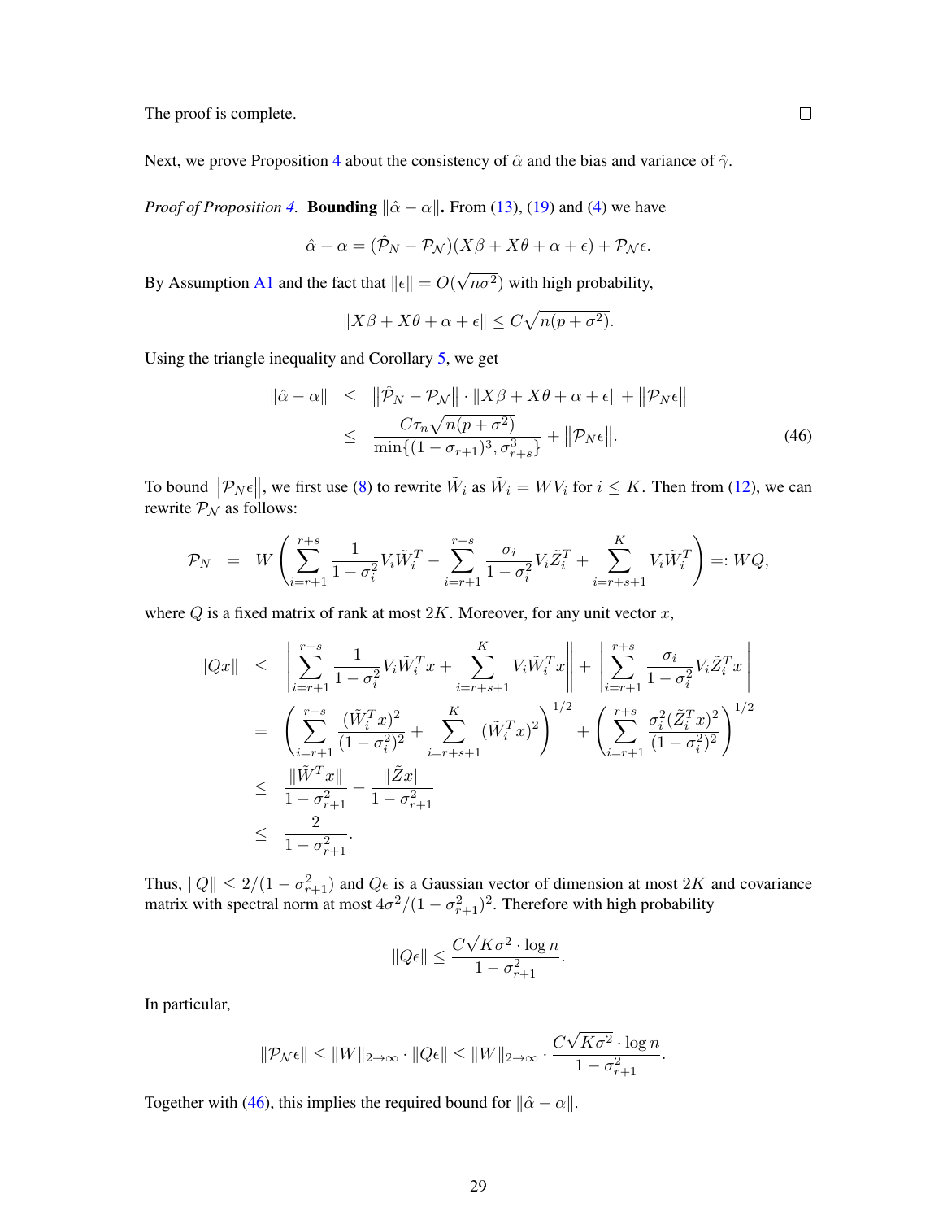The proof is complete. □

Next, we prove Proposition 4 about the consistency of $\hat{\alpha}$ and the bias and variance of $\hat{\gamma}$.

*Proof of Proposition 4.* **Bounding $\|\hat{\alpha} - \alpha\|$.** From (13), (19) and (4) we have

$$\hat{\alpha} - \alpha = (\hat{\mathcal{P}}_N - \mathcal{P}_{\mathcal{N}})(X\beta + X\theta + \alpha + \epsilon) + \mathcal{P}_{\mathcal{N}}\epsilon.$$

By Assumption A1 and the fact that $\|\epsilon\| = O(\sqrt{n\sigma^2})$ with high probability,

$$\|X\beta + X\theta + \alpha + \epsilon\| \le C\sqrt{n(p + \sigma^2)}.$$

Using the triangle inequality and Corollary 5, we get

$$\begin{aligned}
\|\hat{\alpha} - \alpha\| &\le \left\|\hat{\mathcal{P}}_N - \mathcal{P}_{\mathcal{N}}\right\| \cdot \|X\beta + X\theta + \alpha + \epsilon\| + \left\|\mathcal{P}_{\mathcal{N}}\epsilon\right\| \\
&\le \frac{C\tau_n\sqrt{n(p+\sigma^2)}}{\min\{(1-\sigma_{r+1})^3, \sigma_{r+s}^3\}} + \left\|\mathcal{P}_{\mathcal{N}}\epsilon\right\|.
\end{aligned} \tag{46}$$

To bound $\left\|\mathcal{P}_{\mathcal{N}}\epsilon\right\|$, we first use (8) to rewrite $\tilde{W}_i$ as $\tilde{W}_i = WV_i$ for $i \le K$. Then from (12), we can rewrite $\mathcal{P}_{\mathcal{N}}$ as follows:

$$\mathcal{P}_{\mathcal{N}} = W\left(\sum_{i=r+1}^{r+s} \frac{1}{1-\sigma_i^2} V_i \tilde{W}_i^T - \sum_{i=r+1}^{r+s} \frac{\sigma_i}{1-\sigma_i^2} V_i \tilde{Z}_i^T + \sum_{i=r+s+1}^{K} V_i \tilde{W}_i^T\right) =: WQ,$$

where $Q$ is a fixed matrix of rank at most $2K$. Moreover, for any unit vector $x$,

$$\begin{aligned}
\|Qx\| &\le \left\|\sum_{i=r+1}^{r+s} \frac{1}{1-\sigma_i^2} V_i \tilde{W}_i^T x + \sum_{i=r+s+1}^{K} V_i \tilde{W}_i^T x\right\| + \left\|\sum_{i=r+1}^{r+s} \frac{\sigma_i}{1-\sigma_i^2} V_i \tilde{Z}_i^T x\right\| \\
&= \left(\sum_{i=r+1}^{r+s} \frac{(\tilde{W}_i^T x)^2}{(1-\sigma_i^2)^2} + \sum_{i=r+s+1}^{K} (\tilde{W}_i^T x)^2\right)^{1/2} + \left(\sum_{i=r+1}^{r+s} \frac{\sigma_i^2 (\tilde{Z}_i^T x)^2}{(1-\sigma_i^2)^2}\right)^{1/2} \\
&\le \frac{\|\tilde{W}^T x\|}{1-\sigma_{r+1}^2} + \frac{\|\tilde{Z}x\|}{1-\sigma_{r+1}^2} \\
&\le \frac{2}{1-\sigma_{r+1}^2}.
\end{aligned}$$

Thus, $\|Q\| \le 2/(1-\sigma_{r+1}^2)$ and $Q\epsilon$ is a Gaussian vector of dimension at most $2K$ and covariance matrix with spectral norm at most $4\sigma^2/(1-\sigma_{r+1}^2)^2$. Therefore with high probability

$$\|Q\epsilon\| \le \frac{C\sqrt{K\sigma^2} \cdot \log n}{1-\sigma_{r+1}^2}.$$

In particular,

$$\|\mathcal{P}_{\mathcal{N}}\epsilon\| \le \|W\|_{2\to\infty} \cdot \|Q\epsilon\| \le \|W\|_{2\to\infty} \cdot \frac{C\sqrt{K\sigma^2} \cdot \log n}{1-\sigma_{r+1}^2}.$$

Together with (46), this implies the required bound for $\|\hat{\alpha} - \alpha\|$.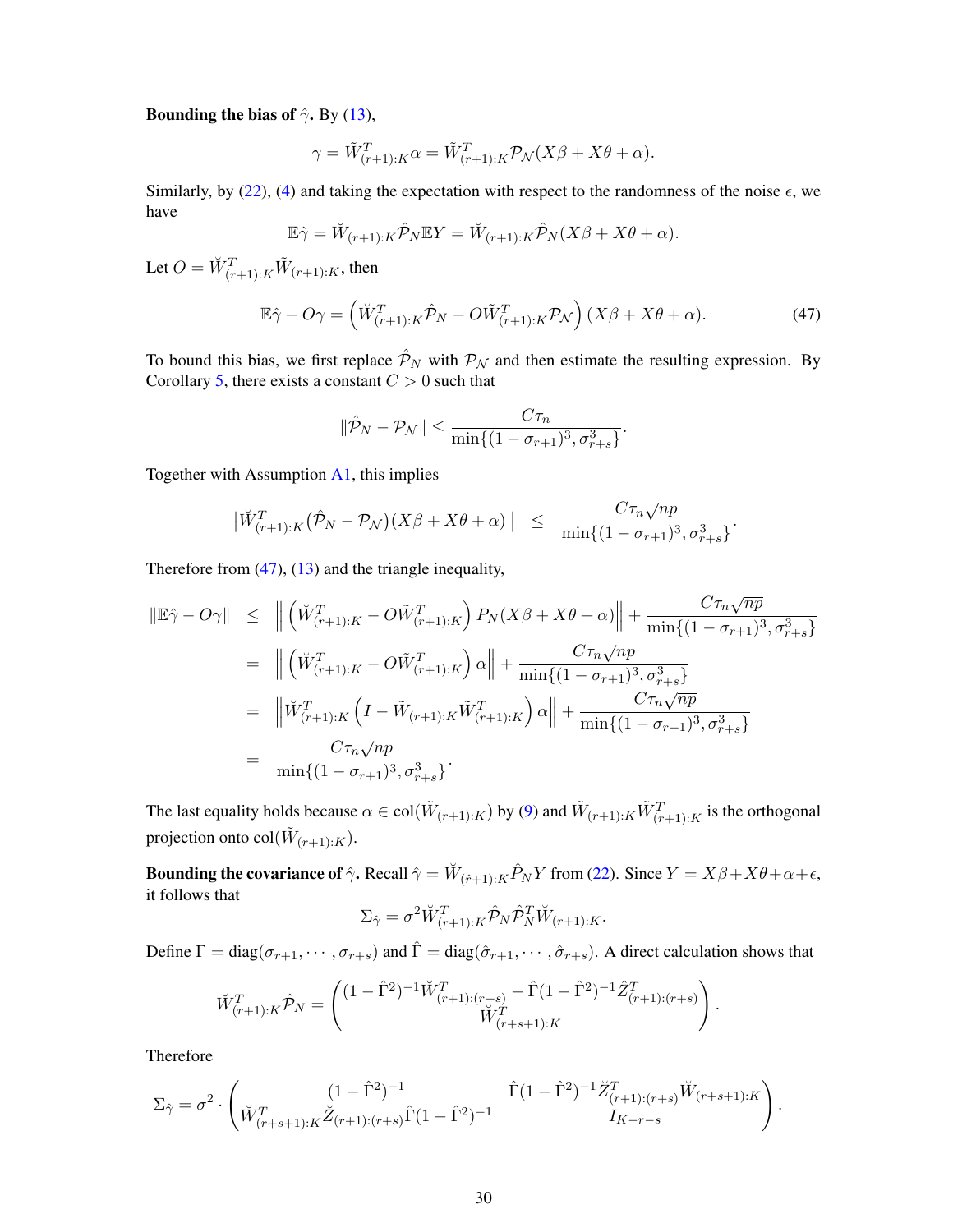**Bounding the bias of $\hat{\gamma}$.** By (13),

$$\gamma = \tilde{W}_{(r+1):K}^T \alpha = \tilde{W}_{(r+1):K}^T \mathcal{P}_{\mathcal{N}}(X\beta + X\theta + \alpha).$$

Similarly, by (22), (4) and taking the expectation with respect to the randomness of the noise $\epsilon$, we have

$$\mathbb{E}\hat{\gamma} = \breve{W}_{(r+1):K} \hat{\mathcal{P}}_N \mathbb{E}Y = \breve{W}_{(r+1):K} \hat{\mathcal{P}}_N (X\beta + X\theta + \alpha).$$

Let $O = \breve{W}_{(r+1):K}^T \tilde{W}_{(r+1):K}$, then

$$\mathbb{E}\hat{\gamma} - O\gamma = \left( \breve{W}_{(r+1):K}^T \hat{\mathcal{P}}_N - O \tilde{W}_{(r+1):K}^T \mathcal{P}_{\mathcal{N}} \right) (X\beta + X\theta + \alpha). \tag{47}$$

To bound this bias, we first replace $\hat{\mathcal{P}}_N$ with $\mathcal{P}_{\mathcal{N}}$ and then estimate the resulting expression. By Corollary 5, there exists a constant $C > 0$ such that

$$\|\hat{\mathcal{P}}_N - \mathcal{P}_{\mathcal{N}}\| \leq \frac{C\tau_n}{\min\{(1-\sigma_{r+1})^3, \sigma_{r+s}^3\}}.$$

Together with Assumption A1, this implies

$$\left\| \breve{W}_{(r+1):K}^T \big(\hat{\mathcal{P}}_N - \mathcal{P}_{\mathcal{N}}\big)(X\beta + X\theta + \alpha) \right\| \;\; \leq \;\; \frac{C\tau_n \sqrt{np}}{\min\{(1-\sigma_{r+1})^3, \sigma_{r+s}^3\}}.$$

Therefore from (47), (13) and the triangle inequality,

$$\begin{aligned}
\|\mathbb{E}\hat{\gamma} - O\gamma\| &\leq \left\| \left( \breve{W}_{(r+1):K}^T - O\tilde{W}_{(r+1):K}^T \right) P_N (X\beta + X\theta + \alpha) \right\| + \frac{C\tau_n\sqrt{np}}{\min\{(1-\sigma_{r+1})^3, \sigma_{r+s}^3\}} \\
&= \left\| \left( \breve{W}_{(r+1):K}^T - O\tilde{W}_{(r+1):K}^T \right) \alpha \right\| + \frac{C\tau_n\sqrt{np}}{\min\{(1-\sigma_{r+1})^3, \sigma_{r+s}^3\}} \\
&= \left\| \breve{W}_{(r+1):K}^T \left( I - \tilde{W}_{(r+1):K}\tilde{W}_{(r+1):K}^T \right) \alpha \right\| + \frac{C\tau_n\sqrt{np}}{\min\{(1-\sigma_{r+1})^3, \sigma_{r+s}^3\}} \\
&= \frac{C\tau_n\sqrt{np}}{\min\{(1-\sigma_{r+1})^3, \sigma_{r+s}^3\}}.
\end{aligned}$$

The last equality holds because $\alpha \in \mathrm{col}(\tilde{W}_{(r+1):K})$ by (9) and $\tilde{W}_{(r+1):K}\tilde{W}_{(r+1):K}^T$ is the orthogonal projection onto $\mathrm{col}(\tilde{W}_{(r+1):K})$.

**Bounding the covariance of $\hat{\gamma}$.** Recall $\hat{\gamma} = \breve{W}_{(\hat{r}+1):K}\hat{P}_N Y$ from (22). Since $Y = X\beta + X\theta + \alpha + \epsilon$, it follows that

$$\Sigma_{\hat{\gamma}} = \sigma^2 \breve{W}_{(r+1):K}^T \hat{\mathcal{P}}_N \hat{\mathcal{P}}_N^T \breve{W}_{(r+1):K}.$$

Define $\Gamma = \mathrm{diag}(\sigma_{r+1}, \cdots, \sigma_{r+s})$ and $\hat{\Gamma} = \mathrm{diag}(\hat{\sigma}_{r+1}, \cdots, \hat{\sigma}_{r+s})$. A direct calculation shows that

$$\breve{W}_{(r+1):K}^T \hat{\mathcal{P}}_N = \begin{pmatrix} (1-\hat{\Gamma}^2)^{-1}\breve{W}_{(r+1):(r+s)}^T - \hat{\Gamma}(1-\hat{\Gamma}^2)^{-1}\breve{Z}_{(r+1):(r+s)}^T \\ \breve{W}_{(r+s+1):K}^T \end{pmatrix}.$$

Therefore

$$\Sigma_{\hat{\gamma}} = \sigma^2 \cdot \begin{pmatrix} (1-\hat{\Gamma}^2)^{-1} & \hat{\Gamma}(1-\hat{\Gamma}^2)^{-1}\breve{Z}_{(r+1):(r+s)}^T \breve{W}_{(r+s+1):K} \\ \breve{W}_{(r+s+1):K}^T \breve{Z}_{(r+1):(r+s)}\hat{\Gamma}(1-\hat{\Gamma}^2)^{-1} & I_{K-r-s} \end{pmatrix}.$$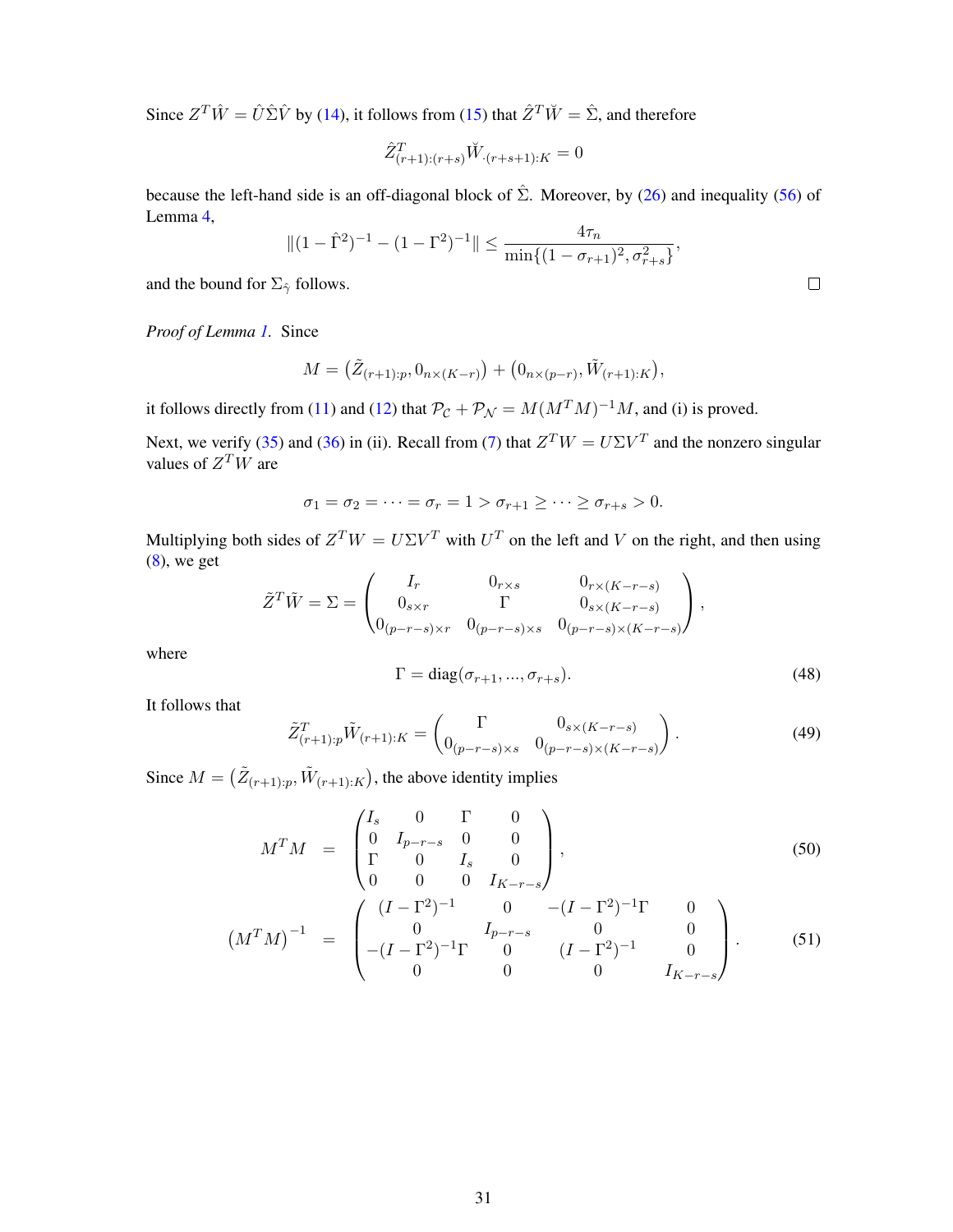Since $Z^T\hat{W} = \hat{U}\hat{\Sigma}\hat{V}$ by (14), it follows from (15) that $\hat{Z}^T\breve{W} = \hat{\Sigma}$, and therefore

$$\hat{Z}^T_{(r+1):(r+s)}\breve{W}_{\cdot(r+s+1):K} = 0$$

because the left-hand side is an off-diagonal block of $\hat{\Sigma}$. Moreover, by (26) and inequality (56) of Lemma 4,

$$\|(1-\hat{\Gamma}^2)^{-1} - (1-\Gamma^2)^{-1}\| \le \frac{4\tau_n}{\min\{(1-\sigma_{r+1})^2, \sigma_{r+s}^2\}},$$

and the bound for $\Sigma_{\hat{\gamma}}$ follows. □

*Proof of Lemma 1.* Since

$$M = \left(\tilde{Z}_{(r+1):p}, 0_{n\times(K-r)}\right) + \left(0_{n\times(p-r)}, \tilde{W}_{(r+1):K}\right),$$

it follows directly from (11) and (12) that $\mathcal{P}_{\mathcal{C}} + \mathcal{P}_{\mathcal{N}} = M(M^TM)^{-1}M$, and (i) is proved.

Next, we verify (35) and (36) in (ii). Recall from (7) that $Z^TW = U\Sigma V^T$ and the nonzero singular values of $Z^TW$ are

$$\sigma_1 = \sigma_2 = \cdots = \sigma_r = 1 > \sigma_{r+1} \ge \cdots \ge \sigma_{r+s} > 0.$$

Multiplying both sides of $Z^TW = U\Sigma V^T$ with $U^T$ on the left and $V$ on the right, and then using (8), we get

$$\tilde{Z}^T\tilde{W} = \Sigma = \begin{pmatrix} I_r & 0_{r\times s} & 0_{r\times(K-r-s)} \\ 0_{s\times r} & \Gamma & 0_{s\times(K-r-s)} \\ 0_{(p-r-s)\times r} & 0_{(p-r-s)\times s} & 0_{(p-r-s)\times(K-r-s)} \end{pmatrix},$$

where

$$\Gamma = \mathrm{diag}(\sigma_{r+1}, ..., \sigma_{r+s}). \tag{48}$$

It follows that

$$\tilde{Z}^T_{(r+1):p}\tilde{W}_{(r+1):K} = \begin{pmatrix} \Gamma & 0_{s\times(K-r-s)} \\ 0_{(p-r-s)\times s} & 0_{(p-r-s)\times(K-r-s)} \end{pmatrix}. \tag{49}$$

Since $M = \left(\tilde{Z}_{(r+1):p}, \tilde{W}_{(r+1):K}\right)$, the above identity implies

$$M^TM = \begin{pmatrix} I_s & 0 & \Gamma & 0 \\ 0 & I_{p-r-s} & 0 & 0 \\ \Gamma & 0 & I_s & 0 \\ 0 & 0 & 0 & I_{K-r-s} \end{pmatrix}, \tag{50}$$

$$\left(M^TM\right)^{-1} = \begin{pmatrix} (I-\Gamma^2)^{-1} & 0 & -(I-\Gamma^2)^{-1}\Gamma & 0 \\ 0 & I_{p-r-s} & 0 & 0 \\ -(I-\Gamma^2)^{-1}\Gamma & 0 & (I-\Gamma^2)^{-1} & 0 \\ 0 & 0 & 0 & I_{K-r-s} \end{pmatrix}. \tag{51}$$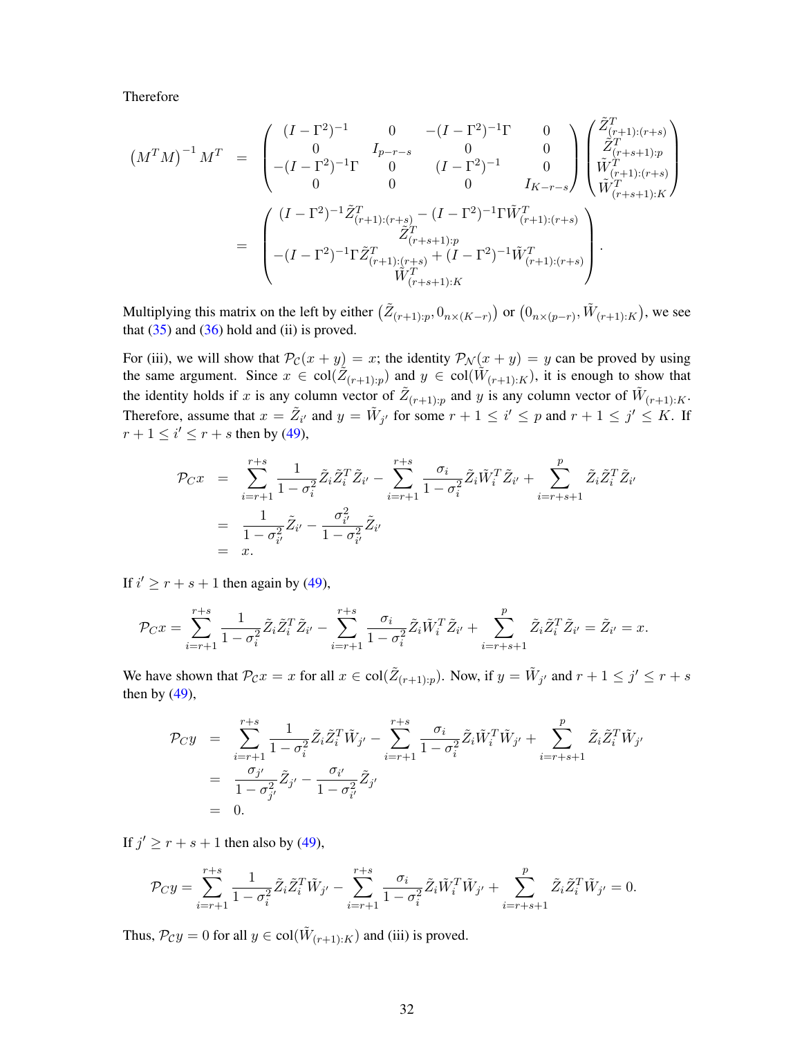Therefore

$$
\begin{aligned}
\left(M^T M\right)^{-1} M^T &= \begin{pmatrix} (I-\Gamma^2)^{-1} & 0 & -(I-\Gamma^2)^{-1}\Gamma & 0 \\ 0 & I_{p-r-s} & 0 & 0 \\ -(I-\Gamma^2)^{-1}\Gamma & 0 & (I-\Gamma^2)^{-1} & 0 \\ 0 & 0 & 0 & I_{K-r-s} \end{pmatrix} \begin{pmatrix} \tilde{Z}^T_{(r+1):(r+s)} \\ \tilde{Z}^T_{(r+s+1):p} \\ \tilde{W}^T_{(r+1):(r+s)} \\ \tilde{W}^T_{(r+s+1):K} \end{pmatrix} \\
&= \begin{pmatrix} (I-\Gamma^2)^{-1}\tilde{Z}^T_{(r+1):(r+s)} - (I-\Gamma^2)^{-1}\Gamma\tilde{W}^T_{(r+1):(r+s)} \\ \tilde{Z}^T_{(r+s+1):p} \\ -(I-\Gamma^2)^{-1}\Gamma\tilde{Z}^T_{(r+1):(r+s)} + (I-\Gamma^2)^{-1}\tilde{W}^T_{(r+1):(r+s)} \\ \tilde{W}^T_{(r+s+1):K} \end{pmatrix}.
\end{aligned}
$$

Multiplying this matrix on the left by either $\left(\tilde{Z}_{(r+1):p}, 0_{n\times(K-r)}\right)$ or $\left(0_{n\times(p-r)}, \tilde{W}_{(r+1):K}\right)$, we see that (35) and (36) hold and (ii) is proved.

For (iii), we will show that $\mathcal{P}_{\mathcal{C}}(x+y) = x$; the identity $\mathcal{P}_{\mathcal{N}}(x+y) = y$ can be proved by using the same argument. Since $x \in \mathrm{col}(\tilde{Z}_{(r+1):p})$ and $y \in \mathrm{col}(\tilde{W}_{(r+1):K})$, it is enough to show that the identity holds if $x$ is any column vector of $\tilde{Z}_{(r+1):p}$ and $y$ is any column vector of $\tilde{W}_{(r+1):K}$. Therefore, assume that $x = \tilde{Z}_{i'}$ and $y = \tilde{W}_{j'}$ for some $r+1 \le i' \le p$ and $r+1 \le j' \le K$. If $r+1 \le i' \le r+s$ then by (49),

$$
\begin{aligned}
\mathcal{P}_{\mathcal{C}} x &= \sum_{i=r+1}^{r+s} \frac{1}{1-\sigma_i^2}\tilde{Z}_i\tilde{Z}_i^T\tilde{Z}_{i'} - \sum_{i=r+1}^{r+s} \frac{\sigma_i}{1-\sigma_i^2}\tilde{Z}_i\tilde{W}_i^T\tilde{Z}_{i'} + \sum_{i=r+s+1}^{p} \tilde{Z}_i\tilde{Z}_i^T\tilde{Z}_{i'} \\
&= \frac{1}{1-\sigma_{i'}^2}\tilde{Z}_{i'} - \frac{\sigma_{i'}^2}{1-\sigma_{i'}^2}\tilde{Z}_{i'} \\
&= x.
\end{aligned}
$$

If $i' \ge r+s+1$ then again by (49),

$$
\mathcal{P}_{\mathcal{C}} x = \sum_{i=r+1}^{r+s} \frac{1}{1-\sigma_i^2}\tilde{Z}_i\tilde{Z}_i^T\tilde{Z}_{i'} - \sum_{i=r+1}^{r+s} \frac{\sigma_i}{1-\sigma_i^2}\tilde{Z}_i\tilde{W}_i^T\tilde{Z}_{i'} + \sum_{i=r+s+1}^{p} \tilde{Z}_i\tilde{Z}_i^T\tilde{Z}_{i'} = \tilde{Z}_{i'} = x.
$$

We have shown that $\mathcal{P}_{\mathcal{C}} x = x$ for all $x \in \mathrm{col}(\tilde{Z}_{(r+1):p})$. Now, if $y = \tilde{W}_{j'}$ and $r+1 \le j' \le r+s$ then by (49),

$$
\begin{aligned}
\mathcal{P}_{\mathcal{C}} y &= \sum_{i=r+1}^{r+s} \frac{1}{1-\sigma_i^2}\tilde{Z}_i\tilde{Z}_i^T\tilde{W}_{j'} - \sum_{i=r+1}^{r+s} \frac{\sigma_i}{1-\sigma_i^2}\tilde{Z}_i\tilde{W}_i^T\tilde{W}_{j'} + \sum_{i=r+s+1}^{p} \tilde{Z}_i\tilde{Z}_i^T\tilde{W}_{j'} \\
&= \frac{\sigma_{j'}}{1-\sigma_{j'}^2}\tilde{Z}_{j'} - \frac{\sigma_{i'}}{1-\sigma_{i'}^2}\tilde{Z}_{j'} \\
&= 0.
\end{aligned}
$$

If $j' \ge r+s+1$ then also by (49),

$$
\mathcal{P}_{\mathcal{C}} y = \sum_{i=r+1}^{r+s} \frac{1}{1-\sigma_i^2}\tilde{Z}_i\tilde{Z}_i^T\tilde{W}_{j'} - \sum_{i=r+1}^{r+s} \frac{\sigma_i}{1-\sigma_i^2}\tilde{Z}_i\tilde{W}_i^T\tilde{W}_{j'} + \sum_{i=r+s+1}^{p} \tilde{Z}_i\tilde{Z}_i^T\tilde{W}_{j'} = 0.
$$

Thus, $\mathcal{P}_{\mathcal{C}} y = 0$ for all $y \in \mathrm{col}(\tilde{W}_{(r+1):K})$ and (iii) is proved.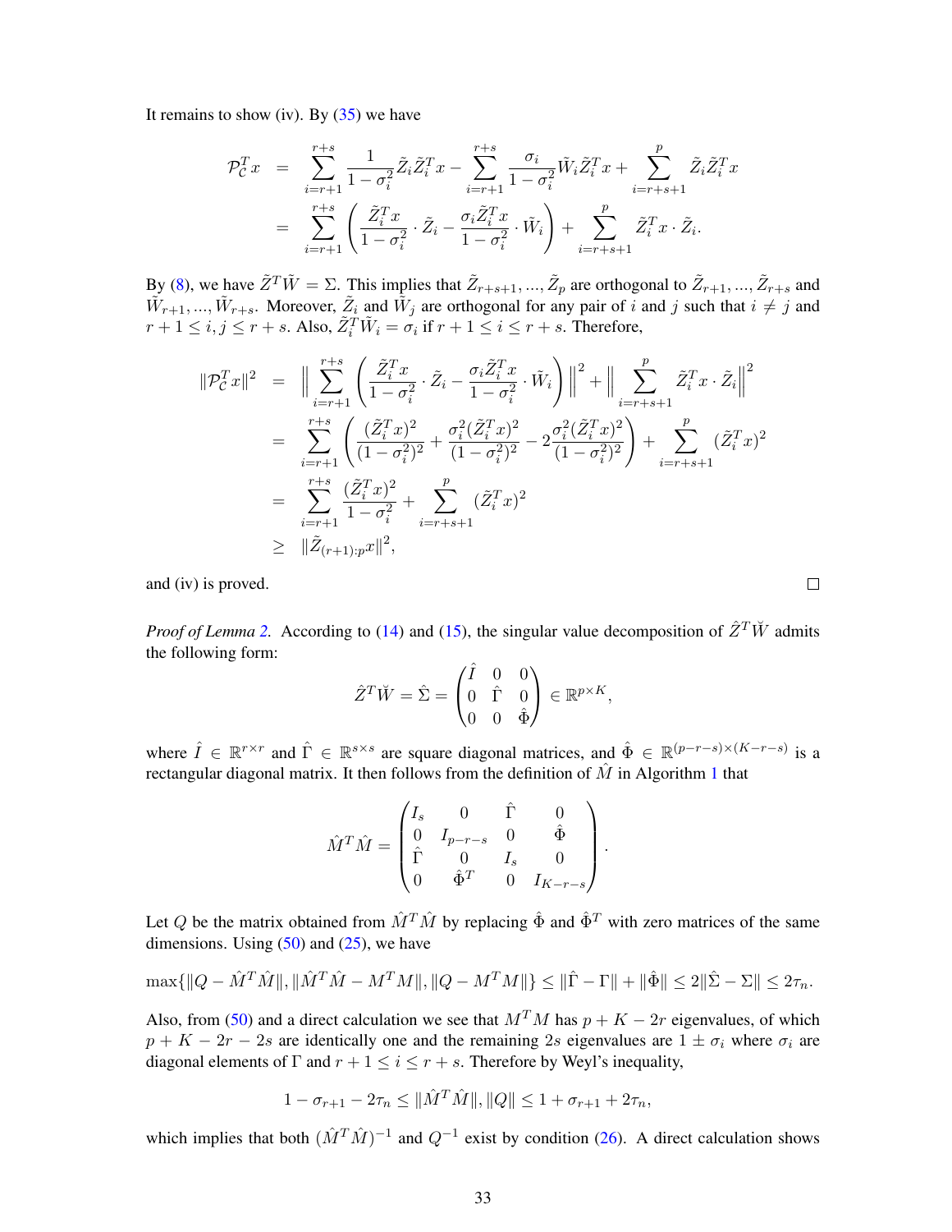It remains to show (iv). By (35) we have

$$
\begin{aligned}
\mathcal{P}_{\mathcal{C}}^T x &= \sum_{i=r+1}^{r+s} \frac{1}{1-\sigma_i^2} \tilde{Z}_i \tilde{Z}_i^T x - \sum_{i=r+1}^{r+s} \frac{\sigma_i}{1-\sigma_i^2} \tilde{W}_i \tilde{Z}_i^T x + \sum_{i=r+s+1}^{p} \tilde{Z}_i \tilde{Z}_i^T x \\
&= \sum_{i=r+1}^{r+s} \left( \frac{\tilde{Z}_i^T x}{1-\sigma_i^2} \cdot \tilde{Z}_i - \frac{\sigma_i \tilde{Z}_i^T x}{1-\sigma_i^2} \cdot \tilde{W}_i \right) + \sum_{i=r+s+1}^{p} \tilde{Z}_i^T x \cdot \tilde{Z}_i.
\end{aligned}
$$

By (8), we have $\tilde{Z}^T \tilde{W} = \Sigma$. This implies that $\tilde{Z}_{r+s+1}, ..., \tilde{Z}_p$ are orthogonal to $\tilde{Z}_{r+1}, ..., \tilde{Z}_{r+s}$ and $\tilde{W}_{r+1}, ..., \tilde{W}_{r+s}$. Moreover, $\tilde{Z}_i$ and $\tilde{W}_j$ are orthogonal for any pair of $i$ and $j$ such that $i \neq j$ and $r+1 \leq i, j \leq r+s$. Also, $\tilde{Z}_i^T \tilde{W}_i = \sigma_i$ if $r+1 \leq i \leq r+s$. Therefore,

$$
\begin{aligned}
\|\mathcal{P}_{\mathcal{C}}^T x\|^2 &= \Big\| \sum_{i=r+1}^{r+s} \left( \frac{\tilde{Z}_i^T x}{1-\sigma_i^2} \cdot \tilde{Z}_i - \frac{\sigma_i \tilde{Z}_i^T x}{1-\sigma_i^2} \cdot \tilde{W}_i \right) \Big\|^2 + \Big\| \sum_{i=r+s+1}^{p} \tilde{Z}_i^T x \cdot \tilde{Z}_i \Big\|^2 \\
&= \sum_{i=r+1}^{r+s} \left( \frac{(\tilde{Z}_i^T x)^2}{(1-\sigma_i^2)^2} + \frac{\sigma_i^2 (\tilde{Z}_i^T x)^2}{(1-\sigma_i^2)^2} - 2\frac{\sigma_i^2 (\tilde{Z}_i^T x)^2}{(1-\sigma_i^2)^2} \right) + \sum_{i=r+s+1}^{p} (\tilde{Z}_i^T x)^2 \\
&= \sum_{i=r+1}^{r+s} \frac{(\tilde{Z}_i^T x)^2}{1-\sigma_i^2} + \sum_{i=r+s+1}^{p} (\tilde{Z}_i^T x)^2 \\
&\geq \|\tilde{Z}_{(r+1):p} x\|^2,
\end{aligned}
$$

and (iv) is proved. □

*Proof of Lemma 2.* According to (14) and (15), the singular value decomposition of $\hat{Z}^T \breve{W}$ admits the following form:

$$
\hat{Z}^T \breve{W} = \hat{\Sigma} = \begin{pmatrix} \hat{I} & 0 & 0 \\ 0 & \hat{\Gamma} & 0 \\ 0 & 0 & \hat{\Phi} \end{pmatrix} \in \mathbb{R}^{p \times K},
$$

where $\hat{I} \in \mathbb{R}^{r \times r}$ and $\hat{\Gamma} \in \mathbb{R}^{s \times s}$ are square diagonal matrices, and $\hat{\Phi} \in \mathbb{R}^{(p-r-s) \times (K-r-s)}$ is a rectangular diagonal matrix. It then follows from the definition of $\hat{M}$ in Algorithm 1 that

$$
\hat{M}^T \hat{M} = \begin{pmatrix} I_s & 0 & \hat{\Gamma} & 0 \\ 0 & I_{p-r-s} & 0 & \hat{\Phi} \\ \hat{\Gamma} & 0 & I_s & 0 \\ 0 & \hat{\Phi}^T & 0 & I_{K-r-s} \end{pmatrix}.
$$

Let $Q$ be the matrix obtained from $\hat{M}^T \hat{M}$ by replacing $\hat{\Phi}$ and $\hat{\Phi}^T$ with zero matrices of the same dimensions. Using (50) and (25), we have

$$
\max\{\|Q - \hat{M}^T \hat{M}\|, \|\hat{M}^T \hat{M} - M^T M\|, \|Q - M^T M\|\} \leq \|\hat{\Gamma} - \Gamma\| + \|\hat{\Phi}\| \leq 2\|\hat{\Sigma} - \Sigma\| \leq 2\tau_n.
$$

Also, from (50) and a direct calculation we see that $M^T M$ has $p + K - 2r$ eigenvalues, of which $p + K - 2r - 2s$ are identically one and the remaining $2s$ eigenvalues are $1 \pm \sigma_i$ where $\sigma_i$ are diagonal elements of $\Gamma$ and $r+1 \leq i \leq r+s$. Therefore by Weyl's inequality,

$$
1 - \sigma_{r+1} - 2\tau_n \leq \|\hat{M}^T \hat{M}\|, \|Q\| \leq 1 + \sigma_{r+1} + 2\tau_n,
$$

which implies that both $(\hat{M}^T \hat{M})^{-1}$ and $Q^{-1}$ exist by condition (26). A direct calculation shows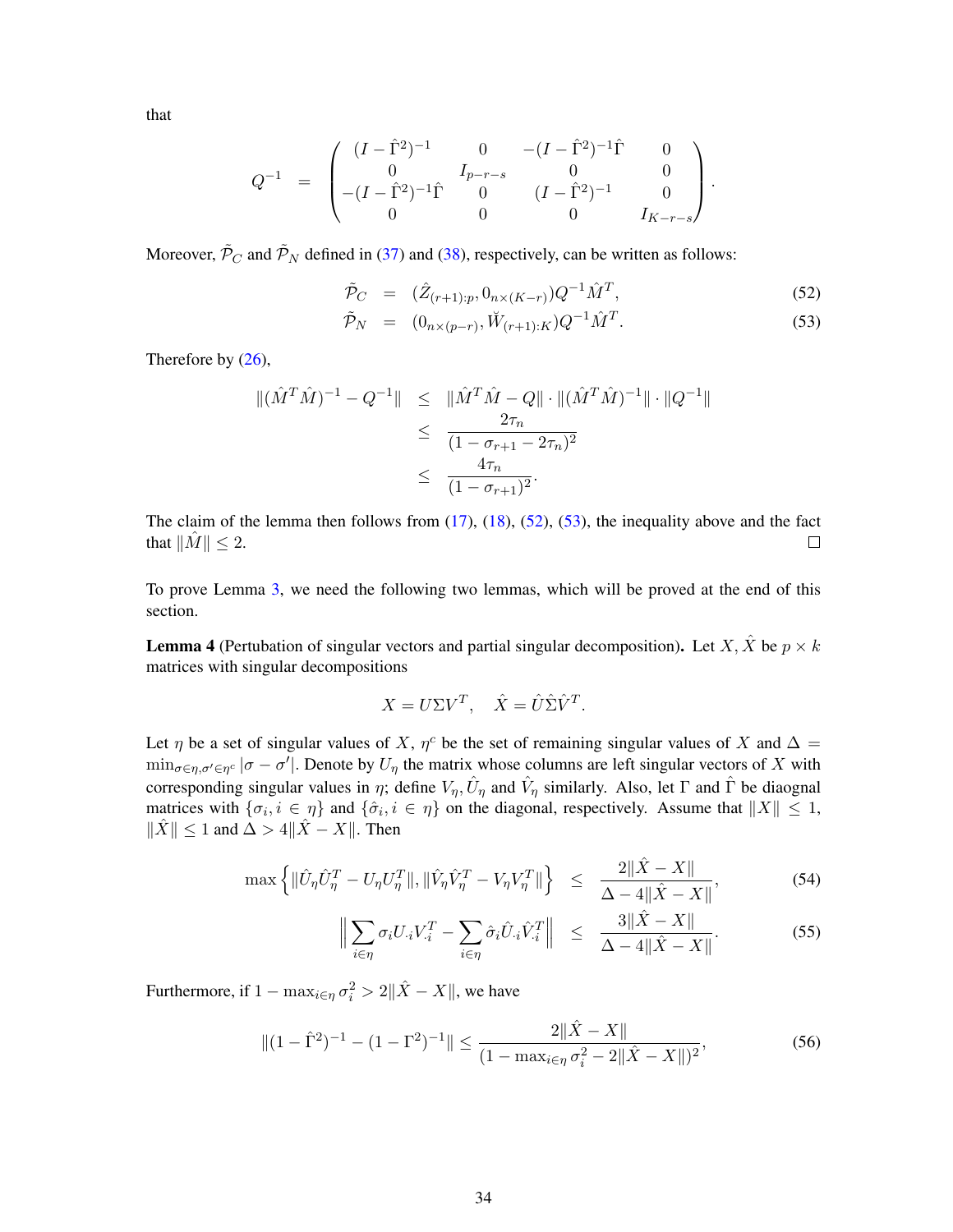that

$$
Q^{-1} = \begin{pmatrix} (I-\hat{\Gamma}^2)^{-1} & 0 & -(I-\hat{\Gamma}^2)^{-1}\hat{\Gamma} & 0 \\ 0 & I_{p-r-s} & 0 & 0 \\ -(I-\hat{\Gamma}^2)^{-1}\hat{\Gamma} & 0 & (I-\hat{\Gamma}^2)^{-1} & 0 \\ 0 & 0 & 0 & I_{K-r-s} \end{pmatrix}.
$$

Moreover, $\tilde{\mathcal{P}}_C$ and $\tilde{\mathcal{P}}_N$ defined in (37) and (38), respectively, can be written as follows:

$$
\tilde{\mathcal{P}}_C = (\hat{Z}_{(r+1):p}, 0_{n\times(K-r)})Q^{-1}\hat{M}^T, \tag{52}
$$

$$
\tilde{\mathcal{P}}_N = (0_{n\times(p-r)}, \check{W}_{(r+1):K})Q^{-1}\hat{M}^T. \tag{53}
$$

Therefore by (26),

$$
\begin{aligned}
\|(\hat{M}^T\hat{M})^{-1} - Q^{-1}\| &\leq \|\hat{M}^T\hat{M} - Q\| \cdot \|(\hat{M}^T\hat{M})^{-1}\| \cdot \|Q^{-1}\| \\
&\leq \frac{2\tau_n}{(1-\sigma_{r+1}-2\tau_n)^2} \\
&\leq \frac{4\tau_n}{(1-\sigma_{r+1})^2}.
\end{aligned}
$$

The claim of the lemma then follows from (17), (18), (52), (53), the inequality above and the fact that $\|\hat{M}\| \leq 2$. $\square$

To prove Lemma 3, we need the following two lemmas, which will be proved at the end of this section.

**Lemma 4** **(Pertubation of singular vectors and partial singular decomposition).** Let $X, \hat{X}$ be $p \times k$ matrices with singular decompositions

$$
X = U\Sigma V^T, \quad \hat{X} = \hat{U}\hat{\Sigma}\hat{V}^T.
$$

Let $\eta$ be a set of singular values of $X$, $\eta^c$ be the set of remaining singular values of $X$ and $\Delta = \min_{\sigma\in\eta, \sigma'\in\eta^c} |\sigma - \sigma'|$. Denote by $U_\eta$ the matrix whose columns are left singular vectors of $X$ with corresponding singular values in $\eta$; define $V_\eta, \hat{U}_\eta$ and $\hat{V}_\eta$ similarly. Also, let $\Gamma$ and $\hat{\Gamma}$ be diagonal matrices with $\{\sigma_i, i \in \eta\}$ and $\{\hat{\sigma}_i, i \in \eta\}$ on the diagonal, respectively. Assume that $\|X\| \leq 1$, $\|\hat{X}\| \leq 1$ and $\Delta > 4\|\hat{X} - X\|$. Then

$$
\max\left\{\|\hat{U}_\eta\hat{U}_\eta^T - U_\eta U_\eta^T\|, \|\hat{V}_\eta\hat{V}_\eta^T - V_\eta V_\eta^T\|\right\} \leq \frac{2\|\hat{X} - X\|}{\Delta - 4\|\hat{X} - X\|}, \tag{54}
$$

$$
\left\|\sum_{i\in\eta}\sigma_i U_{.i}V_{.i}^T - \sum_{i\in\eta}\hat{\sigma}_i\hat{U}_{.i}\hat{V}_{.i}^T\right\| \leq \frac{3\|\hat{X} - X\|}{\Delta - 4\|\hat{X} - X\|}. \tag{55}
$$

Furthermore, if $1 - \max_{i\in\eta}\sigma_i^2 > 2\|\hat{X} - X\|$, we have

$$
\|(1 - \hat{\Gamma}^2)^{-1} - (1 - \Gamma^2)^{-1}\| \leq \frac{2\|\hat{X} - X\|}{(1 - \max_{i\in\eta}\sigma_i^2 - 2\|\hat{X} - X\|)^2}, \tag{56}
$$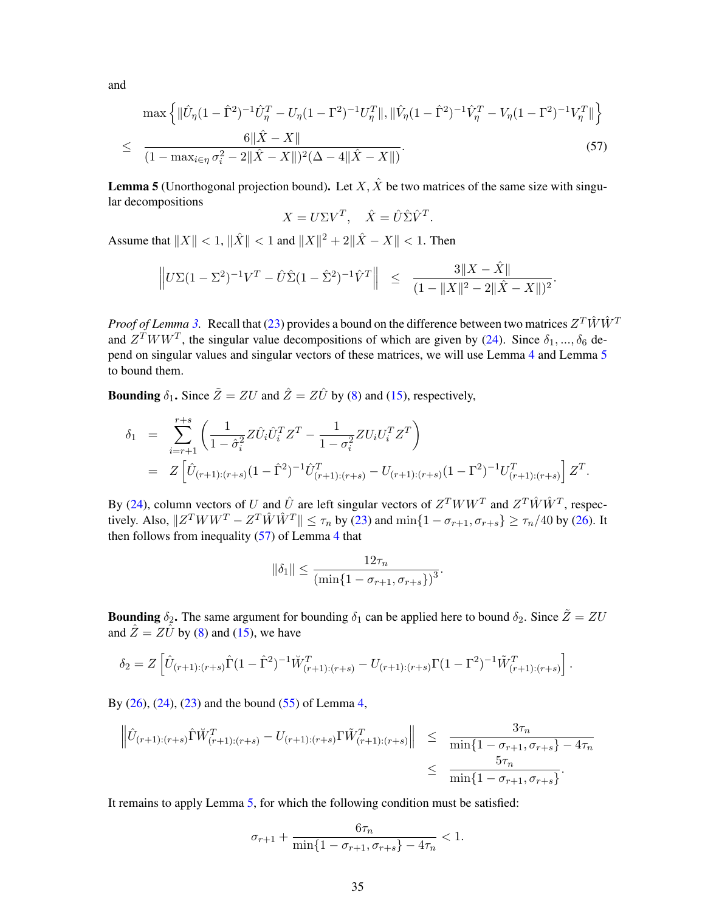and

$$
\begin{aligned}
&\max\left\{\|\hat{U}_\eta(1-\hat{\Gamma}^2)^{-1}\hat{U}_\eta^T - U_\eta(1-\Gamma^2)^{-1}U_\eta^T\|, \|\hat{V}_\eta(1-\hat{\Gamma}^2)^{-1}\hat{V}_\eta^T - V_\eta(1-\Gamma^2)^{-1}V_\eta^T\|\right\} \\
\leq\ & \frac{6\|\hat{X}-X\|}{(1-\max_{i\in\eta}\sigma_i^2 - 2\|\hat{X}-X\|)^2(\Delta - 4\|\hat{X}-X\|)}. \qquad (57)
\end{aligned}
$$

**Lemma 5** (Unorthogonal projection bound)**.** Let $X, \hat{X}$ be two matrices of the same size with singular decompositions

$$
X = U\Sigma V^T, \quad \hat{X} = \hat{U}\hat{\Sigma}\hat{V}^T.
$$

Assume that $\|X\| < 1$, $\|\hat{X}\| < 1$ and $\|X\|^2 + 2\|\hat{X}-X\| < 1$. Then

$$
\left\|U\Sigma(1-\Sigma^2)^{-1}V^T - \hat{U}\hat{\Sigma}(1-\hat{\Sigma}^2)^{-1}\hat{V}^T\right\| \leq \frac{3\|X-\hat{X}\|}{(1-\|X\|^2 - 2\|\hat{X}-X\|)^2}.
$$

*Proof of Lemma 3.* Recall that (23) provides a bound on the difference between two matrices $Z^T\hat{W}\hat{W}^T$ and $Z^TWW^T$, the singular value decompositions of which are given by (24). Since $\delta_1, ..., \delta_6$ depend on singular values and singular vectors of these matrices, we will use Lemma 4 and Lemma 5 to bound them.

**Bounding $\delta_1$.** Since $\tilde{Z} = ZU$ and $\hat{Z} = Z\hat{U}$ by (8) and (15), respectively,

$$
\begin{aligned}
\delta_1 &= \sum_{i=r+1}^{r+s}\left(\frac{1}{1-\hat{\sigma}_i^2}Z\hat{U}_i\hat{U}_i^TZ^T - \frac{1}{1-\sigma_i^2}ZU_iU_i^TZ^T\right) \\
&= Z\left[\hat{U}_{(r+1):(r+s)}(1-\hat{\Gamma}^2)^{-1}\hat{U}_{(r+1):(r+s)}^T - U_{(r+1):(r+s)}(1-\Gamma^2)^{-1}U_{(r+1):(r+s)}^T\right]Z^T.
\end{aligned}
$$

By (24), column vectors of $U$ and $\hat{U}$ are left singular vectors of $Z^TWW^T$ and $Z^T\hat{W}\hat{W}^T$, respectively. Also, $\|Z^TWW^T - Z^T\hat{W}\hat{W}^T\| \leq \tau_n$ by (23) and $\min\{1-\sigma_{r+1}, \sigma_{r+s}\} \geq \tau_n/40$ by (26). It then follows from inequality (57) of Lemma 4 that

$$
\|\delta_1\| \leq \frac{12\tau_n}{(\min\{1-\sigma_{r+1}, \sigma_{r+s}\})^3}.
$$

**Bounding $\delta_2$.** The same argument for bounding $\delta_1$ can be applied here to bound $\delta_2$. Since $\tilde{Z} = ZU$ and $\hat{Z} = Z\hat{U}$ by (8) and (15), we have

$$
\delta_2 = Z\left[\hat{U}_{(r+1):(r+s)}\hat{\Gamma}(1-\hat{\Gamma}^2)^{-1}\check{W}_{(r+1):(r+s)}^T - U_{(r+1):(r+s)}\Gamma(1-\Gamma^2)^{-1}\tilde{W}_{(r+1):(r+s)}^T\right].
$$

By (26), (24), (23) and the bound (55) of Lemma 4,

$$
\begin{aligned}
\left\|\hat{U}_{(r+1):(r+s)}\hat{\Gamma}\check{W}_{(r+1):(r+s)}^T - U_{(r+1):(r+s)}\Gamma\tilde{W}_{(r+1):(r+s)}^T\right\| &\leq \frac{3\tau_n}{\min\{1-\sigma_{r+1}, \sigma_{r+s}\} - 4\tau_n} \\
&\leq \frac{5\tau_n}{\min\{1-\sigma_{r+1}, \sigma_{r+s}\}}.
\end{aligned}
$$

It remains to apply Lemma 5, for which the following condition must be satisfied:

$$
\sigma_{r+1} + \frac{6\tau_n}{\min\{1-\sigma_{r+1}, \sigma_{r+s}\} - 4\tau_n} < 1.
$$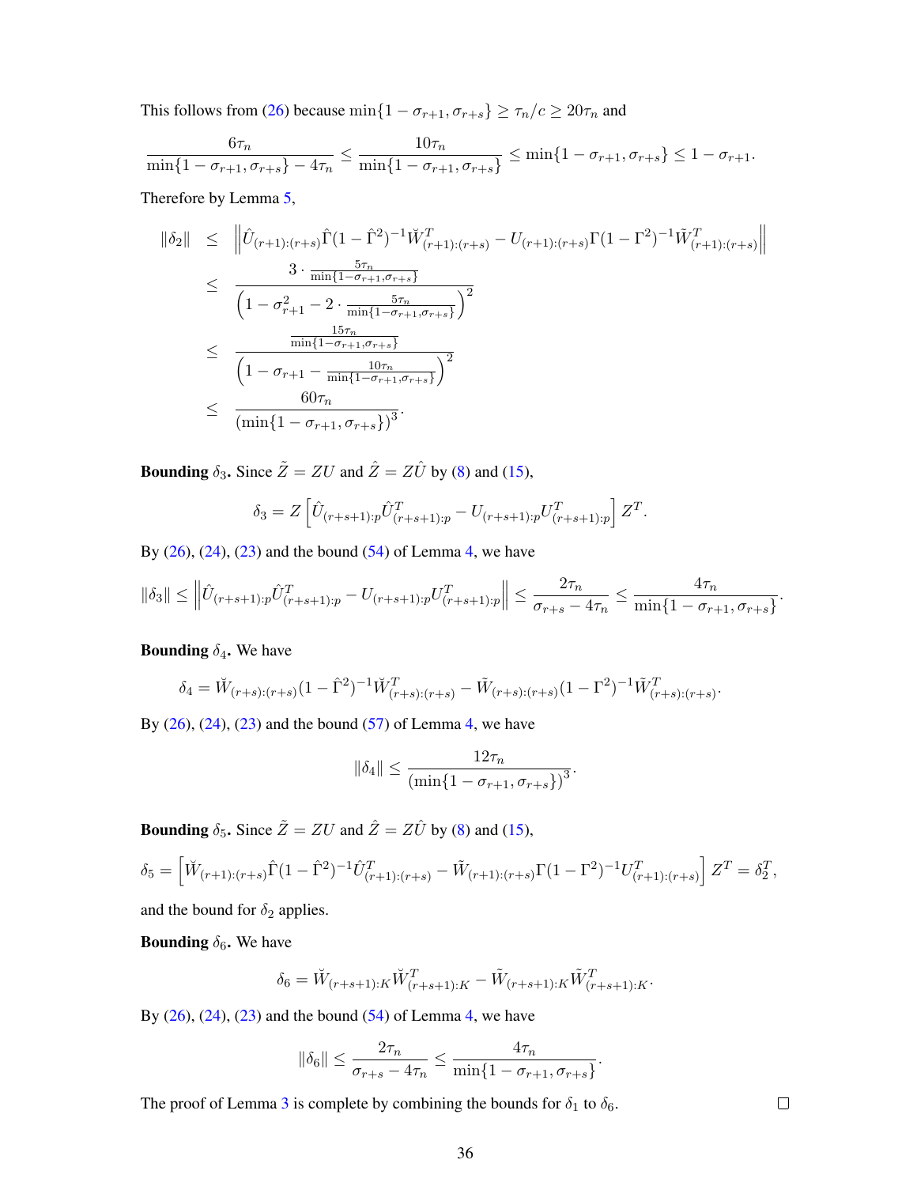This follows from (26) because $\min\{1-\sigma_{r+1}, \sigma_{r+s}\} \geq \tau_n/c \geq 20\tau_n$ and

$$\frac{6\tau_n}{\min\{1-\sigma_{r+1}, \sigma_{r+s}\} - 4\tau_n} \leq \frac{10\tau_n}{\min\{1-\sigma_{r+1}, \sigma_{r+s}\}} \leq \min\{1-\sigma_{r+1}, \sigma_{r+s}\} \leq 1-\sigma_{r+1}.$$

Therefore by Lemma 5,

$$\begin{aligned}
\|\delta_2\| &\leq \left\| \hat{U}_{(r+1):(r+s)} \hat{\Gamma}(1-\hat{\Gamma}^2)^{-1} \breve{W}^T_{(r+1):(r+s)} - U_{(r+1):(r+s)} \Gamma(1-\Gamma^2)^{-1} \tilde{W}^T_{(r+1):(r+s)} \right\| \\
&\leq \frac{3 \cdot \frac{5\tau_n}{\min\{1-\sigma_{r+1}, \sigma_{r+s}\}}}{\left(1-\sigma_{r+1}^2 - 2 \cdot \frac{5\tau_n}{\min\{1-\sigma_{r+1}, \sigma_{r+s}\}}\right)^2} \\
&\leq \frac{\frac{15\tau_n}{\min\{1-\sigma_{r+1}, \sigma_{r+s}\}}}{\left(1-\sigma_{r+1} - \frac{10\tau_n}{\min\{1-\sigma_{r+1}, \sigma_{r+s}\}}\right)^2} \\
&\leq \frac{60\tau_n}{(\min\{1-\sigma_{r+1}, \sigma_{r+s}\})^3}.
\end{aligned}$$

**Bounding $\delta_3$.** Since $\tilde{Z} = ZU$ and $\hat{Z} = Z\hat{U}$ by (8) and (15),

$$\delta_3 = Z\left[\hat{U}_{(r+s+1):p} \hat{U}^T_{(r+s+1):p} - U_{(r+s+1):p} U^T_{(r+s+1):p}\right] Z^T.$$

By (26), (24), (23) and the bound (54) of Lemma 4, we have

$$\|\delta_3\| \leq \left\| \hat{U}_{(r+s+1):p} \hat{U}^T_{(r+s+1):p} - U_{(r+s+1):p} U^T_{(r+s+1):p} \right\| \leq \frac{2\tau_n}{\sigma_{r+s} - 4\tau_n} \leq \frac{4\tau_n}{\min\{1-\sigma_{r+1}, \sigma_{r+s}\}}.$$

**Bounding $\delta_4$.** We have

$$\delta_4 = \breve{W}_{(r+s):(r+s)}(1-\hat{\Gamma}^2)^{-1} \breve{W}^T_{(r+s):(r+s)} - \tilde{W}_{(r+s):(r+s)}(1-\Gamma^2)^{-1} \tilde{W}^T_{(r+s):(r+s)}.$$

By (26), (24), (23) and the bound (57) of Lemma 4, we have

$$\|\delta_4\| \leq \frac{12\tau_n}{(\min\{1-\sigma_{r+1}, \sigma_{r+s}\})^3}.$$

**Bounding $\delta_5$.** Since $\tilde{Z} = ZU$ and $\hat{Z} = Z\hat{U}$ by (8) and (15),

$$\delta_5 = \left[\breve{W}_{(r+1):(r+s)} \hat{\Gamma}(1-\hat{\Gamma}^2)^{-1} \hat{U}^T_{(r+1):(r+s)} - \tilde{W}_{(r+1):(r+s)} \Gamma(1-\Gamma^2)^{-1} U^T_{(r+1):(r+s)}\right] Z^T = \delta_2^T,$$

and the bound for $\delta_2$ applies.

**Bounding $\delta_6$.** We have

$$\delta_6 = \breve{W}_{(r+s+1):K} \breve{W}^T_{(r+s+1):K} - \tilde{W}_{(r+s+1):K} \tilde{W}^T_{(r+s+1):K}.$$

By (26), (24), (23) and the bound (54) of Lemma 4, we have

$$\|\delta_6\| \leq \frac{2\tau_n}{\sigma_{r+s} - 4\tau_n} \leq \frac{4\tau_n}{\min\{1-\sigma_{r+1}, \sigma_{r+s}\}}.$$

The proof of Lemma 3 is complete by combining the bounds for $\delta_1$ to $\delta_6$. □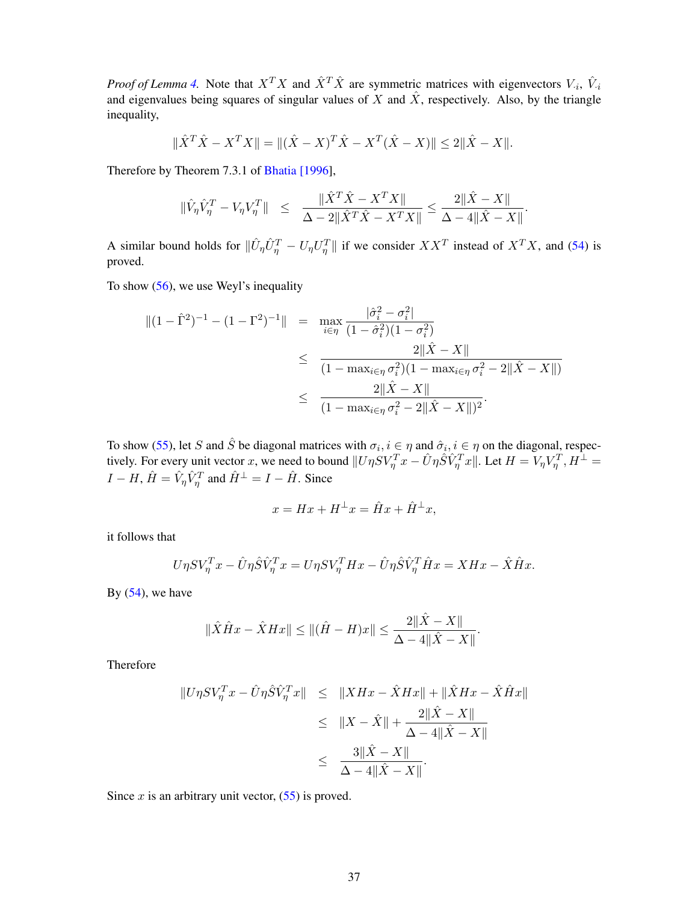*Proof of Lemma 4.* Note that $X^TX$ and $\hat{X}^T\hat{X}$ are symmetric matrices with eigenvectors $V_{\cdot i}$, $\hat{V}_{\cdot i}$ and eigenvalues being squares of singular values of $X$ and $\hat{X}$, respectively. Also, by the triangle inequality,

$$\|\hat{X}^T\hat{X} - X^TX\| = \|(\hat{X}-X)^T\hat{X} - X^T(\hat{X}-X)\| \leq 2\|\hat{X}-X\|.$$

Therefore by Theorem 7.3.1 of Bhatia [1996],

$$\|\hat{V}_\eta\hat{V}_\eta^T - V_\eta V_\eta^T\| \quad \leq \quad \frac{\|\hat{X}^T\hat{X} - X^TX\|}{\Delta - 2\|\hat{X}^T\hat{X} - X^TX\|} \leq \frac{2\|\hat{X}-X\|}{\Delta - 4\|\hat{X}-X\|}.$$

A similar bound holds for $\|\hat{U}_\eta\hat{U}_\eta^T - U_\eta U_\eta^T\|$ if we consider $XX^T$ instead of $X^TX$, and (54) is proved.

To show (56), we use Weyl's inequality

$$\begin{aligned}
\|(1-\hat{\Gamma}^2)^{-1} - (1-\Gamma^2)^{-1}\| &= \max_{i\in\eta} \frac{|\hat{\sigma}_i^2 - \sigma_i^2|}{(1-\hat{\sigma}_i^2)(1-\sigma_i^2)} \\
&\leq \frac{2\|\hat{X}-X\|}{(1-\max_{i\in\eta}\sigma_i^2)(1-\max_{i\in\eta}\sigma_i^2 - 2\|\hat{X}-X\|)} \\
&\leq \frac{2\|\hat{X}-X\|}{(1-\max_{i\in\eta}\sigma_i^2 - 2\|\hat{X}-X\|)^2}.
\end{aligned}$$

To show (55), let $S$ and $\hat{S}$ be diagonal matrices with $\sigma_i, i\in\eta$ and $\hat{\sigma}_i, i\in\eta$ on the diagonal, respectively. For every unit vector $x$, we need to bound $\|U\eta SV_\eta^Tx - \hat{U}\eta\hat{S}\hat{V}_\eta^Tx\|$. Let $H = V_\eta V_\eta^T$, $H^\perp = I - H$, $\hat{H} = \hat{V}_\eta\hat{V}_\eta^T$ and $\hat{H}^\perp = I - \hat{H}$. Since

$$x = Hx + H^\perp x = \hat{H}x + \hat{H}^\perp x,$$

it follows that

$$U\eta SV_\eta^Tx - \hat{U}\eta\hat{S}\hat{V}_\eta^Tx = U\eta SV_\eta^THx - \hat{U}\eta\hat{S}\hat{V}_\eta^T\hat{H}x = XHx - \hat{X}\hat{H}x.$$

By (54), we have

$$\|\hat{X}\hat{H}x - \hat{X}Hx\| \leq \|(\hat{H}-H)x\| \leq \frac{2\|\hat{X}-X\|}{\Delta - 4\|\hat{X}-X\|}.$$

Therefore

$$\begin{aligned}
\|U\eta SV_\eta^Tx - \hat{U}\eta\hat{S}\hat{V}_\eta^Tx\| &\leq \|XHx - \hat{X}Hx\| + \|\hat{X}Hx - \hat{X}\hat{H}x\| \\
&\leq \|X-\hat{X}\| + \frac{2\|\hat{X}-X\|}{\Delta - 4\|\hat{X}-X\|} \\
&\leq \frac{3\|\hat{X}-X\|}{\Delta - 4\|\hat{X}-X\|}.
\end{aligned}$$

Since $x$ is an arbitrary unit vector, (55) is proved.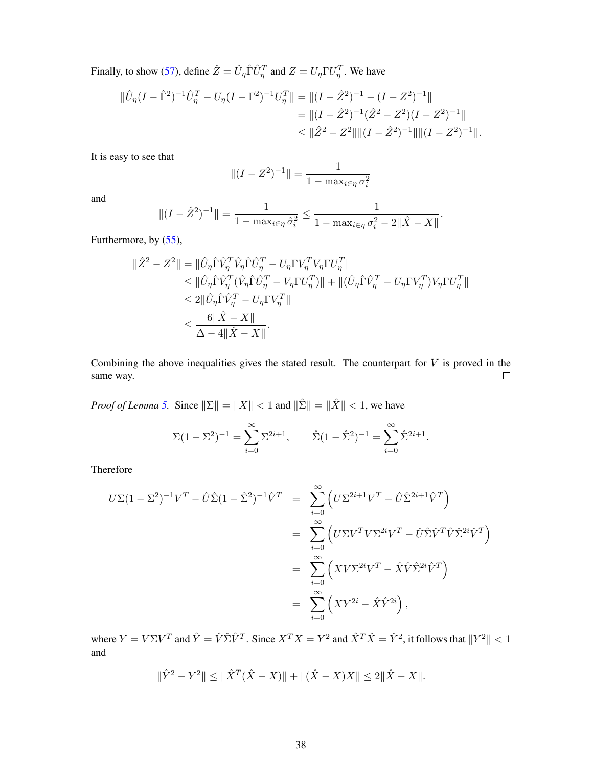Finally, to show (57), define $\hat{Z} = \hat{U}_\eta \hat{\Gamma} \hat{U}_\eta^T$ and $Z = U_\eta \Gamma U_\eta^T$. We have

$$
\begin{aligned}
\|\hat{U}_\eta (I - \hat{\Gamma}^2)^{-1} \hat{U}_\eta^T - U_\eta (I - \Gamma^2)^{-1} U_\eta^T\| &= \|(I - \hat{Z}^2)^{-1} - (I - Z^2)^{-1}\| \\
&= \|(I - \hat{Z}^2)^{-1} (\hat{Z}^2 - Z^2)(I - Z^2)^{-1}\| \\
&\leq \|\hat{Z}^2 - Z^2\| \|(I - \hat{Z}^2)^{-1}\| \|(I - Z^2)^{-1}\|.
\end{aligned}
$$

It is easy to see that

$$
\|(I - Z^2)^{-1}\| = \frac{1}{1 - \max_{i \in \eta} \sigma_i^2}
$$

and

$$
\|(I - \hat{Z}^2)^{-1}\| = \frac{1}{1 - \max_{i \in \eta} \hat{\sigma}_i^2} \leq \frac{1}{1 - \max_{i \in \eta} \sigma_i^2 - 2\|\hat{X} - X\|}.
$$

Furthermore, by (55),

$$
\begin{aligned}
\|\hat{Z}^2 - Z^2\| &= \|\hat{U}_\eta \hat{\Gamma} \hat{V}_\eta^T \hat{V}_\eta \hat{\Gamma} \hat{U}_\eta^T - U_\eta \Gamma V_\eta^T V_\eta \Gamma U_\eta^T\| \\
&\leq \|\hat{U}_\eta \hat{\Gamma} \hat{V}_\eta^T (\hat{V}_\eta \hat{\Gamma} \hat{U}_\eta^T - V_\eta \Gamma U_\eta^T)\| + \|(\hat{U}_\eta \hat{\Gamma} \hat{V}_\eta^T - U_\eta \Gamma V_\eta^T) V_\eta \Gamma U_\eta^T\| \\
&\leq 2\|\hat{U}_\eta \hat{\Gamma} \hat{V}_\eta^T - U_\eta \Gamma V_\eta^T\| \\
&\leq \frac{6\|\hat{X} - X\|}{\Delta - 4\|\hat{X} - X\|}.
\end{aligned}
$$

Combining the above inequalities gives the stated result. The counterpart for $V$ is proved in the same way. $\square$

*Proof of Lemma 5.* Since $\|\Sigma\| = \|X\| < 1$ and $\|\hat{\Sigma}\| = \|\hat{X}\| < 1$, we have

$$
\Sigma(1 - \Sigma^2)^{-1} = \sum_{i=0}^{\infty} \Sigma^{2i+1}, \qquad \hat{\Sigma}(1 - \hat{\Sigma}^2)^{-1} = \sum_{i=0}^{\infty} \hat{\Sigma}^{2i+1}.
$$

Therefore

$$
\begin{aligned}
U\Sigma(1 - \Sigma^2)^{-1} V^T - \hat{U}\hat{\Sigma}(1 - \hat{\Sigma}^2)^{-1} \hat{V}^T &= \sum_{i=0}^{\infty} \left( U\Sigma^{2i+1} V^T - \hat{U}\hat{\Sigma}^{2i+1} \hat{V}^T \right) \\
&= \sum_{i=0}^{\infty} \left( U\Sigma V^T V \Sigma^{2i} V^T - \hat{U}\hat{\Sigma}\hat{V}^T \hat{V} \hat{\Sigma}^{2i} \hat{V}^T \right) \\
&= \sum_{i=0}^{\infty} \left( XV\Sigma^{2i} V^T - \hat{X}\hat{V}\hat{\Sigma}^{2i} \hat{V}^T \right) \\
&= \sum_{i=0}^{\infty} \left( XY^{2i} - \hat{X}\hat{Y}^{2i} \right),
\end{aligned}
$$

where $Y = V\Sigma V^T$ and $\hat{Y} = \hat{V}\hat{\Sigma}\hat{V}^T$. Since $X^T X = Y^2$ and $\hat{X}^T \hat{X} = \hat{Y}^2$, it follows that $\|Y^2\| < 1$ and

$$
\|\hat{Y}^2 - Y^2\| \leq \|\hat{X}^T (\hat{X} - X)\| + \|(\hat{X} - X)X\| \leq 2\|\hat{X} - X\|.
$$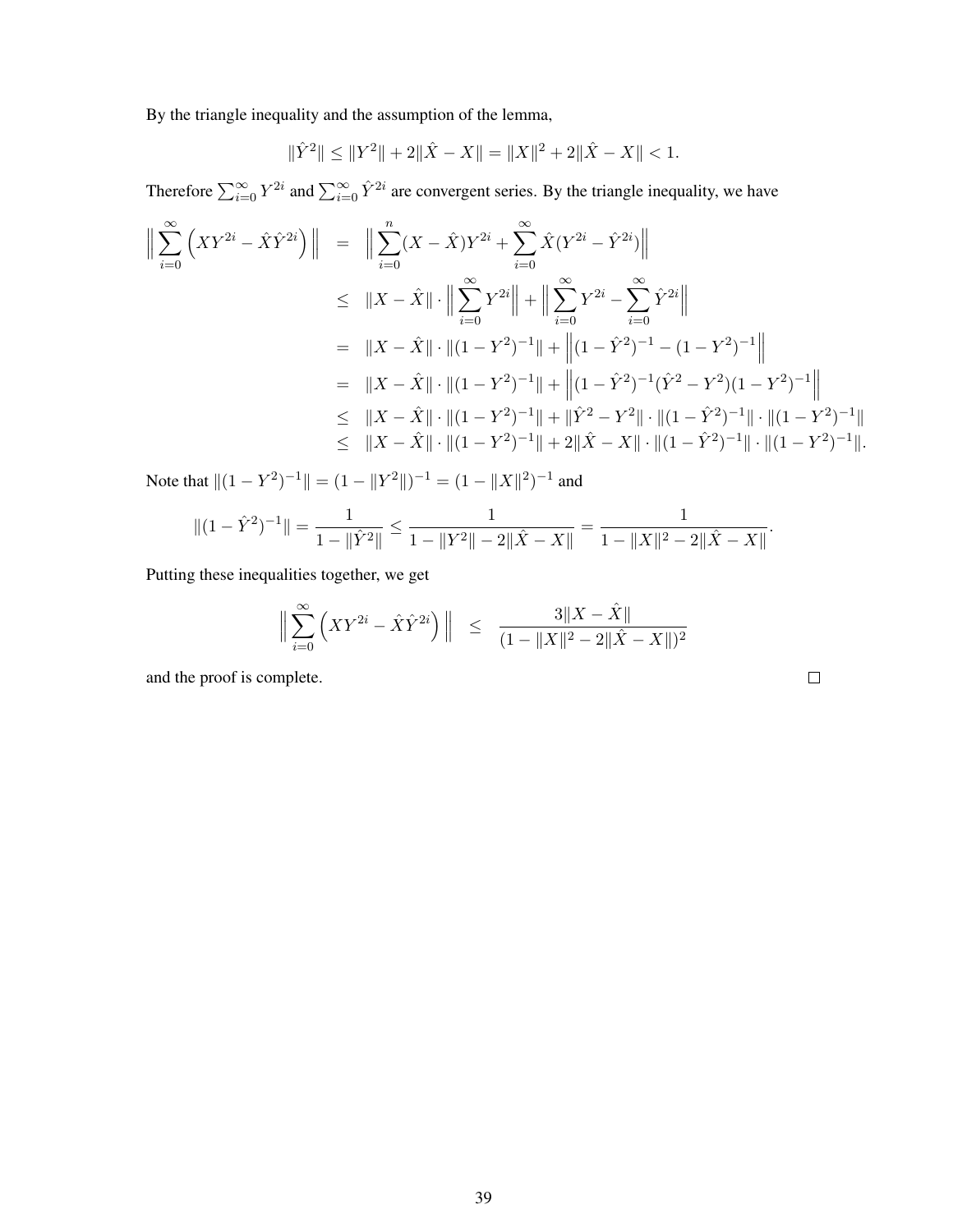By the triangle inequality and the assumption of the lemma,

$$\|\hat{Y}^2\| \leq \|Y^2\| + 2\|\hat{X} - X\| = \|X\|^2 + 2\|\hat{X} - X\| < 1.$$

Therefore $\sum_{i=0}^{\infty} Y^{2i}$ and $\sum_{i=0}^{\infty} \hat{Y}^{2i}$ are convergent series. By the triangle inequality, we have

$$\begin{aligned}
\Big\| \sum_{i=0}^{\infty} \Big( XY^{2i} - \hat{X}\hat{Y}^{2i} \Big) \Big\| &= \Big\| \sum_{i=0}^{n} (X - \hat{X}) Y^{2i} + \sum_{i=0}^{\infty} \hat{X} (Y^{2i} - \hat{Y}^{2i}) \Big\| \\
&\leq \|X - \hat{X}\| \cdot \Big\| \sum_{i=0}^{\infty} Y^{2i} \Big\| + \Big\| \sum_{i=0}^{\infty} Y^{2i} - \sum_{i=0}^{\infty} \hat{Y}^{2i} \Big\| \\
&= \|X - \hat{X}\| \cdot \|(1 - Y^2)^{-1}\| + \Big\| (1 - \hat{Y}^2)^{-1} - (1 - Y^2)^{-1} \Big\| \\
&= \|X - \hat{X}\| \cdot \|(1 - Y^2)^{-1}\| + \Big\| (1 - \hat{Y}^2)^{-1} (\hat{Y}^2 - Y^2)(1 - Y^2)^{-1} \Big\| \\
&\leq \|X - \hat{X}\| \cdot \|(1 - Y^2)^{-1}\| + \|\hat{Y}^2 - Y^2\| \cdot \|(1 - \hat{Y}^2)^{-1}\| \cdot \|(1 - Y^2)^{-1}\| \\
&\leq \|X - \hat{X}\| \cdot \|(1 - Y^2)^{-1}\| + 2\|\hat{X} - X\| \cdot \|(1 - \hat{Y}^2)^{-1}\| \cdot \|(1 - Y^2)^{-1}\|.
\end{aligned}$$

Note that $\|(1 - Y^2)^{-1}\| = (1 - \|Y^2\|)^{-1} = (1 - \|X\|^2)^{-1}$ and

$$\|(1 - \hat{Y}^2)^{-1}\| = \frac{1}{1 - \|\hat{Y}^2\|} \leq \frac{1}{1 - \|Y^2\| - 2\|\hat{X} - X\|} = \frac{1}{1 - \|X\|^2 - 2\|\hat{X} - X\|}.$$

Putting these inequalities together, we get

$$\Big\| \sum_{i=0}^{\infty} \Big( XY^{2i} - \hat{X}\hat{Y}^{2i} \Big) \Big\| \leq \frac{3\|X - \hat{X}\|}{(1 - \|X\|^2 - 2\|\hat{X} - X\|)^2}$$

and the proof is complete. $\square$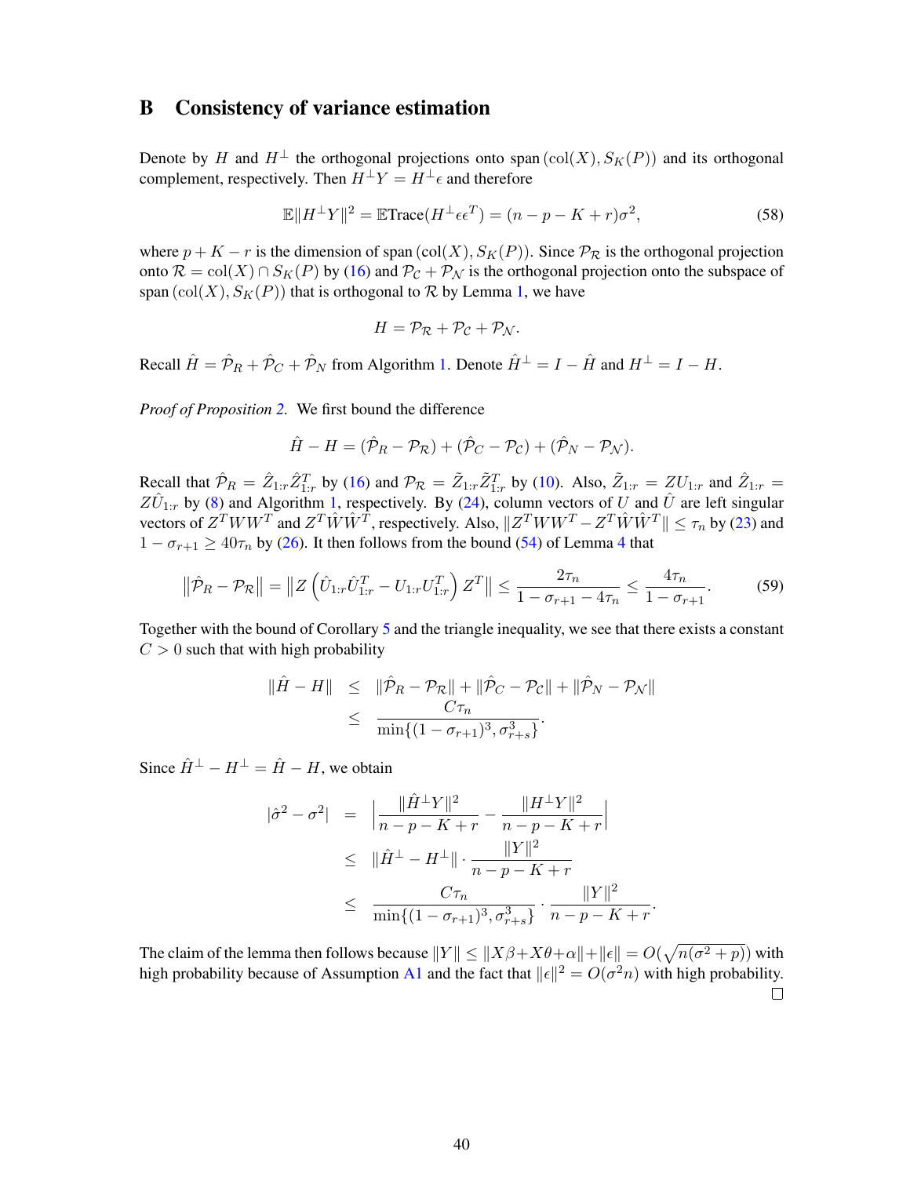# B Consistency of variance estimation

Denote by $H$ and $H^\perp$ the orthogonal projections onto $\text{span}\left(\text{col}(X), S_K(P)\right)$ and its orthogonal complement, respectively. Then $H^\perp Y = H^\perp \epsilon$ and therefore

$$\mathbb{E}\|H^\perp Y\|^2 = \mathbb{E}\text{Trace}(H^\perp \epsilon\epsilon^T) = (n - p - K + r)\sigma^2, \tag{58}$$

where $p + K - r$ is the dimension of $\text{span}\left(\text{col}(X), S_K(P)\right)$. Since $\mathcal{P}_\mathcal{R}$ is the orthogonal projection onto $\mathcal{R} = \text{col}(X) \cap S_K(P)$ by (16) and $\mathcal{P}_\mathcal{C} + \mathcal{P}_\mathcal{N}$ is the orthogonal projection onto the subspace of $\text{span}\left(\text{col}(X), S_K(P)\right)$ that is orthogonal to $\mathcal{R}$ by Lemma 1, we have

$$H = \mathcal{P}_\mathcal{R} + \mathcal{P}_\mathcal{C} + \mathcal{P}_\mathcal{N}.$$

Recall $\hat{H} = \hat{\mathcal{P}}_R + \hat{\mathcal{P}}_C + \hat{\mathcal{P}}_N$ from Algorithm 1. Denote $\hat{H}^\perp = I - \hat{H}$ and $H^\perp = I - H$.

*Proof of Proposition 2.* We first bound the difference

$$\hat{H} - H = (\hat{\mathcal{P}}_R - \mathcal{P}_\mathcal{R}) + (\hat{\mathcal{P}}_C - \mathcal{P}_\mathcal{C}) + (\hat{\mathcal{P}}_N - \mathcal{P}_\mathcal{N}).$$

Recall that $\hat{\mathcal{P}}_R = \hat{Z}_{1:r}\hat{Z}_{1:r}^T$ by (16) and $\mathcal{P}_\mathcal{R} = \tilde{Z}_{1:r}\tilde{Z}_{1:r}^T$ by (10). Also, $\tilde{Z}_{1:r} = ZU_{1:r}$ and $\hat{Z}_{1:r} = Z\hat{U}_{1:r}$ by (8) and Algorithm 1, respectively. By (24), column vectors of $U$ and $\hat{U}$ are left singular vectors of $Z^TWW^T$ and $Z^T\hat{W}\hat{W}^T$, respectively. Also, $\|Z^TWW^T - Z^T\hat{W}\hat{W}^T\| \le \tau_n$ by (23) and $1 - \sigma_{r+1} \ge 40\tau_n$ by (26). It then follows from the bound (54) of Lemma 4 that

$$\left\|\hat{\mathcal{P}}_R - \mathcal{P}_\mathcal{R}\right\| = \left\|Z\left(\hat{U}_{1:r}\hat{U}_{1:r}^T - U_{1:r}U_{1:r}^T\right)Z^T\right\| \le \frac{2\tau_n}{1 - \sigma_{r+1} - 4\tau_n} \le \frac{4\tau_n}{1 - \sigma_{r+1}}. \tag{59}$$

Together with the bound of Corollary 5 and the triangle inequality, we see that there exists a constant $C > 0$ such that with high probability

$$\begin{aligned}
\|\hat{H} - H\| &\le \|\hat{\mathcal{P}}_R - \mathcal{P}_\mathcal{R}\| + \|\hat{\mathcal{P}}_C - \mathcal{P}_\mathcal{C}\| + \|\hat{\mathcal{P}}_N - \mathcal{P}_\mathcal{N}\| \\
&\le \frac{C\tau_n}{\min\{(1 - \sigma_{r+1})^3, \sigma_{r+s}^3\}}.
\end{aligned}$$

Since $\hat{H}^\perp - H^\perp = \hat{H} - H$, we obtain

$$\begin{aligned}
|\hat{\sigma}^2 - \sigma^2| &= \left|\frac{\|\hat{H}^\perp Y\|^2}{n - p - K + r} - \frac{\|H^\perp Y\|^2}{n - p - K + r}\right| \\
&\le \|\hat{H}^\perp - H^\perp\| \cdot \frac{\|Y\|^2}{n - p - K + r} \\
&\le \frac{C\tau_n}{\min\{(1 - \sigma_{r+1})^3, \sigma_{r+s}^3\}} \cdot \frac{\|Y\|^2}{n - p - K + r}.
\end{aligned}$$

The claim of the lemma then follows because $\|Y\| \le \|X\beta + X\theta + \alpha\| + \|\epsilon\| = O(\sqrt{n(\sigma^2 + p)})$ with high probability because of Assumption A1 and the fact that $\|\epsilon\|^2 = O(\sigma^2 n)$ with high probability. $\square$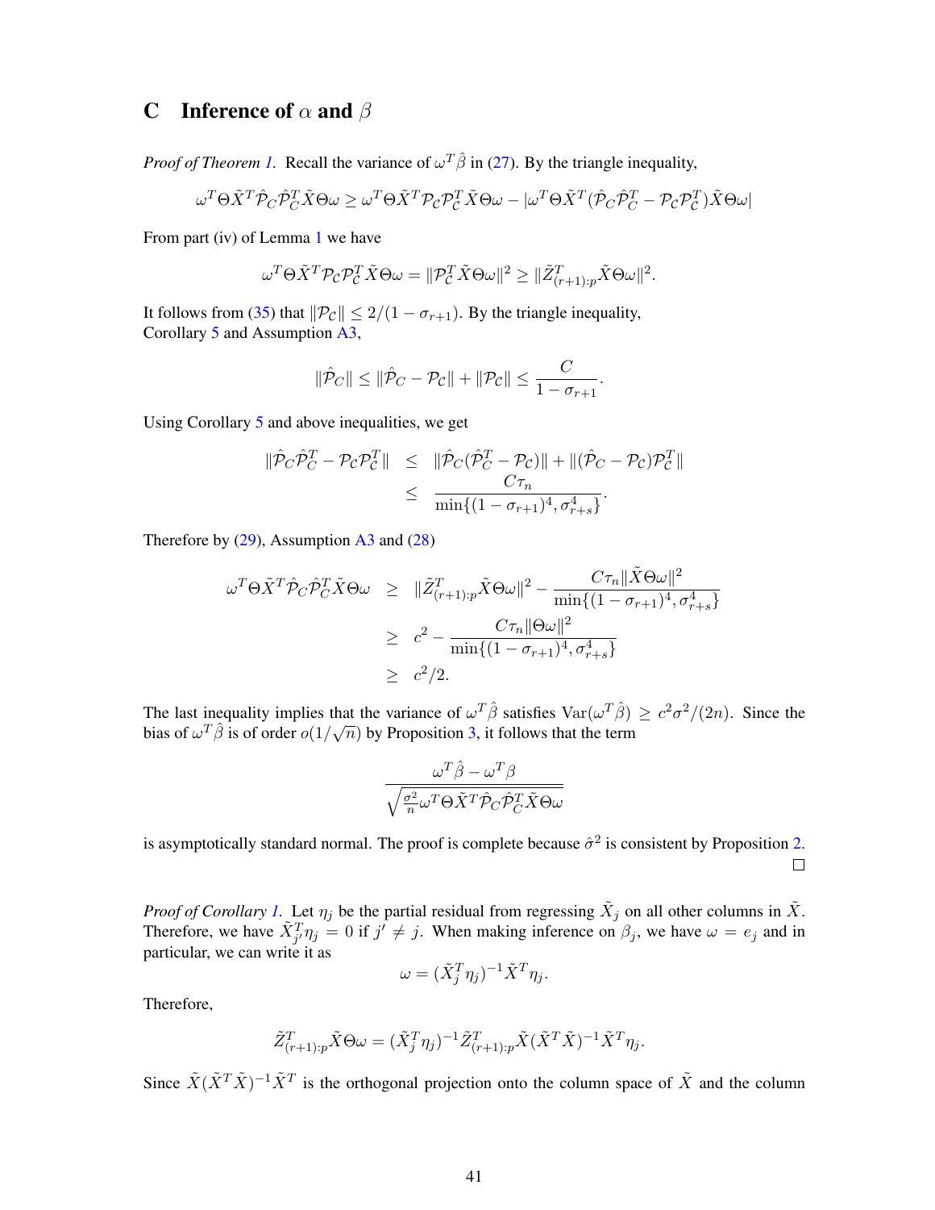# C Inference of $\alpha$ and $\beta$

*Proof of Theorem 1.* Recall the variance of $\omega^T\hat{\beta}$ in (27). By the triangle inequality,

$$\omega^T\Theta\tilde{X}^T\hat{\mathcal{P}}_C\hat{\mathcal{P}}_C^T\tilde{X}\Theta\omega \geq \omega^T\Theta\tilde{X}^T\mathcal{P}_{\mathcal{C}}\mathcal{P}_{\mathcal{C}}^T\tilde{X}\Theta\omega - |\omega^T\Theta\tilde{X}^T(\hat{\mathcal{P}}_C\hat{\mathcal{P}}_C^T - \mathcal{P}_{\mathcal{C}}\mathcal{P}_{\mathcal{C}}^T)\tilde{X}\Theta\omega|$$

From part (iv) of Lemma 1 we have

$$\omega^T\Theta\tilde{X}^T\mathcal{P}_{\mathcal{C}}\mathcal{P}_{\mathcal{C}}^T\tilde{X}\Theta\omega = \|\mathcal{P}_{\mathcal{C}}^T\tilde{X}\Theta\omega\|^2 \geq \|\tilde{Z}_{(r+1):p}^T\tilde{X}\Theta\omega\|^2.$$

It follows from (35) that $\|\mathcal{P}_{\mathcal{C}}\| \leq 2/(1-\sigma_{r+1})$. By the triangle inequality, Corollary 5 and Assumption A3,

$$\|\hat{\mathcal{P}}_C\| \leq \|\hat{\mathcal{P}}_C - \mathcal{P}_{\mathcal{C}}\| + \|\mathcal{P}_{\mathcal{C}}\| \leq \frac{C}{1-\sigma_{r+1}}.$$

Using Corollary 5 and above inequalities, we get

$$\begin{aligned}
\|\hat{\mathcal{P}}_C\hat{\mathcal{P}}_C^T - \mathcal{P}_{\mathcal{C}}\mathcal{P}_{\mathcal{C}}^T\| &\leq \|\hat{\mathcal{P}}_C(\hat{\mathcal{P}}_C^T - \mathcal{P}_{\mathcal{C}})\| + \|(\hat{\mathcal{P}}_C - \mathcal{P}_{\mathcal{C}})\mathcal{P}_{\mathcal{C}}^T\| \\
&\leq \frac{C\tau_n}{\min\{(1-\sigma_{r+1})^4, \sigma_{r+s}^4\}}.
\end{aligned}$$

Therefore by (29), Assumption A3 and (28)

$$\begin{aligned}
\omega^T\Theta\tilde{X}^T\hat{\mathcal{P}}_C\hat{\mathcal{P}}_C^T\tilde{X}\Theta\omega &\geq \|\tilde{Z}_{(r+1):p}^T\tilde{X}\Theta\omega\|^2 - \frac{C\tau_n\|\tilde{X}\Theta\omega\|^2}{\min\{(1-\sigma_{r+1})^4, \sigma_{r+s}^4\}} \\
&\geq c^2 - \frac{C\tau_n\|\Theta\omega\|^2}{\min\{(1-\sigma_{r+1})^4, \sigma_{r+s}^4\}} \\
&\geq c^2/2.
\end{aligned}$$

The last inequality implies that the variance of $\omega^T\hat{\beta}$ satisfies $\text{Var}(\omega^T\hat{\beta}) \geq c^2\sigma^2/(2n)$. Since the bias of $\omega^T\hat{\beta}$ is of order $o(1/\sqrt{n})$ by Proposition 3, it follows that the term

$$\frac{\omega^T\hat{\beta} - \omega^T\beta}{\sqrt{\frac{\sigma^2}{n}\omega^T\Theta\tilde{X}^T\hat{\mathcal{P}}_C\hat{\mathcal{P}}_C^T\tilde{X}\Theta\omega}}$$

is asymptotically standard normal. The proof is complete because $\hat{\sigma}^2$ is consistent by Proposition 2. $\square$

*Proof of Corollary 1.* Let $\eta_j$ be the partial residual from regressing $\tilde{X}_j$ on all other columns in $\tilde{X}$. Therefore, we have $\tilde{X}_{j'}^T\eta_j = 0$ if $j' \neq j$. When making inference on $\beta_j$, we have $\omega = e_j$ and in particular, we can write it as

$$\omega = (\tilde{X}_j^T\eta_j)^{-1}\tilde{X}^T\eta_j.$$

Therefore,

$$\tilde{Z}_{(r+1):p}^T\tilde{X}\Theta\omega = (\tilde{X}_j^T\eta_j)^{-1}\tilde{Z}_{(r+1):p}^T\tilde{X}(\tilde{X}^T\tilde{X})^{-1}\tilde{X}^T\eta_j.$$

Since $\tilde{X}(\tilde{X}^T\tilde{X})^{-1}\tilde{X}^T$ is the orthogonal projection onto the column space of $\tilde{X}$ and the column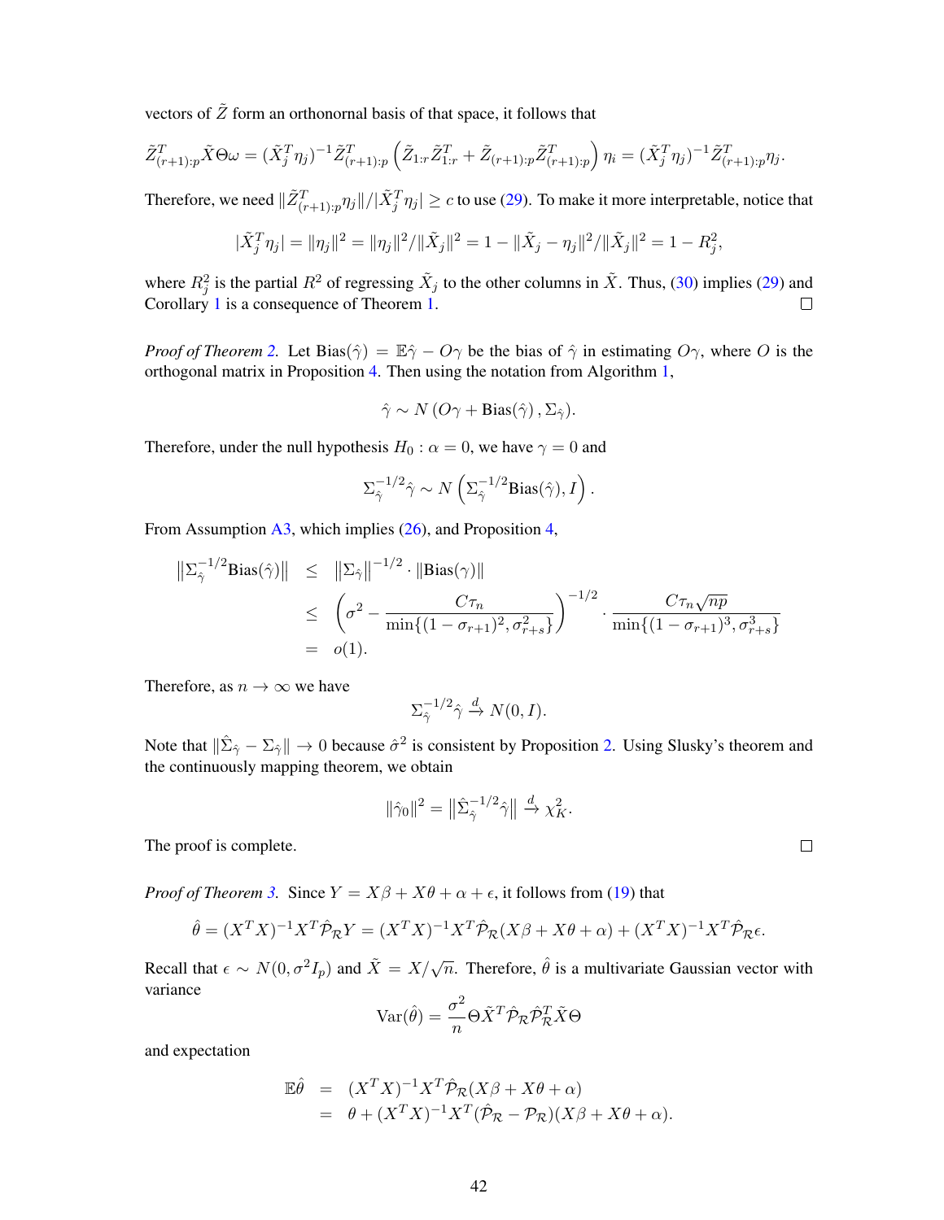vectors of $\tilde{Z}$ form an orthonornal basis of that space, it follows that

$$\tilde{Z}_{(r+1):p}^T \tilde{X}\Theta\omega = (\tilde{X}_j^T\eta_j)^{-1}\tilde{Z}_{(r+1):p}^T\left(\tilde{Z}_{1:r}\tilde{Z}_{1:r}^T + \tilde{Z}_{(r+1):p}\tilde{Z}_{(r+1):p}^T\right)\eta_i = (\tilde{X}_j^T\eta_j)^{-1}\tilde{Z}_{(r+1):p}^T\eta_j.$$

Therefore, we need $\|\tilde{Z}_{(r+1):p}^T\eta_j\|/|\tilde{X}_j^T\eta_j| \geq c$ to use (29). To make it more interpretable, notice that

$$|\tilde{X}_j^T\eta_j| = \|\eta_j\|^2 = \|\eta_j\|^2/\|\tilde{X}_j\|^2 = 1 - \|\tilde{X}_j - \eta_j\|^2/\|\tilde{X}_j\|^2 = 1 - R_j^2,$$

where $R_j^2$ is the partial $R^2$ of regressing $\tilde{X}_j$ to the other columns in $\tilde{X}$. Thus, (30) implies (29) and Corollary 1 is a consequence of Theorem 1. □

*Proof of Theorem 2.* Let $\text{Bias}(\hat{\gamma}) = \mathbb{E}\hat{\gamma} - O\gamma$ be the bias of $\hat{\gamma}$ in estimating $O\gamma$, where $O$ is the orthogonal matrix in Proposition 4. Then using the notation from Algorithm 1,

$$\hat{\gamma} \sim N\left(O\gamma + \text{Bias}(\hat{\gamma}), \Sigma_{\hat{\gamma}}\right).$$

Therefore, under the null hypothesis $H_0 : \alpha = 0$, we have $\gamma = 0$ and

$$\Sigma_{\hat{\gamma}}^{-1/2}\hat{\gamma} \sim N\left(\Sigma_{\hat{\gamma}}^{-1/2}\text{Bias}(\hat{\gamma}), I\right).$$

From Assumption A3, which implies (26), and Proposition 4,

$$\begin{aligned}
\left\|\Sigma_{\hat{\gamma}}^{-1/2}\text{Bias}(\hat{\gamma})\right\| &\leq \left\|\Sigma_{\hat{\gamma}}\right\|^{-1/2} \cdot \|\text{Bias}(\gamma)\| \\
&\leq \left(\sigma^2 - \frac{C\tau_n}{\min\{(1-\sigma_{r+1})^2, \sigma_{r+s}^2\}}\right)^{-1/2} \cdot \frac{C\tau_n\sqrt{np}}{\min\{(1-\sigma_{r+1})^3, \sigma_{r+s}^3\}} \\
&= o(1).
\end{aligned}$$

Therefore, as $n \to \infty$ we have

$$\Sigma_{\hat{\gamma}}^{-1/2}\hat{\gamma} \xrightarrow{d} N(0, I).$$

Note that $\|\hat{\Sigma}_{\hat{\gamma}} - \Sigma_{\hat{\gamma}}\| \to 0$ because $\hat{\sigma}^2$ is consistent by Proposition 2. Using Slusky's theorem and the continuously mapping theorem, we obtain

$$\|\hat{\gamma}_0\|^2 = \left\|\hat{\Sigma}_{\hat{\gamma}}^{-1/2}\hat{\gamma}\right\| \xrightarrow{d} \chi_K^2.$$

The proof is complete. □

*Proof of Theorem 3.* Since $Y = X\beta + X\theta + \alpha + \epsilon$, it follows from (19) that

$$\hat{\theta} = (X^TX)^{-1}X^T\hat{\mathcal{P}}_{\mathcal{R}}Y = (X^TX)^{-1}X^T\hat{\mathcal{P}}_{\mathcal{R}}(X\beta + X\theta + \alpha) + (X^TX)^{-1}X^T\hat{\mathcal{P}}_{\mathcal{R}}\epsilon.$$

Recall that $\epsilon \sim N(0, \sigma^2 I_p)$ and $\tilde{X} = X/\sqrt{n}$. Therefore, $\hat{\theta}$ is a multivariate Gaussian vector with variance

$$\text{Var}(\hat{\theta}) = \frac{\sigma^2}{n}\Theta\tilde{X}^T\hat{\mathcal{P}}_{\mathcal{R}}\hat{\mathcal{P}}_{\mathcal{R}}^T\tilde{X}\Theta$$

and expectation

$$\begin{aligned}
\mathbb{E}\hat{\theta} &= (X^TX)^{-1}X^T\hat{\mathcal{P}}_{\mathcal{R}}(X\beta + X\theta + \alpha) \\
&= \theta + (X^TX)^{-1}X^T(\hat{\mathcal{P}}_{\mathcal{R}} - \mathcal{P}_{\mathcal{R}})(X\beta + X\theta + \alpha).
\end{aligned}$$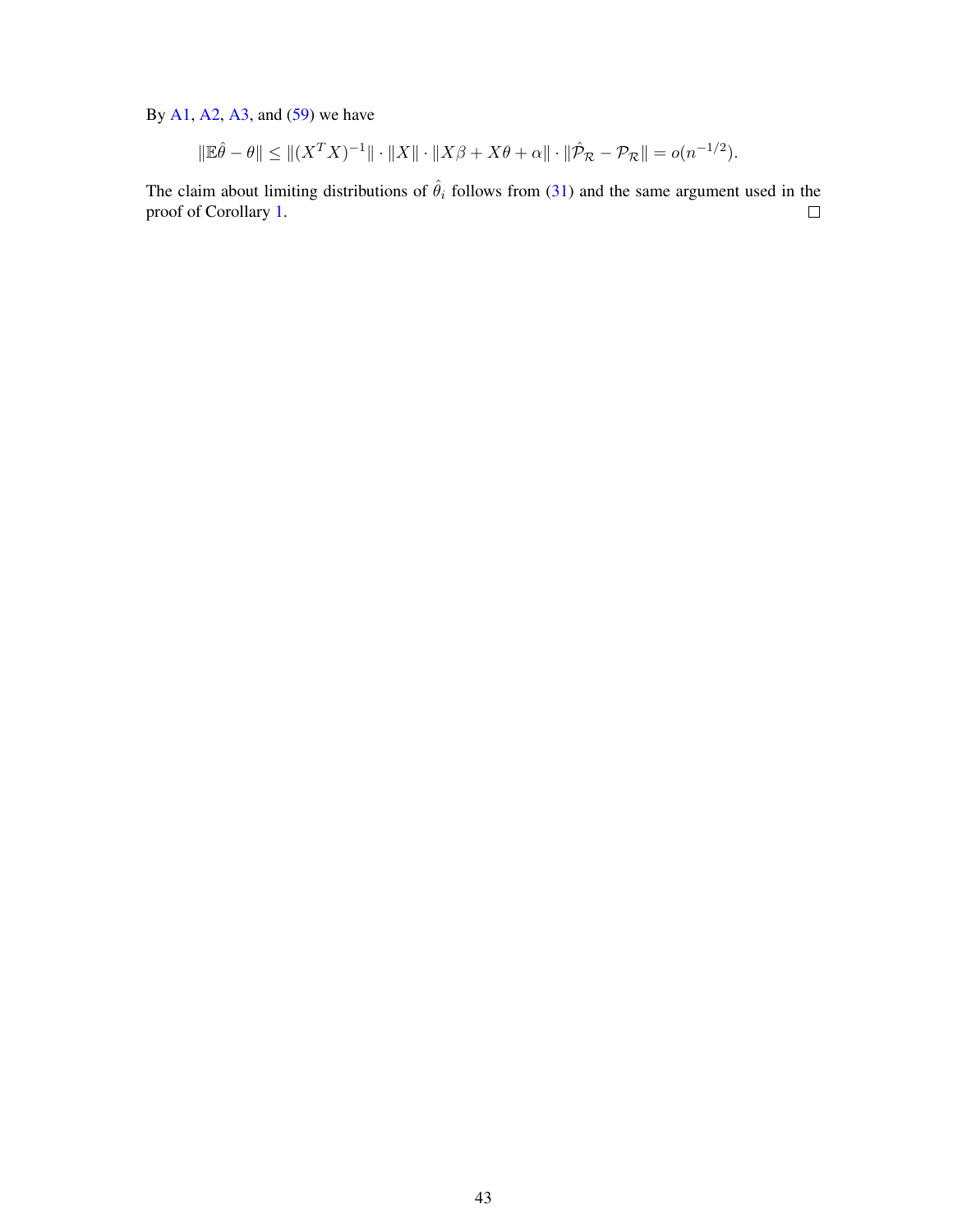By A1, A2, A3, and (59) we have

$$\|\mathbb{E}\hat{\theta} - \theta\| \leq \|(X^T X)^{-1}\| \cdot \|X\| \cdot \|X\beta + X\theta + \alpha\| \cdot \|\hat{\mathcal{P}}_{\mathcal{R}} - \mathcal{P}_{\mathcal{R}}\| = o(n^{-1/2}).$$

The claim about limiting distributions of $\hat{\theta}_i$ follows from (31) and the same argument used in the proof of Corollary 1. □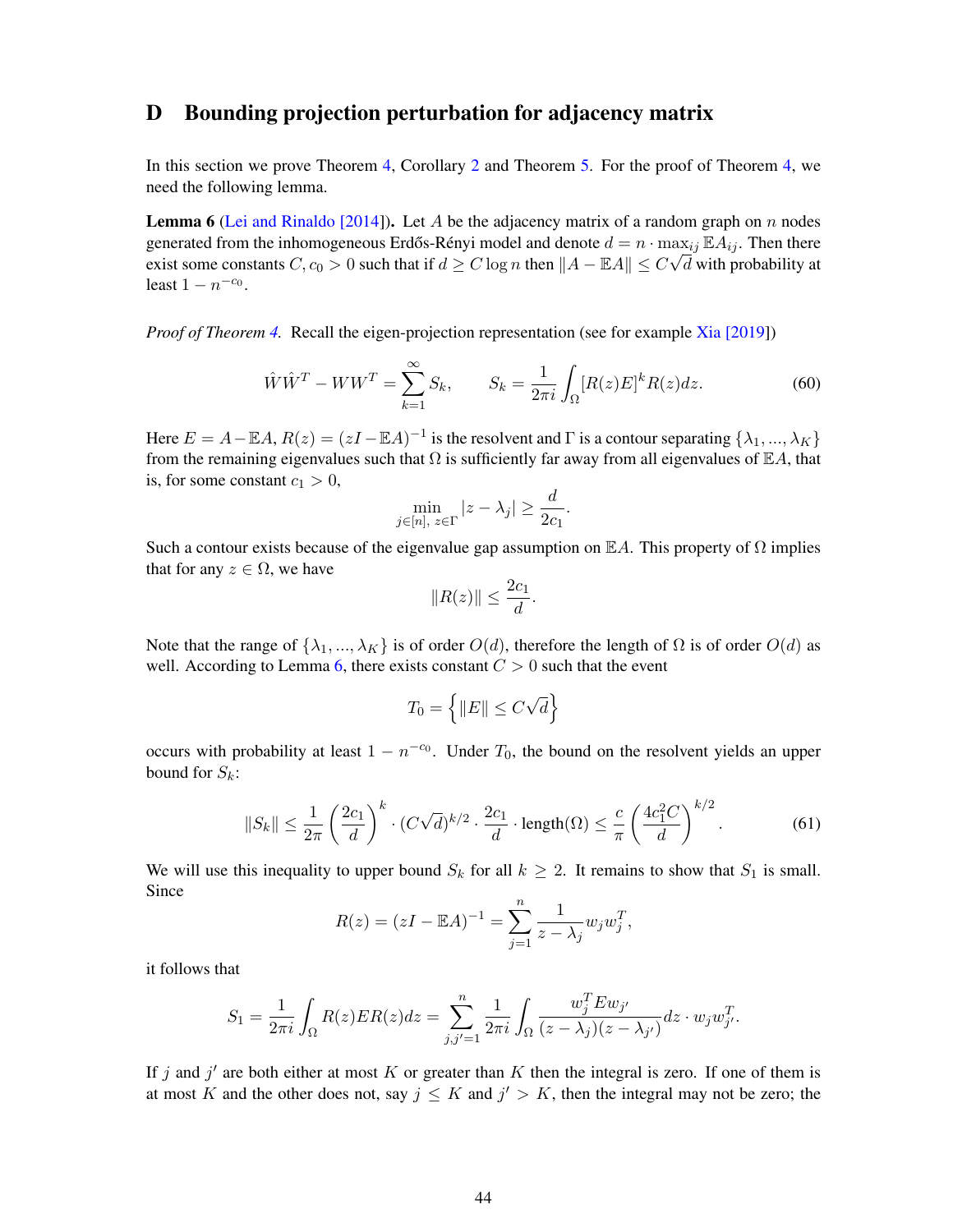## D Bounding projection perturbation for adjacency matrix

In this section we prove Theorem 4, Corollary 2 and Theorem 5. For the proof of Theorem 4, we need the following lemma.

**Lemma 6** (Lei and Rinaldo [2014]). Let $A$ be the adjacency matrix of a random graph on $n$ nodes generated from the inhomogeneous Erdős-Rényi model and denote $d = n \cdot \max_{ij} \mathbb{E}A_{ij}$. Then there exist some constants $C, c_0 > 0$ such that if $d \geq C \log n$ then $\|A - \mathbb{E}A\| \leq C\sqrt{d}$ with probability at least $1 - n^{-c_0}$.

*Proof of Theorem 4.* Recall the eigen-projection representation (see for example Xia [2019])

$$\hat{W}\hat{W}^T - WW^T = \sum_{k=1}^{\infty} S_k, \qquad S_k = \frac{1}{2\pi i}\int_{\Omega} [R(z)E]^k R(z) dz. \tag{60}$$

Here $E = A - \mathbb{E}A$, $R(z) = (zI - \mathbb{E}A)^{-1}$ is the resolvent and $\Gamma$ is a contour separating $\{\lambda_1, ..., \lambda_K\}$ from the remaining eigenvalues such that $\Omega$ is sufficiently far away from all eigenvalues of $\mathbb{E}A$, that is, for some constant $c_1 > 0$,

$$\min_{j\in[n],\ z\in\Gamma} |z - \lambda_j| \geq \frac{d}{2c_1}.$$

Such a contour exists because of the eigenvalue gap assumption on $\mathbb{E}A$. This property of $\Omega$ implies that for any $z \in \Omega$, we have

$$\|R(z)\| \leq \frac{2c_1}{d}.$$

Note that the range of $\{\lambda_1, ..., \lambda_K\}$ is of order $O(d)$, therefore the length of $\Omega$ is of order $O(d)$ as well. According to Lemma 6, there exists constant $C > 0$ such that the event

$$T_0 = \left\{\|E\| \leq C\sqrt{d}\right\}$$

occurs with probability at least $1 - n^{-c_0}$. Under $T_0$, the bound on the resolvent yields an upper bound for $S_k$:

$$\|S_k\| \leq \frac{1}{2\pi}\left(\frac{2c_1}{d}\right)^k \cdot (C\sqrt{d})^{k/2} \cdot \frac{2c_1}{d} \cdot \text{length}(\Omega) \leq \frac{c}{\pi}\left(\frac{4c_1^2 C}{d}\right)^{k/2}. \tag{61}$$

We will use this inequality to upper bound $S_k$ for all $k \geq 2$. It remains to show that $S_1$ is small. Since

$$R(z) = (zI - \mathbb{E}A)^{-1} = \sum_{j=1}^{n} \frac{1}{z - \lambda_j} w_j w_j^T,$$

it follows that

$$S_1 = \frac{1}{2\pi i}\int_{\Omega} R(z)ER(z)dz = \sum_{j,j'=1}^{n} \frac{1}{2\pi i}\int_{\Omega} \frac{w_j^T E w_{j'}}{(z-\lambda_j)(z-\lambda_{j'})} dz \cdot w_j w_{j'}^T.$$

If $j$ and $j'$ are both either at most $K$ or greater than $K$ then the integral is zero. If one of them is at most $K$ and the other does not, say $j \leq K$ and $j' > K$, then the integral may not be zero; the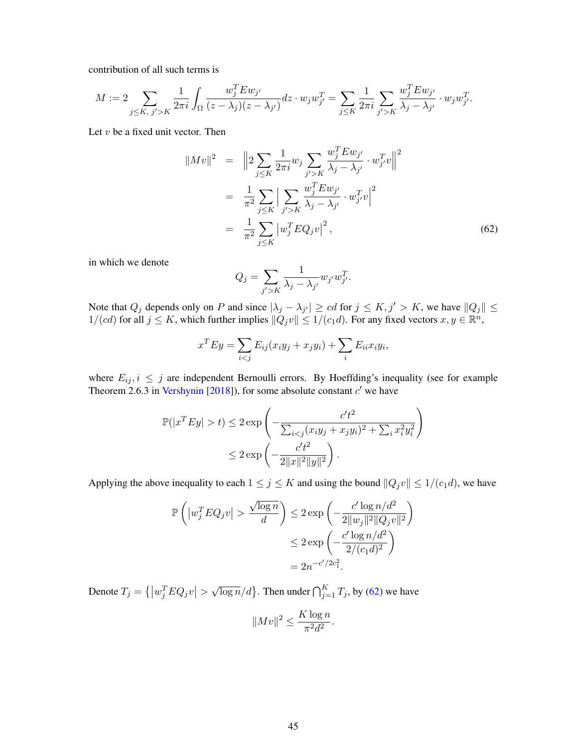contribution of all such terms is

$$M := 2 \sum_{j \le K,\, j' > K} \frac{1}{2\pi i} \int_\Omega \frac{w_j^T E w_{j'}}{(z - \lambda_j)(z - \lambda_{j'})} dz \cdot w_j w_{j'}^T = \sum_{j \le K} \frac{1}{2\pi i} \sum_{j' > K} \frac{w_j^T E w_{j'}}{\lambda_j - \lambda_{j'}} \cdot w_j w_{j'}^T.$$

Let $v$ be a fixed unit vector. Then

$$\begin{aligned}
\|Mv\|^2 &= \left\| 2 \sum_{j \le K} \frac{1}{2\pi i} w_j \sum_{j' > K} \frac{w_j^T E w_{j'}}{\lambda_j - \lambda_{j'}} \cdot w_{j'}^T v \right\|^2 \\
&= \frac{1}{\pi^2} \sum_{j \le K} \left| \sum_{j' > K} \frac{w_j^T E w_{j'}}{\lambda_j - \lambda_{j'}} \cdot w_{j'}^T v \right|^2 \\
&= \frac{1}{\pi^2} \sum_{j \le K} \left| w_j^T E Q_j v \right|^2 ,
\end{aligned} \tag{62}$$

in which we denote

$$Q_j = \sum_{j' > K} \frac{1}{\lambda_j - \lambda_{j'}} w_{j'} w_{j'}^T.$$

Note that $Q_j$ depends only on $P$ and since $|\lambda_j - \lambda_{j'}| \ge cd$ for $j \le K, j' > K$, we have $\|Q_j\| \le 1/(cd)$ for all $j \le K$, which further implies $\|Q_j v\| \le 1/(c_1 d)$. For any fixed vectors $x, y \in \mathbb{R}^n$,

$$x^T E y = \sum_{i<j} E_{ij}(x_i y_j + x_j y_i) + \sum_i E_{ii} x_i y_i,$$

where $E_{ij}, i \le j$ are independent Bernoulli errors. By Hoeffding's inequality (see for example Theorem 2.6.3 in Vershynin [2018]), for some absolute constant $c'$ we have

$$\begin{aligned}
\mathbb{P}(|x^T E y| > t) &\le 2 \exp\left( - \frac{c' t^2}{\sum_{i<j} (x_i y_j + x_j y_i)^2 + \sum_i x_i^2 y_i^2} \right) \\
&\le 2 \exp\left( - \frac{c' t^2}{2 \|x\|^2 \|y\|^2} \right).
\end{aligned}$$

Applying the above inequality to each $1 \le j \le K$ and using the bound $\|Q_j v\| \le 1/(c_1 d)$, we have

$$\begin{aligned}
\mathbb{P}\left( \left| w_j^T E Q_j v \right| > \frac{\sqrt{\log n}}{d} \right) &\le 2 \exp\left( - \frac{c' \log n / d^2}{2 \|w_j\|^2 \|Q_j v\|^2} \right) \\
&\le 2 \exp\left( - \frac{c' \log n / d^2}{2/(c_1 d)^2} \right) \\
&= 2 n^{-c'/2c_1^2}.
\end{aligned}$$

Denote $T_j = \left\{ \left| w_j^T E Q_j v \right| > \sqrt{\log n}/d \right\}$. Then under $\bigcap_{j=1}^K T_j$, by (62) we have

$$\|Mv\|^2 \le \frac{K \log n}{\pi^2 d^2}.$$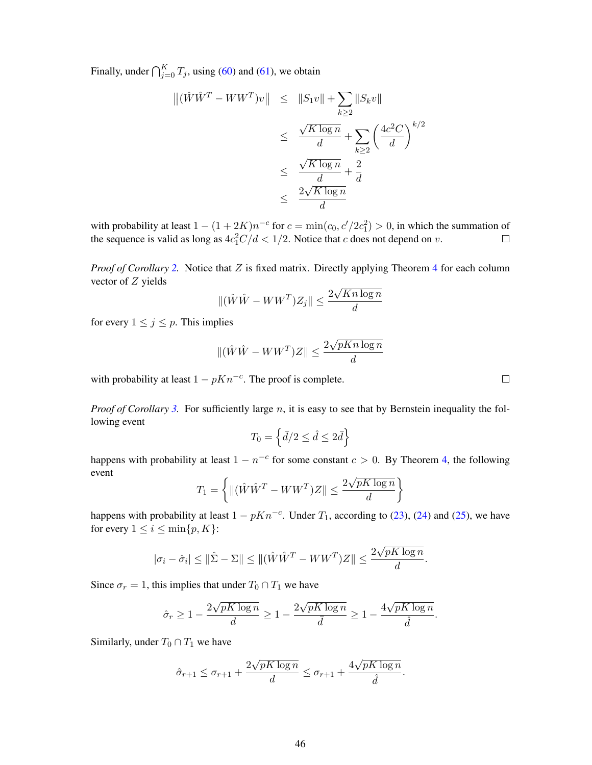Finally, under $\bigcap_{j=0}^{K} T_j$, using (60) and (61), we obtain

$$
\begin{aligned}
\left\|(\hat{W}\hat{W}^T - WW^T)v\right\| &\leq \|S_1 v\| + \sum_{k\geq 2}\|S_k v\| \\
&\leq \frac{\sqrt{K\log n}}{d} + \sum_{k\geq 2}\left(\frac{4c^2C}{d}\right)^{k/2} \\
&\leq \frac{\sqrt{K\log n}}{d} + \frac{2}{d} \\
&\leq \frac{2\sqrt{K\log n}}{d}
\end{aligned}
$$

with probability at least $1-(1+2K)n^{-c}$ for $c = \min(c_0, c'/2c_1^2) > 0$, in which the summation of the sequence is valid as long as $4c_1^2 C/d < 1/2$. Notice that $c$ does not depend on $v$. □

*Proof of Corollary 2.* Notice that $Z$ is fixed matrix. Directly applying Theorem 4 for each column vector of $Z$ yields

$$
\|(\hat{W}\hat{W} - WW^T)Z_j\| \leq \frac{2\sqrt{Kn\log n}}{d}
$$

for every $1 \leq j \leq p$. This implies

$$
\|(\hat{W}\hat{W} - WW^T)Z\| \leq \frac{2\sqrt{pKn\log n}}{d}
$$

with probability at least $1 - pKn^{-c}$. The proof is complete. □

*Proof of Corollary 3.* For sufficiently large $n$, it is easy to see that by Bernstein inequality the following event

$$
T_0 = \left\{\bar{d}/2 \leq \hat{d} \leq 2\bar{d}\right\}
$$

happens with probability at least $1 - n^{-c}$ for some constant $c > 0$. By Theorem 4, the following event

$$
T_1 = \left\{\|(\hat{W}\hat{W}^T - WW^T)Z\| \leq \frac{2\sqrt{pK\log n}}{d}\right\}
$$

happens with probability at least $1 - pKn^{-c}$. Under $T_1$, according to (23), (24) and (25), we have for every $1 \leq i \leq \min\{p, K\}$:

$$
|\sigma_i - \hat{\sigma}_i| \leq \|\hat{\Sigma} - \Sigma\| \leq \|(\hat{W}\hat{W}^T - WW^T)Z\| \leq \frac{2\sqrt{pK\log n}}{d}.
$$

Since $\sigma_r = 1$, this implies that under $T_0 \cap T_1$ we have

$$
\hat{\sigma}_r \geq 1 - \frac{2\sqrt{pK\log n}}{d} \geq 1 - \frac{2\sqrt{pK\log n}}{\bar{d}} \geq 1 - \frac{4\sqrt{pK\log n}}{\hat{d}}.
$$

Similarly, under $T_0 \cap T_1$ we have

$$
\hat{\sigma}_{r+1} \leq \sigma_{r+1} + \frac{2\sqrt{pK\log n}}{d} \leq \sigma_{r+1} + \frac{4\sqrt{pK\log n}}{\hat{d}}.
$$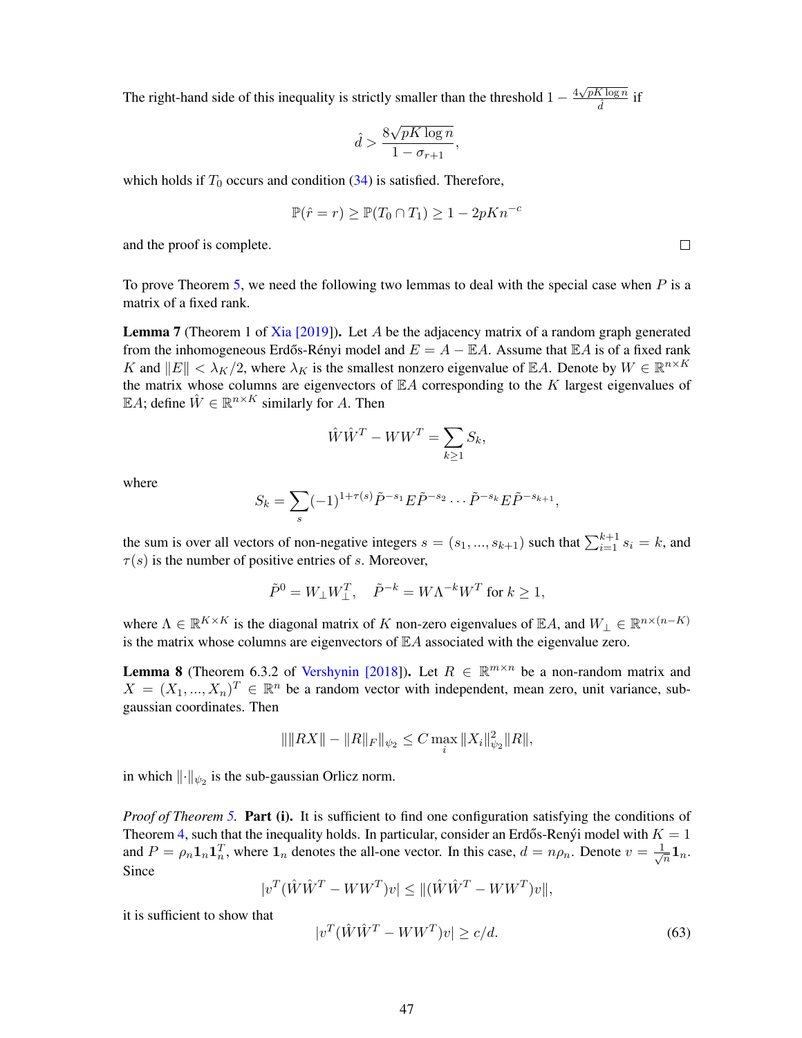The right-hand side of this inequality is strictly smaller than the threshold $1 - \frac{4\sqrt{pK\log n}}{\hat{d}}$ if

$$\hat{d} > \frac{8\sqrt{pK\log n}}{1-\sigma_{r+1}},$$

which holds if $T_0$ occurs and condition (34) is satisfied. Therefore,

$$\mathbb{P}(\hat{r} = r) \geq \mathbb{P}(T_0 \cap T_1) \geq 1 - 2pKn^{-c}$$

and the proof is complete. ☐

To prove Theorem 5, we need the following two lemmas to deal with the special case when $P$ is a matrix of a fixed rank.

**Lemma 7** **(Theorem 1 of Xia [2019]).** Let $A$ be the adjacency matrix of a random graph generated from the inhomogeneous Erdős-Rényi model and $E = A - \mathbb{E}A$. Assume that $\mathbb{E}A$ is of a fixed rank $K$ and $\|E\| < \lambda_K/2$, where $\lambda_K$ is the smallest nonzero eigenvalue of $\mathbb{E}A$. Denote by $W \in \mathbb{R}^{n\times K}$ the matrix whose columns are eigenvectors of $\mathbb{E}A$ corresponding to the $K$ largest eigenvalues of $\mathbb{E}A$; define $\hat{W} \in \mathbb{R}^{n\times K}$ similarly for $A$. Then

$$\hat{W}\hat{W}^T - WW^T = \sum_{k\geq 1} S_k,$$

where

$$S_k = \sum_{s} (-1)^{1+\tau(s)} \tilde{P}^{-s_1} E \tilde{P}^{-s_2} \cdots \tilde{P}^{-s_k} E \tilde{P}^{-s_{k+1}},$$

the sum is over all vectors of non-negative integers $s = (s_1, ..., s_{k+1})$ such that $\sum_{i=1}^{k+1} s_i = k$, and $\tau(s)$ is the number of positive entries of $s$. Moreover,

$$\tilde{P}^0 = W_\perp W_\perp^T, \quad \tilde{P}^{-k} = W\Lambda^{-k}W^T \text{ for } k \geq 1,$$

where $\Lambda \in \mathbb{R}^{K\times K}$ is the diagonal matrix of $K$ non-zero eigenvalues of $\mathbb{E}A$, and $W_\perp \in \mathbb{R}^{n\times(n-K)}$ is the matrix whose columns are eigenvectors of $\mathbb{E}A$ associated with the eigenvalue zero.

**Lemma 8** **(Theorem 6.3.2 of Vershynin [2018]).** Let $R \in \mathbb{R}^{m\times n}$ be a non-random matrix and $X = (X_1, ..., X_n)^T \in \mathbb{R}^n$ be a random vector with independent, mean zero, unit variance, sub-gaussian coordinates. Then

$$\| \|RX\| - \|R\|_F \|_{\psi_2} \leq C \max_i \|X_i\|_{\psi_2}^2 \|R\|,$$

in which $\|\cdot\|_{\psi_2}$ is the sub-gaussian Orlicz norm.

*Proof of Theorem 5.* **Part (i).** It is sufficient to find one configuration satisfying the conditions of Theorem 4, such that the inequality holds. In particular, consider an Erdős-Renýi model with $K = 1$ and $P = \rho_n \mathbf{1}_n \mathbf{1}_n^T$, where $\mathbf{1}_n$ denotes the all-one vector. In this case, $d = n\rho_n$. Denote $v = \frac{1}{\sqrt{n}}\mathbf{1}_n$. Since

$$|v^T(\hat{W}\hat{W}^T - WW^T)v| \leq \|(\hat{W}\hat{W}^T - WW^T)v\|,$$

it is sufficient to show that

$$|v^T(\hat{W}\hat{W}^T - WW^T)v| \geq c/d. \tag{63}$$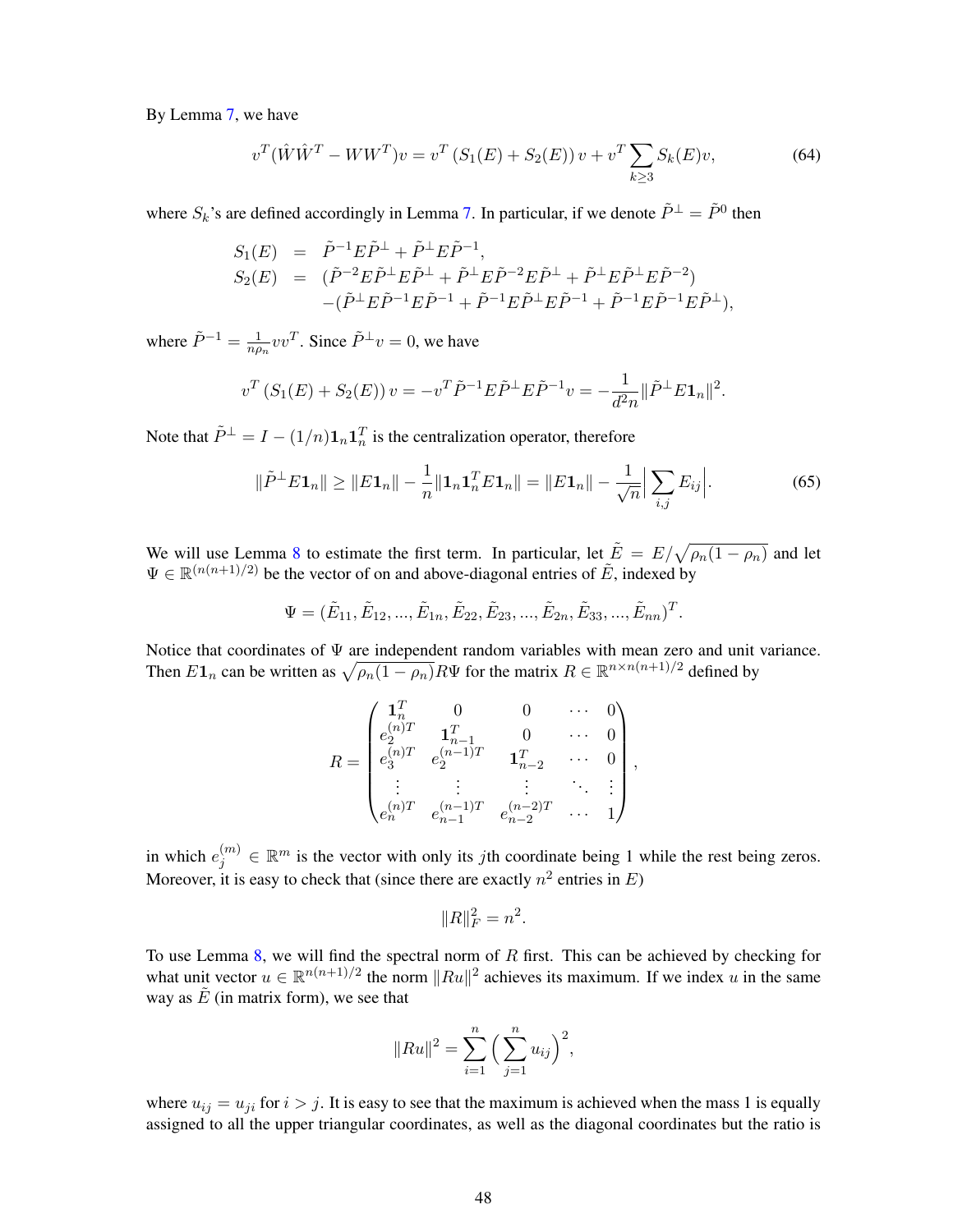By Lemma 7, we have

$$v^T(\hat{W}\hat{W}^T - WW^T)v = v^T\left(S_1(E) + S_2(E)\right)v + v^T \sum_{k\geq 3} S_k(E)v, \tag{64}$$

where $S_k$'s are defined accordingly in Lemma 7. In particular, if we denote $\tilde{P}^\perp = \tilde{P}^0$ then

$$\begin{aligned}
S_1(E) &= \tilde{P}^{-1}E\tilde{P}^\perp + \tilde{P}^\perp E\tilde{P}^{-1}, \\
S_2(E) &= (\tilde{P}^{-2}E\tilde{P}^\perp E\tilde{P}^\perp + \tilde{P}^\perp E\tilde{P}^{-2}E\tilde{P}^\perp + \tilde{P}^\perp E\tilde{P}^\perp E\tilde{P}^{-2}) \\
&\quad -(\tilde{P}^\perp E\tilde{P}^{-1}E\tilde{P}^{-1} + \tilde{P}^{-1}E\tilde{P}^\perp E\tilde{P}^{-1} + \tilde{P}^{-1}E\tilde{P}^{-1}E\tilde{P}^\perp),
\end{aligned}$$

where $\tilde{P}^{-1} = \frac{1}{n\rho_n}vv^T$. Since $\tilde{P}^\perp v = 0$, we have

$$v^T\left(S_1(E) + S_2(E)\right)v = -v^T\tilde{P}^{-1}E\tilde{P}^\perp E\tilde{P}^{-1}v = -\frac{1}{d^2 n}\|\tilde{P}^\perp E\mathbf{1}_n\|^2.$$

Note that $\tilde{P}^\perp = I - (1/n)\mathbf{1}_n\mathbf{1}_n^T$ is the centralization operator, therefore

$$\|\tilde{P}^\perp E\mathbf{1}_n\| \geq \|E\mathbf{1}_n\| - \frac{1}{n}\|\mathbf{1}_n\mathbf{1}_n^T E\mathbf{1}_n\| = \|E\mathbf{1}_n\| - \frac{1}{\sqrt{n}}\Big|\sum_{i,j} E_{ij}\Big|. \tag{65}$$

We will use Lemma 8 to estimate the first term. In particular, let $\tilde{E} = E/\sqrt{\rho_n(1-\rho_n)}$ and let $\Psi \in \mathbb{R}^{(n(n+1)/2)}$ be the vector of on and above-diagonal entries of $\tilde{E}$, indexed by

$$\Psi = (\tilde{E}_{11}, \tilde{E}_{12}, ..., \tilde{E}_{1n}, \tilde{E}_{22}, \tilde{E}_{23}, ..., \tilde{E}_{2n}, \tilde{E}_{33}, ..., \tilde{E}_{nn})^T.$$

Notice that coordinates of $\Psi$ are independent random variables with mean zero and unit variance. Then $E\mathbf{1}_n$ can be written as $\sqrt{\rho_n(1-\rho_n)}R\Psi$ for the matrix $R \in \mathbb{R}^{n\times n(n+1)/2}$ defined by

$$R = \begin{pmatrix}
\mathbf{1}_n^T & 0 & 0 & \cdots & 0 \\
e_2^{(n)T} & \mathbf{1}_{n-1}^T & 0 & \cdots & 0 \\
e_3^{(n)T} & e_2^{(n-1)T} & \mathbf{1}_{n-2}^T & \cdots & 0 \\
\vdots & \vdots & \vdots & \ddots & \vdots \\
e_n^{(n)T} & e_{n-1}^{(n-1)T} & e_{n-2}^{(n-2)T} & \cdots & 1
\end{pmatrix},$$

in which $e_j^{(m)} \in \mathbb{R}^m$ is the vector with only its $j$th coordinate being 1 while the rest being zeros. Moreover, it is easy to check that (since there are exactly $n^2$ entries in $E$)

$$\|R\|_F^2 = n^2.$$

To use Lemma 8, we will find the spectral norm of $R$ first. This can be achieved by checking for what unit vector $u \in \mathbb{R}^{n(n+1)/2}$ the norm $\|Ru\|^2$ achieves its maximum. If we index $u$ in the same way as $\tilde{E}$ (in matrix form), we see that

$$\|Ru\|^2 = \sum_{i=1}^n \Big(\sum_{j=1}^n u_{ij}\Big)^2,$$

where $u_{ij} = u_{ji}$ for $i > j$. It is easy to see that the maximum is achieved when the mass 1 is equally assigned to all the upper triangular coordinates, as well as the diagonal coordinates but the ratio is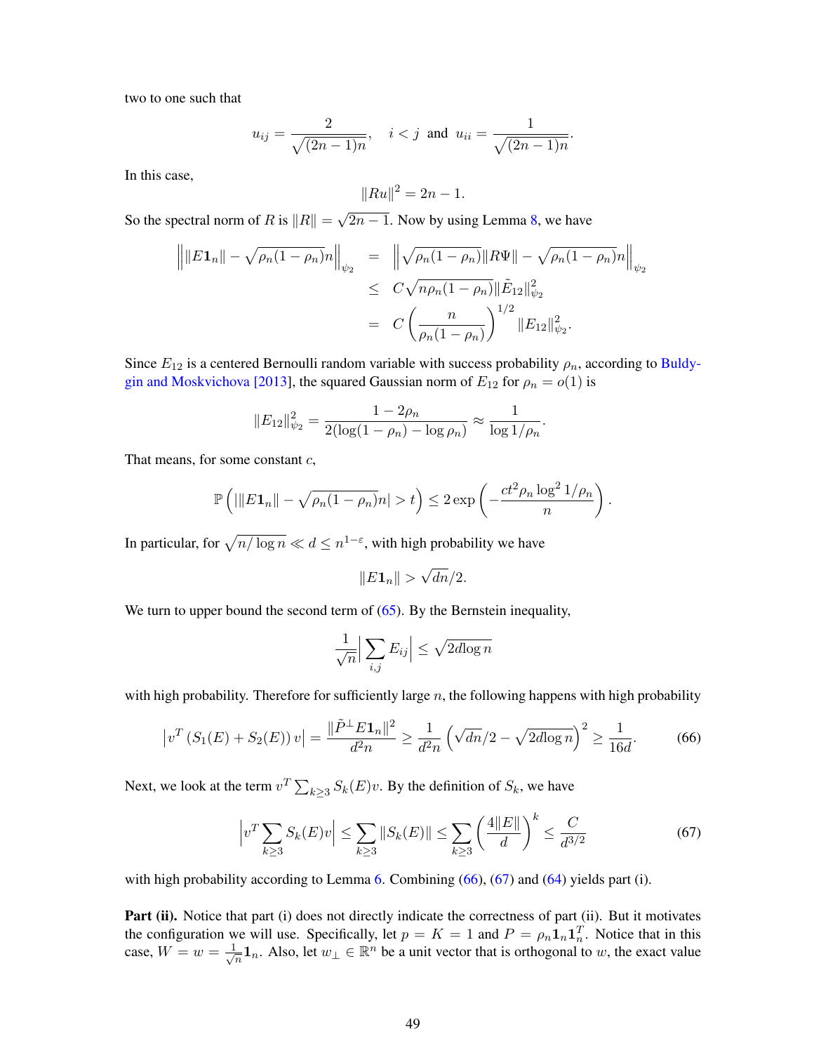two to one such that

$$u_{ij} = \frac{2}{\sqrt{(2n-1)n}}, \quad i < j \text{ and } u_{ii} = \frac{1}{\sqrt{(2n-1)n}}.$$

In this case,

$$\|Ru\|^2 = 2n - 1.$$

So the spectral norm of $R$ is $\|R\| = \sqrt{2n-1}$. Now by using Lemma 8, we have

$$\begin{aligned}
\left\| \|E\mathbf{1}_n\| - \sqrt{\rho_n(1-\rho_n)}n \right\|_{\psi_2} &= \left\| \sqrt{\rho_n(1-\rho_n)}\|R\Psi\| - \sqrt{\rho_n(1-\rho_n)}n \right\|_{\psi_2} \\
&\leq C\sqrt{n\rho_n(1-\rho_n)}\|\tilde{E}_{12}\|_{\psi_2}^2 \\
&= C\left(\frac{n}{\rho_n(1-\rho_n)}\right)^{1/2} \|E_{12}\|_{\psi_2}^2.
\end{aligned}$$

Since $E_{12}$ is a centered Bernoulli random variable with success probability $\rho_n$, according to Buldygin and Moskvichova [2013], the squared Gaussian norm of $E_{12}$ for $\rho_n = o(1)$ is

$$\|E_{12}\|_{\psi_2}^2 = \frac{1-2\rho_n}{2(\log(1-\rho_n) - \log\rho_n)} \approx \frac{1}{\log 1/\rho_n}.$$

That means, for some constant $c$,

$$\mathbb{P}\left(|\|E\mathbf{1}_n\| - \sqrt{\rho_n(1-\rho_n)}n| > t\right) \leq 2\exp\left(-\frac{ct^2\rho_n\log^2 1/\rho_n}{n}\right).$$

In particular, for $\sqrt{n/\log n} \ll d \leq n^{1-\varepsilon}$, with high probability we have

$$\|E\mathbf{1}_n\| > \sqrt{dn}/2.$$

We turn to upper bound the second term of (65). By the Bernstein inequality,

$$\frac{1}{\sqrt{n}}\Big|\sum_{i,j} E_{ij}\Big| \leq \sqrt{2d\log n}$$

with high probability. Therefore for sufficiently large $n$, the following happens with high probability

$$\left|v^T\left(S_1(E) + S_2(E)\right)v\right| = \frac{\|\tilde{P}^\perp E\mathbf{1}_n\|^2}{d^2 n} \geq \frac{1}{d^2 n}\left(\sqrt{dn}/2 - \sqrt{2d\log n}\right)^2 \geq \frac{1}{16d}. \tag{66}$$

Next, we look at the term $v^T\sum_{k\geq 3} S_k(E)v$. By the definition of $S_k$, we have

$$\Big|v^T\sum_{k\geq 3} S_k(E)v\Big| \leq \sum_{k\geq 3}\|S_k(E)\| \leq \sum_{k\geq 3}\left(\frac{4\|E\|}{d}\right)^k \leq \frac{C}{d^{3/2}} \tag{67}$$

with high probability according to Lemma 6. Combining (66), (67) and (64) yields part (i).

**Part (ii).** Notice that part (i) does not directly indicate the correctness of part (ii). But it motivates the configuration we will use. Specifically, let $p = K = 1$ and $P = \rho_n\mathbf{1}_n\mathbf{1}_n^T$. Notice that in this case, $W = w = \frac{1}{\sqrt{n}}\mathbf{1}_n$. Also, let $w_\perp \in \mathbb{R}^n$ be a unit vector that is orthogonal to $w$, the exact value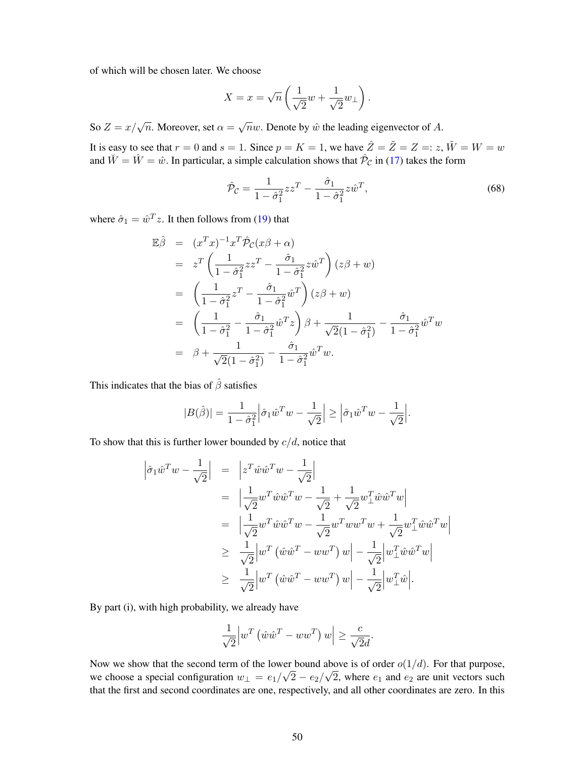of which will be chosen later. We choose

$$X = x = \sqrt{n}\left(\frac{1}{\sqrt{2}}w + \frac{1}{\sqrt{2}}w_\perp\right).$$

So $Z = x/\sqrt{n}$. Moreover, set $\alpha = \sqrt{n}w$. Denote by $\hat{w}$ the leading eigenvector of $A$.

It is easy to see that $r = 0$ and $s = 1$. Since $p = K = 1$, we have $\hat{Z} = \tilde{Z} = Z =: z$, $\tilde{W} = W = w$ and $\breve{W} = \hat{W} = \hat{w}$. In particular, a simple calculation shows that $\hat{\mathcal{P}}_{\mathcal{C}}$ in (17) takes the form

$$\hat{\mathcal{P}}_{\mathcal{C}} = \frac{1}{1-\hat{\sigma}_1^2}zz^T - \frac{\hat{\sigma}_1}{1-\hat{\sigma}_1^2}z\hat{w}^T, \tag{68}$$

where $\hat{\sigma}_1 = \hat{w}^T z$. It then follows from (19) that

$$\begin{aligned}
\mathbb{E}\hat{\beta} &= (x^T x)^{-1}x^T\hat{\mathcal{P}}_{\mathcal{C}}(x\beta + \alpha) \\
&= z^T\left(\frac{1}{1-\hat{\sigma}_1^2}zz^T - \frac{\hat{\sigma}_1}{1-\hat{\sigma}_1^2}z\hat{w}^T\right)(z\beta + w) \\
&= \left(\frac{1}{1-\hat{\sigma}_1^2}z^T - \frac{\hat{\sigma}_1}{1-\hat{\sigma}_1^2}\hat{w}^T\right)(z\beta + w) \\
&= \left(\frac{1}{1-\hat{\sigma}_1^2} - \frac{\hat{\sigma}_1}{1-\hat{\sigma}_1^2}\hat{w}^T z\right)\beta + \frac{1}{\sqrt{2}(1-\hat{\sigma}_1^2)} - \frac{\hat{\sigma}_1}{1-\hat{\sigma}_1^2}\hat{w}^T w \\
&= \beta + \frac{1}{\sqrt{2}(1-\hat{\sigma}_1^2)} - \frac{\hat{\sigma}_1}{1-\hat{\sigma}_1^2}\hat{w}^T w.
\end{aligned}$$

This indicates that the bias of $\hat{\beta}$ satisfies

$$|B(\hat{\beta})| = \frac{1}{1-\hat{\sigma}_1^2}\left|\hat{\sigma}_1\hat{w}^T w - \frac{1}{\sqrt{2}}\right| \geq \left|\hat{\sigma}_1\hat{w}^T w - \frac{1}{\sqrt{2}}\right|.$$

To show that this is further lower bounded by $c/d$, notice that

$$\begin{aligned}
\left|\hat{\sigma}_1\hat{w}^T w - \frac{1}{\sqrt{2}}\right| &= \left|z^T\hat{w}\hat{w}^T w - \frac{1}{\sqrt{2}}\right| \\
&= \left|\frac{1}{\sqrt{2}}w^T\hat{w}\hat{w}^T w - \frac{1}{\sqrt{2}} + \frac{1}{\sqrt{2}}w_\perp^T\hat{w}\hat{w}^T w\right| \\
&= \left|\frac{1}{\sqrt{2}}w^T\hat{w}\hat{w}^T w - \frac{1}{\sqrt{2}}w^T ww^T w + \frac{1}{\sqrt{2}}w_\perp^T\hat{w}\hat{w}^T w\right| \\
&\geq \frac{1}{\sqrt{2}}\left|w^T\left(\hat{w}\hat{w}^T - ww^T\right)w\right| - \frac{1}{\sqrt{2}}\left|w_\perp^T\hat{w}\hat{w}^T w\right| \\
&\geq \frac{1}{\sqrt{2}}\left|w^T\left(\hat{w}\hat{w}^T - ww^T\right)w\right| - \frac{1}{\sqrt{2}}\left|w_\perp^T\hat{w}\right|.
\end{aligned}$$

By part (i), with high probability, we already have

$$\frac{1}{\sqrt{2}}\left|w^T\left(\hat{w}\hat{w}^T - ww^T\right)w\right| \geq \frac{c}{\sqrt{2}d}.$$

Now we show that the second term of the lower bound above is of order $o(1/d)$. For that purpose, we choose a special configuration $w_\perp = e_1/\sqrt{2} - e_2/\sqrt{2}$, where $e_1$ and $e_2$ are unit vectors such that the first and second coordinates are one, respectively, and all other coordinates are zero. In this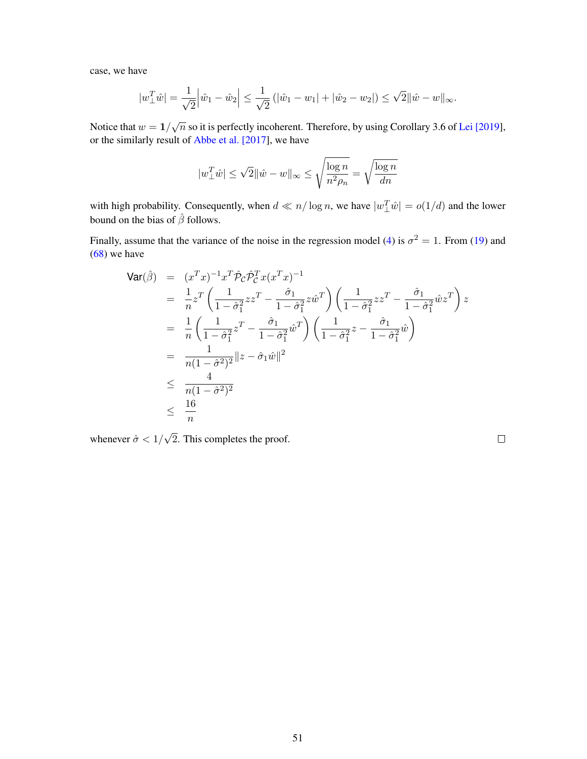case, we have

$$|w_{\perp}^T \hat{w}| = \frac{1}{\sqrt{2}} \Big| \hat{w}_1 - \hat{w}_2 \Big| \leq \frac{1}{\sqrt{2}} \left( |\hat{w}_1 - w_1| + |\hat{w}_2 - w_2| \right) \leq \sqrt{2} \|\hat{w} - w\|_\infty .$$

Notice that $w = \mathbf{1}/\sqrt{n}$ so it is perfectly incoherent. Therefore, by using Corollary 3.6 of Lei [2019], or the similarly result of Abbe et al. [2017], we have

$$|w_{\perp}^T \hat{w}| \leq \sqrt{2} \|\hat{w} - w\|_\infty \leq \sqrt{\frac{\log n}{n^2 \rho_n}} = \sqrt{\frac{\log n}{dn}}$$

with high probability. Consequently, when $d \ll n/\log n$, we have $|w_{\perp}^T \hat{w}| = o(1/d)$ and the lower bound on the bias of $\hat{\beta}$ follows.

Finally, assume that the variance of the noise in the regression model (4) is $\sigma^2 = 1$. From (19) and (68) we have

$$\begin{aligned}
\mathsf{Var}(\hat{\beta}) &= (x^T x)^{-1} x^T \hat{\mathcal{P}}_{\mathcal{C}} \hat{\mathcal{P}}_{\mathcal{C}}^T x (x^T x)^{-1} \\
&= \frac{1}{n} z^T \left( \frac{1}{1 - \hat{\sigma}_1^2} z z^T - \frac{\hat{\sigma}_1}{1 - \hat{\sigma}_1^2} z \hat{w}^T \right) \left( \frac{1}{1 - \hat{\sigma}_1^2} z z^T - \frac{\hat{\sigma}_1}{1 - \hat{\sigma}_1^2} \hat{w} z^T \right) z \\
&= \frac{1}{n} \left( \frac{1}{1 - \hat{\sigma}_1^2} z^T - \frac{\hat{\sigma}_1}{1 - \hat{\sigma}_1^2} \hat{w}^T \right) \left( \frac{1}{1 - \hat{\sigma}_1^2} z - \frac{\hat{\sigma}_1}{1 - \hat{\sigma}_1^2} \hat{w} \right) \\
&= \frac{1}{n(1 - \hat{\sigma}^2)^2} \|z - \hat{\sigma}_1 \hat{w}\|^2 \\
&\leq \frac{4}{n(1 - \hat{\sigma}^2)^2} \\
&\leq \frac{16}{n}
\end{aligned}$$

whenever $\hat{\sigma} < 1/\sqrt{2}$. This completes the proof. $\square$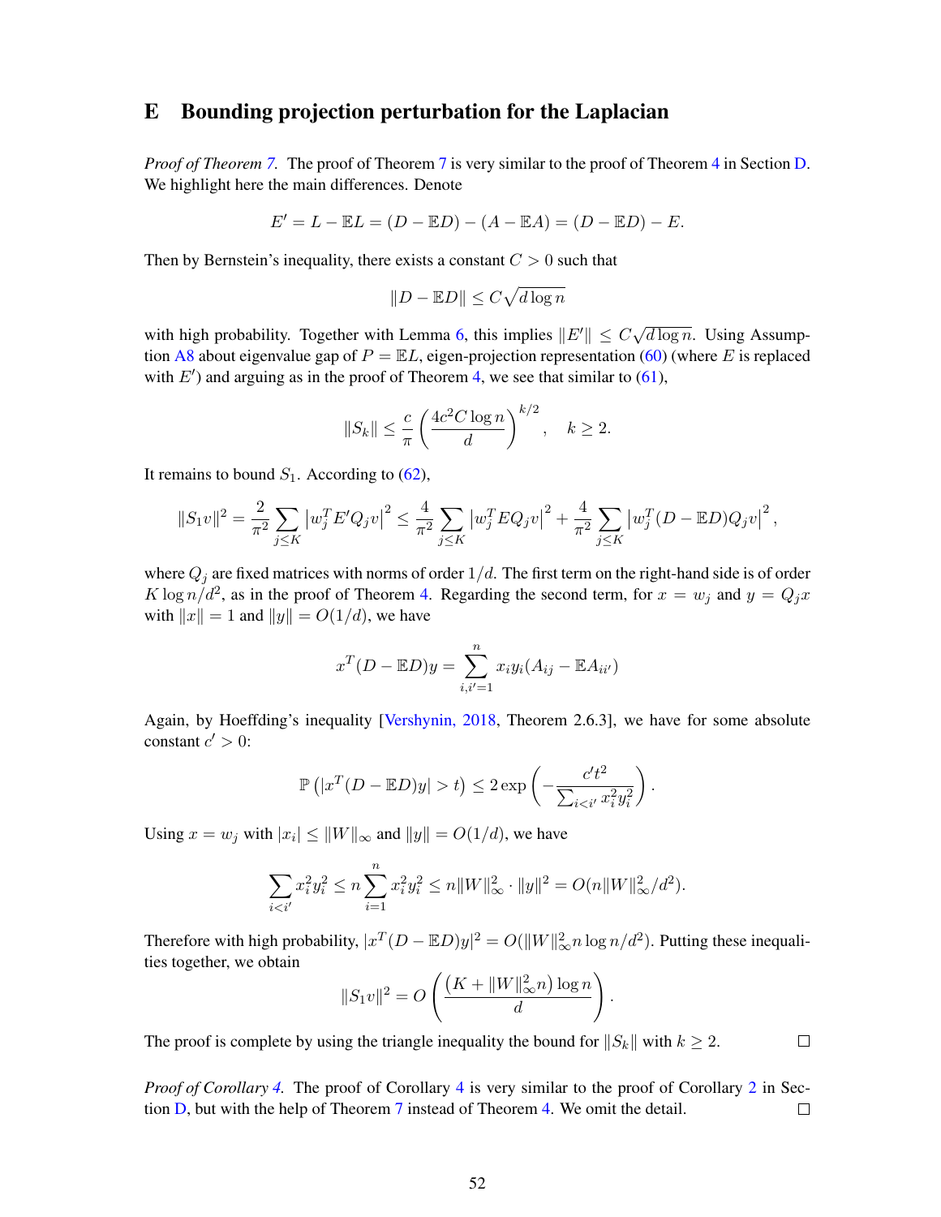# E Bounding projection perturbation for the Laplacian

*Proof of Theorem 7.* The proof of Theorem 7 is very similar to the proof of Theorem 4 in Section D. We highlight here the main differences. Denote

$$E' = L - \mathbb{E}L = (D - \mathbb{E}D) - (A - \mathbb{E}A) = (D - \mathbb{E}D) - E.$$

Then by Bernstein's inequality, there exists a constant $C > 0$ such that

$$\|D - \mathbb{E}D\| \le C\sqrt{d \log n}$$

with high probability. Together with Lemma 6, this implies $\|E'\| \le C\sqrt{d \log n}$. Using Assumption A8 about eigenvalue gap of $P = \mathbb{E}L$, eigen-projection representation (60) (where $E$ is replaced with $E'$) and arguing as in the proof of Theorem 4, we see that similar to (61),

$$\|S_k\| \le \frac{c}{\pi}\left(\frac{4c^2 C \log n}{d}\right)^{k/2}, \quad k \ge 2.$$

It remains to bound $S_1$. According to (62),

$$\|S_1 v\|^2 = \frac{2}{\pi^2}\sum_{j \le K}\left|w_j^T E' Q_j v\right|^2 \le \frac{4}{\pi^2}\sum_{j \le K}\left|w_j^T E Q_j v\right|^2 + \frac{4}{\pi^2}\sum_{j \le K}\left|w_j^T (D - \mathbb{E}D) Q_j v\right|^2,$$

where $Q_j$ are fixed matrices with norms of order $1/d$. The first term on the right-hand side is of order $K \log n / d^2$, as in the proof of Theorem 4. Regarding the second term, for $x = w_j$ and $y = Q_j x$ with $\|x\| = 1$ and $\|y\| = O(1/d)$, we have

$$x^T (D - \mathbb{E}D) y = \sum_{i,i'=1}^{n} x_i y_i (A_{ij} - \mathbb{E}A_{ii'})$$

Again, by Hoeffding's inequality [Vershynin, 2018, Theorem 2.6.3], we have for some absolute constant $c' > 0$:

$$\mathbb{P}\left(|x^T (D - \mathbb{E}D) y| > t\right) \le 2\exp\left(-\frac{c' t^2}{\sum_{i<i'} x_i^2 y_i^2}\right).$$

Using $x = w_j$ with $|x_i| \le \|W\|_\infty$ and $\|y\| = O(1/d)$, we have

$$\sum_{i<i'} x_i^2 y_i^2 \le n \sum_{i=1}^{n} x_i^2 y_i^2 \le n\|W\|_\infty^2 \cdot \|y\|^2 = O(n\|W\|_\infty^2 / d^2).$$

Therefore with high probability, $|x^T (D - \mathbb{E}D) y|^2 = O(\|W\|_\infty^2 n \log n / d^2)$. Putting these inequalities together, we obtain

$$\|S_1 v\|^2 = O\left(\frac{(K + \|W\|_\infty^2 n) \log n}{d}\right).$$

The proof is complete by using the triangle inequality the bound for $\|S_k\|$ with $k \ge 2$. $\square$

*Proof of Corollary 4.* The proof of Corollary 4 is very similar to the proof of Corollary 2 in Section D, but with the help of Theorem 7 instead of Theorem 4. We omit the detail. $\square$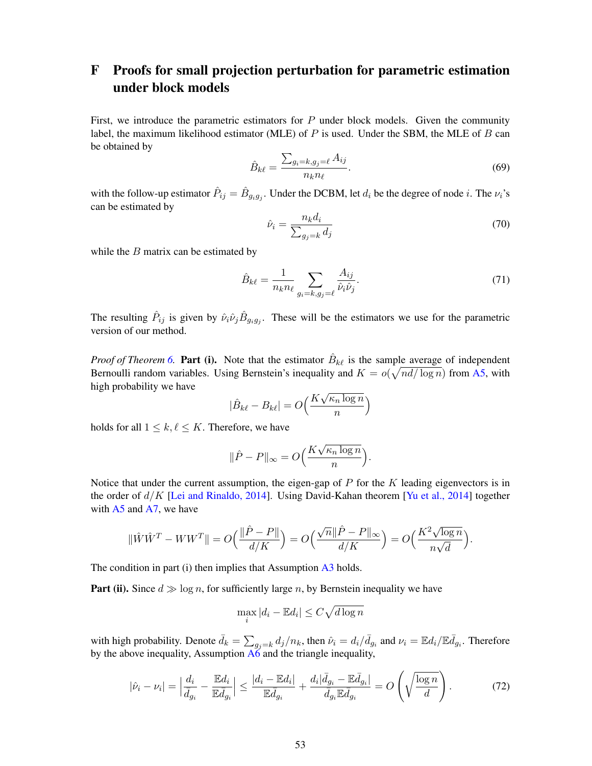# F Proofs for small projection perturbation for parametric estimation under block models

First, we introduce the parametric estimators for $P$ under block models. Given the community label, the maximum likelihood estimator (MLE) of $P$ is used. Under the SBM, the MLE of $B$ can be obtained by

$$\hat{B}_{k\ell} = \frac{\sum_{g_i=k, g_j=\ell} A_{ij}}{n_k n_\ell}. \tag{69}$$

with the follow-up estimator $\hat{P}_{ij} = \hat{B}_{g_i g_j}$. Under the DCBM, let $d_i$ be the degree of node $i$. The $\nu_i$'s can be estimated by

$$\hat{\nu}_i = \frac{n_k d_i}{\sum_{g_j=k} d_j} \tag{70}$$

while the $B$ matrix can be estimated by

$$\hat{B}_{k\ell} = \frac{1}{n_k n_\ell} \sum_{g_i=k, g_j=\ell} \frac{A_{ij}}{\hat{\nu}_i \hat{\nu}_j}. \tag{71}$$

The resulting $\hat{P}_{ij}$ is given by $\hat{\nu}_i \hat{\nu}_j \hat{B}_{g_i g_j}$. These will be the estimators we use for the parametric version of our method.

*Proof of Theorem 6.* **Part (i).** Note that the estimator $\hat{B}_{k\ell}$ is the sample average of independent Bernoulli random variables. Using Bernstein's inequality and $K = o(\sqrt{nd/\log n})$ from A5, with high probability we have

$$|\hat{B}_{k\ell} - B_{k\ell}| = O\Big(\frac{K\sqrt{\kappa_n \log n}}{n}\Big)$$

holds for all $1 \le k, \ell \le K$. Therefore, we have

$$\|\hat{P} - P\|_\infty = O\Big(\frac{K\sqrt{\kappa_n \log n}}{n}\Big).$$

Notice that under the current assumption, the eigen-gap of $P$ for the $K$ leading eigenvectors is in the order of $d/K$ [Lei and Rinaldo, 2014]. Using David-Kahan theorem [Yu et al., 2014] together with A5 and A7, we have

$$\|\hat{W}\hat{W}^T - WW^T\| = O\Big(\frac{\|\hat{P} - P\|}{d/K}\Big) = O\Big(\frac{\sqrt{n}\|\hat{P} - P\|_\infty}{d/K}\Big) = O\Big(\frac{K^2\sqrt{\log n}}{n\sqrt{d}}\Big).$$

The condition in part (i) then implies that Assumption A3 holds.

**Part (ii).** Since $d \gg \log n$, for sufficiently large $n$, by Bernstein inequality we have

$$\max_i |d_i - \mathbb{E}d_i| \le C\sqrt{d \log n}$$

with high probability. Denote $\bar{d}_k = \sum_{g_j=k} d_j / n_k$, then $\hat{\nu}_i = d_i / \bar{d}_{g_i}$ and $\nu_i = \mathbb{E}d_i / \mathbb{E}\bar{d}_{g_i}$. Therefore by the above inequality, Assumption A6 and the triangle inequality,

$$|\hat{\nu}_i - \nu_i| = \Big|\frac{d_i}{\bar{d}_{g_i}} - \frac{\mathbb{E}d_i}{\mathbb{E}\bar{d}_{g_i}}\Big| \le \frac{|d_i - \mathbb{E}d_i|}{\mathbb{E}\bar{d}_{g_i}} + \frac{d_i|\bar{d}_{g_i} - \mathbb{E}\bar{d}_{g_i}|}{\bar{d}_{g_i}\mathbb{E}\bar{d}_{g_i}} = O\left(\sqrt{\frac{\log n}{d}}\right). \tag{72}$$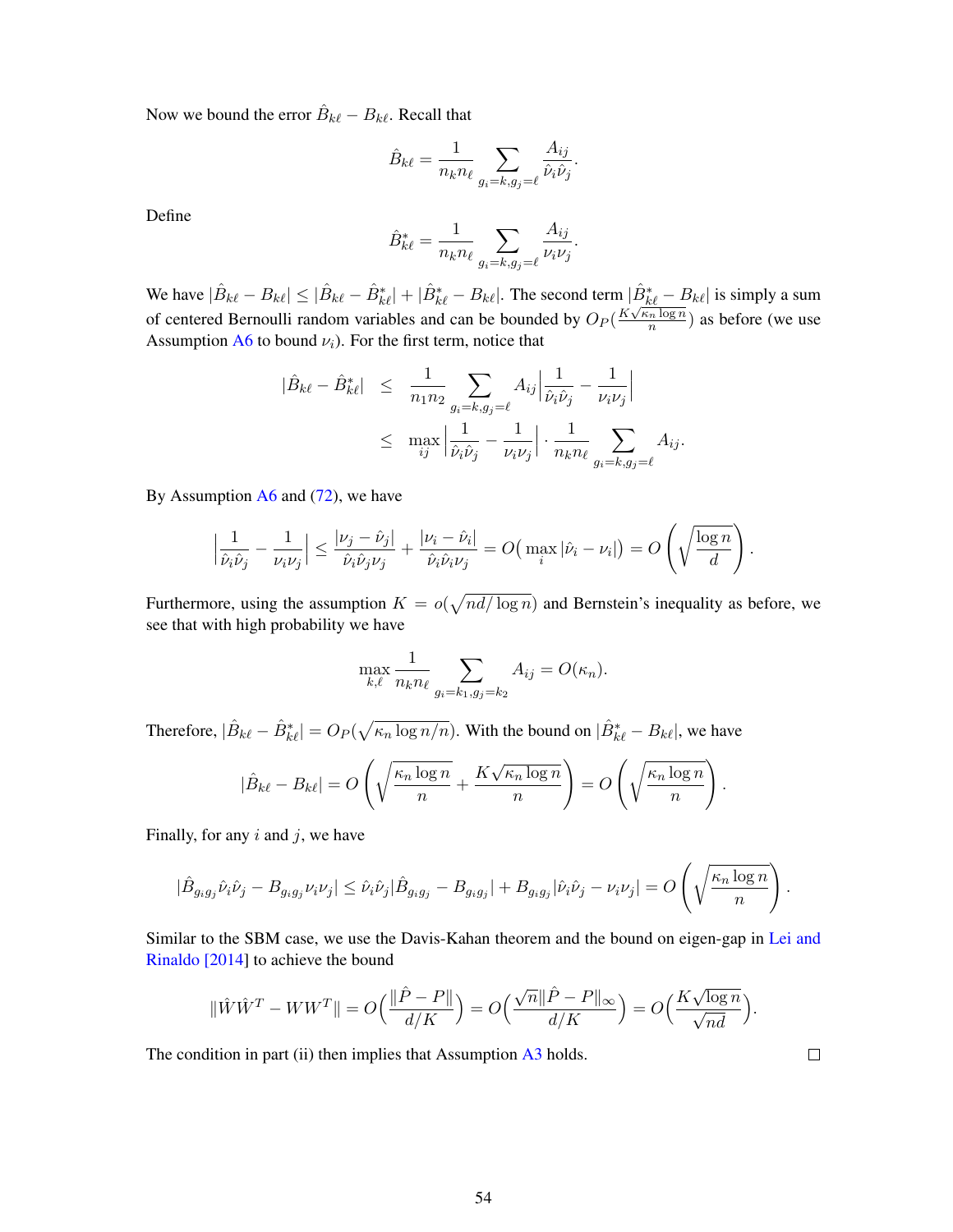Now we bound the error $\hat{B}_{k\ell} - B_{k\ell}$. Recall that

$$\hat{B}_{k\ell} = \frac{1}{n_k n_\ell} \sum_{g_i=k, g_j=\ell} \frac{A_{ij}}{\hat{\nu}_i \hat{\nu}_j}.$$

Define

$$\hat{B}^*_{k\ell} = \frac{1}{n_k n_\ell} \sum_{g_i=k, g_j=\ell} \frac{A_{ij}}{\nu_i \nu_j}.$$

We have $|\hat{B}_{k\ell} - B_{k\ell}| \leq |\hat{B}_{k\ell} - \hat{B}^*_{k\ell}| + |\hat{B}^*_{k\ell} - B_{k\ell}|$. The second term $|\hat{B}^*_{k\ell} - B_{k\ell}|$ is simply a sum of centered Bernoulli random variables and can be bounded by $O_P(\frac{K\sqrt{\kappa_n \log n}}{n})$ as before (we use Assumption A6 to bound $\nu_i$). For the first term, notice that

$$\begin{aligned}
|\hat{B}_{k\ell} - \hat{B}^*_{k\ell}| &\leq \frac{1}{n_1 n_2} \sum_{g_i=k, g_j=\ell} A_{ij} \left| \frac{1}{\hat{\nu}_i \hat{\nu}_j} - \frac{1}{\nu_i \nu_j} \right| \\
&\leq \max_{ij} \left| \frac{1}{\hat{\nu}_i \hat{\nu}_j} - \frac{1}{\nu_i \nu_j} \right| \cdot \frac{1}{n_k n_\ell} \sum_{g_i=k, g_j=\ell} A_{ij}.
\end{aligned}$$

By Assumption A6 and (72), we have

$$\left| \frac{1}{\hat{\nu}_i \hat{\nu}_j} - \frac{1}{\nu_i \nu_j} \right| \leq \frac{|\nu_j - \hat{\nu}_j|}{\hat{\nu}_i \hat{\nu}_j \nu_j} + \frac{|\nu_i - \hat{\nu}_i|}{\hat{\nu}_i \hat{\nu}_i \nu_j} = O\big(\max_i |\hat{\nu}_i - \nu_i|\big) = O\left(\sqrt{\frac{\log n}{d}}\right).$$

Furthermore, using the assumption $K = o(\sqrt{nd/\log n})$ and Bernstein's inequality as before, we see that with high probability we have

$$\max_{k,\ell} \frac{1}{n_k n_\ell} \sum_{g_i=k_1, g_j=k_2} A_{ij} = O(\kappa_n).$$

Therefore, $|\hat{B}_{k\ell} - \hat{B}^*_{k\ell}| = O_P(\sqrt{\kappa_n \log n/n})$. With the bound on $|\hat{B}^*_{k\ell} - B_{k\ell}|$, we have

$$|\hat{B}_{k\ell} - B_{k\ell}| = O\left(\sqrt{\frac{\kappa_n \log n}{n}} + \frac{K\sqrt{\kappa_n \log n}}{n}\right) = O\left(\sqrt{\frac{\kappa_n \log n}{n}}\right).$$

Finally, for any $i$ and $j$, we have

$$|\hat{B}_{g_i g_j} \hat{\nu}_i \hat{\nu}_j - B_{g_i g_j} \nu_i \nu_j| \leq \hat{\nu}_i \hat{\nu}_j |\hat{B}_{g_i g_j} - B_{g_i g_j}| + B_{g_i g_j} |\hat{\nu}_i \hat{\nu}_j - \nu_i \nu_j| = O\left(\sqrt{\frac{\kappa_n \log n}{n}}\right).$$

Similar to the SBM case, we use the Davis-Kahan theorem and the bound on eigen-gap in Lei and Rinaldo [2014] to achieve the bound

$$\|\hat{W}\hat{W}^T - WW^T\| = O\Big(\frac{\|\hat{P} - P\|}{d/K}\Big) = O\Big(\frac{\sqrt{n}\|\hat{P} - P\|_\infty}{d/K}\Big) = O\Big(\frac{K\sqrt{\log n}}{\sqrt{nd}}\Big).$$

The condition in part (ii) then implies that Assumption A3 holds. $\square$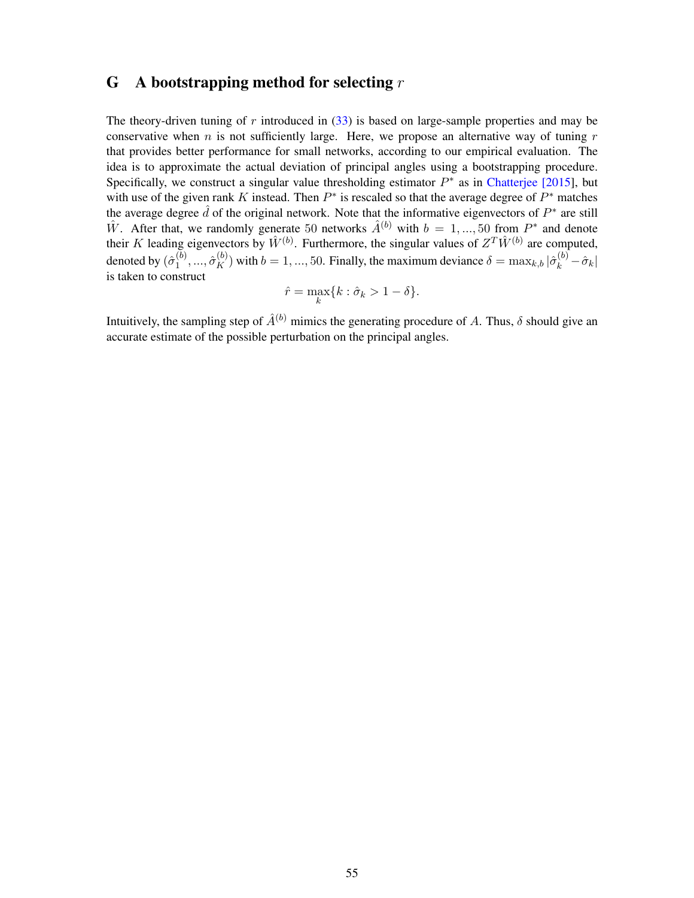# G A bootstrapping method for selecting $r$

The theory-driven tuning of $r$ introduced in (33) is based on large-sample properties and may be conservative when $n$ is not sufficiently large. Here, we propose an alternative way of tuning $r$ that provides better performance for small networks, according to our empirical evaluation. The idea is to approximate the actual deviation of principal angles using a bootstrapping procedure. Specifically, we construct a singular value thresholding estimator $P^*$ as in Chatterjee [2015], but with use of the given rank $K$ instead. Then $P^*$ is rescaled so that the average degree of $P^*$ matches the average degree $\hat{d}$ of the original network. Note that the informative eigenvectors of $P^*$ are still $\hat{W}$. After that, we randomly generate 50 networks $\hat{A}^{(b)}$ with $b = 1, ..., 50$ from $P^*$ and denote their $K$ leading eigenvectors by $\hat{W}^{(b)}$. Furthermore, the singular values of $Z^T \hat{W}^{(b)}$ are computed, denoted by $(\hat{\sigma}_1^{(b)}, ..., \hat{\sigma}_K^{(b)})$ with $b = 1, ..., 50$. Finally, the maximum deviance $\delta = \max_{k,b} |\hat{\sigma}_k^{(b)} - \hat{\sigma}_k|$ is taken to construct

$$\hat{r} = \max_k \{k : \hat{\sigma}_k > 1 - \delta\}.$$

Intuitively, the sampling step of $\hat{A}^{(b)}$ mimics the generating procedure of $A$. Thus, $\delta$ should give an accurate estimate of the possible perturbation on the principal angles.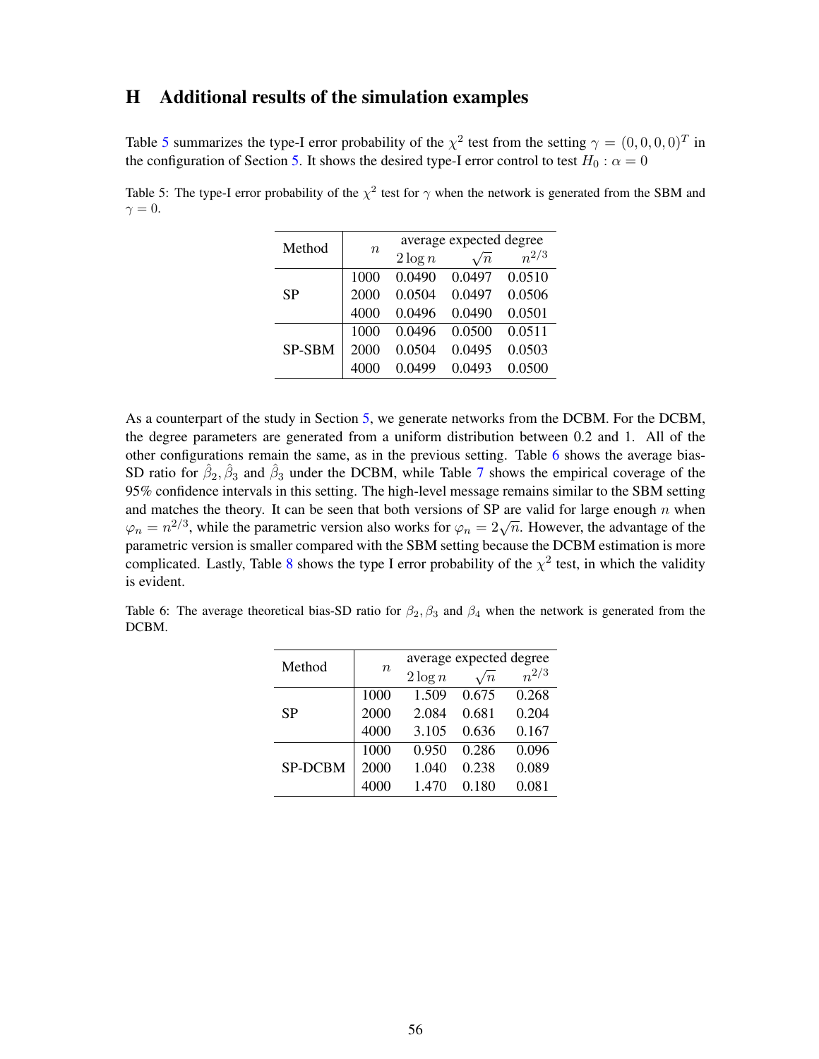# H Additional results of the simulation examples

Table 5 summarizes the type-I error probability of the $\chi^2$ test from the setting $\gamma = (0, 0, 0, 0)^T$ in the configuration of Section 5. It shows the desired type-I error control to test $H_0 : \alpha = 0$

Table 5: The type-I error probability of the $\chi^2$ test for $\gamma$ when the network is generated from the SBM and $\gamma = 0$.

| Method | $n$ | average expected degree | | |
|---|---|---|---|---|
| | | $2 \log n$ | $\sqrt{n}$ | $n^{2/3}$ |
| SP | 1000 | 0.0490 | 0.0497 | 0.0510 |
| | 2000 | 0.0504 | 0.0497 | 0.0506 |
| | 4000 | 0.0496 | 0.0490 | 0.0501 |
| SP-SBM | 1000 | 0.0496 | 0.0500 | 0.0511 |
| | 2000 | 0.0504 | 0.0495 | 0.0503 |
| | 4000 | 0.0499 | 0.0493 | 0.0500 |

As a counterpart of the study in Section 5, we generate networks from the DCBM. For the DCBM, the degree parameters are generated from a uniform distribution between 0.2 and 1. All of the other configurations remain the same, as in the previous setting. Table 6 shows the average bias-SD ratio for $\hat{\beta}_2, \hat{\beta}_3$ and $\hat{\beta}_3$ under the DCBM, while Table 7 shows the empirical coverage of the 95% confidence intervals in this setting. The high-level message remains similar to the SBM setting and matches the theory. It can be seen that both versions of SP are valid for large enough $n$ when $\varphi_n = n^{2/3}$, while the parametric version also works for $\varphi_n = 2\sqrt{n}$. However, the advantage of the parametric version is smaller compared with the SBM setting because the DCBM estimation is more complicated. Lastly, Table 8 shows the type I error probability of the $\chi^2$ test, in which the validity is evident.

Table 6: The average theoretical bias-SD ratio for $\beta_2, \beta_3$ and $\beta_4$ when the network is generated from the DCBM.

| Method | $n$ | average expected degree | | |
|---|---|---|---|---|
| | | $2 \log n$ | $\sqrt{n}$ | $n^{2/3}$ |
| SP | 1000 | 1.509 | 0.675 | 0.268 |
| | 2000 | 2.084 | 0.681 | 0.204 |
| | 4000 | 3.105 | 0.636 | 0.167 |
| SP-DCBM | 1000 | 0.950 | 0.286 | 0.096 |
| | 2000 | 1.040 | 0.238 | 0.089 |
| | 4000 | 1.470 | 0.180 | 0.081 |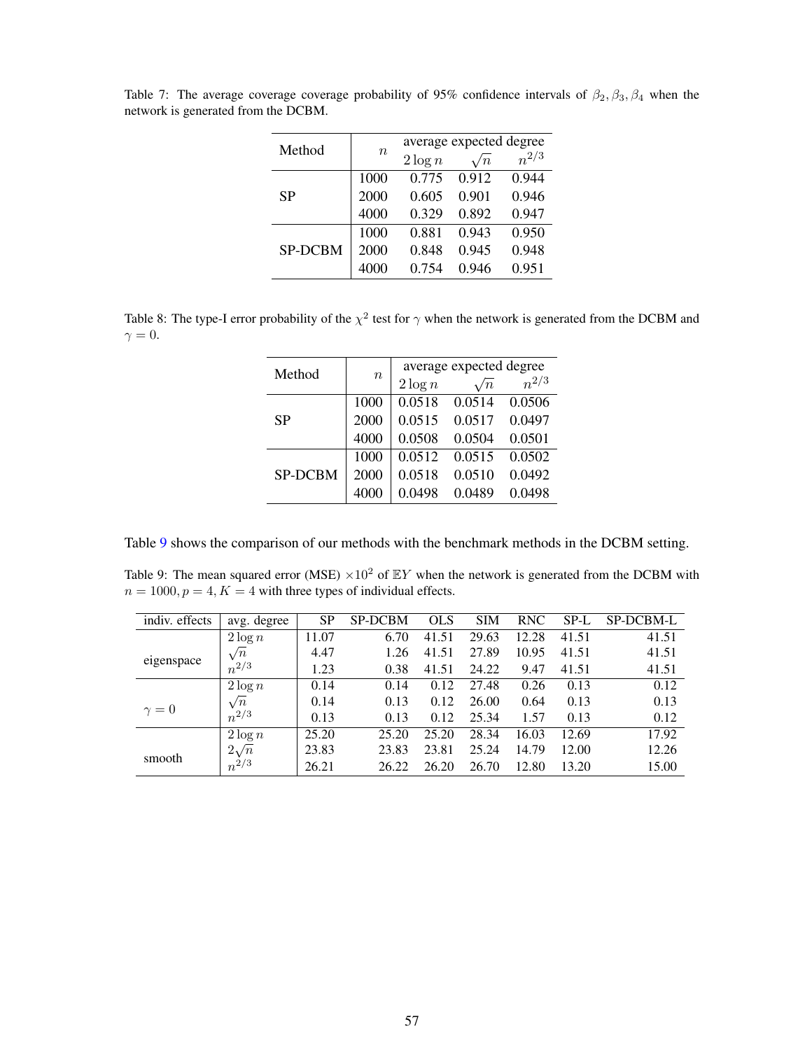Table 7: The average coverage coverage probability of 95% confidence intervals of $\beta_2, \beta_3, \beta_4$ when the network is generated from the DCBM.

| Method | $n$ | average expected degree | | |
|---|---|---|---|---|
| | | $2\log n$ | $\sqrt{n}$ | $n^{2/3}$ |
| SP | 1000 | 0.775 | 0.912 | 0.944 |
| | 2000 | 0.605 | 0.901 | 0.946 |
| | 4000 | 0.329 | 0.892 | 0.947 |
| SP-DCBM | 1000 | 0.881 | 0.943 | 0.950 |
| | 2000 | 0.848 | 0.945 | 0.948 |
| | 4000 | 0.754 | 0.946 | 0.951 |

Table 8: The type-I error probability of the $\chi^2$ test for $\gamma$ when the network is generated from the DCBM and $\gamma = 0$.

| Method | $n$ | average expected degree | | |
|---|---|---|---|---|
| | | $2\log n$ | $\sqrt{n}$ | $n^{2/3}$ |
| SP | 1000 | 0.0518 | 0.0514 | 0.0506 |
| | 2000 | 0.0515 | 0.0517 | 0.0497 |
| | 4000 | 0.0508 | 0.0504 | 0.0501 |
| SP-DCBM | 1000 | 0.0512 | 0.0515 | 0.0502 |
| | 2000 | 0.0518 | 0.0510 | 0.0492 |
| | 4000 | 0.0498 | 0.0489 | 0.0498 |

Table 9 shows the comparison of our methods with the benchmark methods in the DCBM setting.

Table 9: The mean squared error (MSE) $\times 10^2$ of $\mathbb{E}Y$ when the network is generated from the DCBM with $n = 1000, p = 4, K = 4$ with three types of individual effects.

| indiv. effects | avg. degree | SP | SP-DCBM | OLS | SIM | RNC | SP-L | SP-DCBM-L |
|---|---|---|---|---|---|---|---|---|
| eigenspace | $2\log n$ | 11.07 | 6.70 | 41.51 | 29.63 | 12.28 | 41.51 | 41.51 |
| | $\sqrt{n}$ | 4.47 | 1.26 | 41.51 | 27.89 | 10.95 | 41.51 | 41.51 |
| | $n^{2/3}$ | 1.23 | 0.38 | 41.51 | 24.22 | 9.47 | 41.51 | 41.51 |
| $\gamma = 0$ | $2\log n$ | 0.14 | 0.14 | 0.12 | 27.48 | 0.26 | 0.13 | 0.12 |
| | $\sqrt{n}$ | 0.14 | 0.13 | 0.12 | 26.00 | 0.64 | 0.13 | 0.13 |
| | $n^{2/3}$ | 0.13 | 0.13 | 0.12 | 25.34 | 1.57 | 0.13 | 0.12 |
| smooth | $2\log n$ | 25.20 | 25.20 | 25.20 | 28.34 | 16.03 | 12.69 | 17.92 |
| | $2\sqrt{n}$ | 23.83 | 23.83 | 23.81 | 25.24 | 14.79 | 12.00 | 12.26 |
| | $n^{2/3}$ | 26.21 | 26.22 | 26.20 | 26.70 | 12.80 | 13.20 | 15.00 |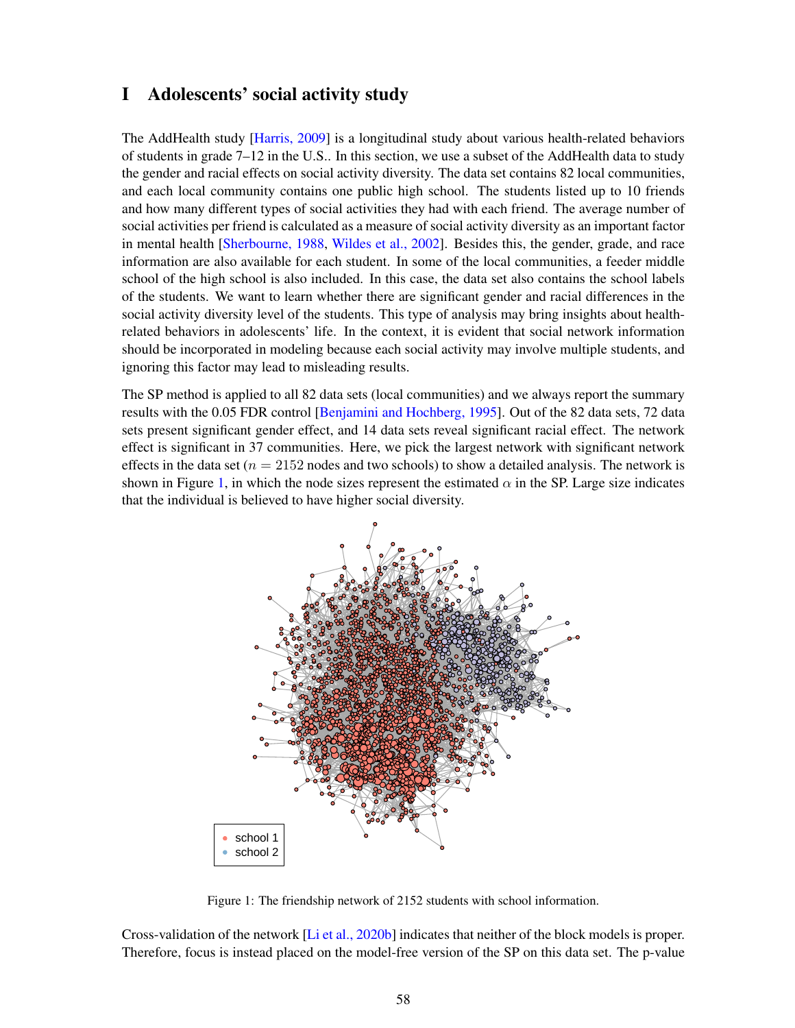# I Adolescents' social activity study

The AddHealth study [Harris, 2009] is a longitudinal study about various health-related behaviors of students in grade 7–12 in the U.S.. In this section, we use a subset of the AddHealth data to study the gender and racial effects on social activity diversity. The data set contains 82 local communities, and each local community contains one public high school. The students listed up to 10 friends and how many different types of social activities they had with each friend. The average number of social activities per friend is calculated as a measure of social activity diversity as an important factor in mental health [Sherbourne, 1988, Wildes et al., 2002]. Besides this, the gender, grade, and race information are also available for each student. In some of the local communities, a feeder middle school of the high school is also included. In this case, the data set also contains the school labels of the students. We want to learn whether there are significant gender and racial differences in the social activity diversity level of the students. This type of analysis may bring insights about health-related behaviors in adolescents' life. In the context, it is evident that social network information should be incorporated in modeling because each social activity may involve multiple students, and ignoring this factor may lead to misleading results.

The SP method is applied to all 82 data sets (local communities) and we always report the summary results with the 0.05 FDR control [Benjamini and Hochberg, 1995]. Out of the 82 data sets, 72 data sets present significant gender effect, and 14 data sets reveal significant racial effect. The network effect is significant in 37 communities. Here, we pick the largest network with significant network effects in the data set ($n = 2152$ nodes and two schools) to show a detailed analysis. The network is shown in Figure 1, in which the node sizes represent the estimated $\alpha$ in the SP. Large size indicates that the individual is believed to have higher social diversity.

Figure 1: The friendship network of 2152 students with school information.

Cross-validation of the network [Li et al., 2020b] indicates that neither of the block models is proper. Therefore, focus is instead placed on the model-free version of the SP on this data set. The p-value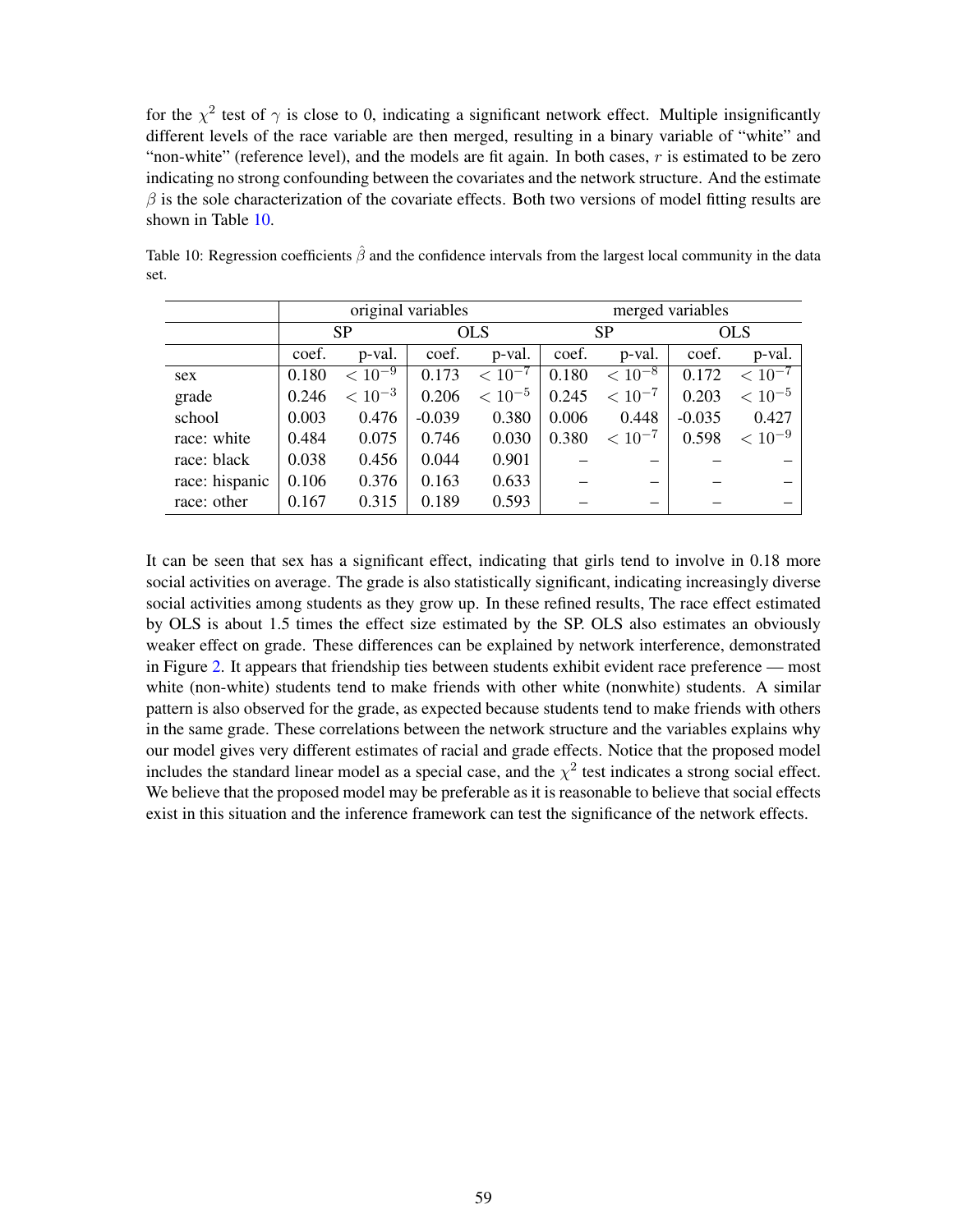for the $\chi^2$ test of $\gamma$ is close to 0, indicating a significant network effect. Multiple insignificantly different levels of the race variable are then merged, resulting in a binary variable of "white" and "non-white" (reference level), and the models are fit again. In both cases, $r$ is estimated to be zero indicating no strong confounding between the covariates and the network structure. And the estimate $\beta$ is the sole characterization of the covariate effects. Both two versions of model fitting results are shown in Table 10.

Table 10: Regression coefficients $\hat{\beta}$ and the confidence intervals from the largest local community in the data set.

| | original variables | | | | merged variables | | | |
|---|---|---|---|---|---|---|---|---|
| | SP | | OLS | | SP | | OLS | |
| | coef. | p-val. | coef. | p-val. | coef. | p-val. | coef. | p-val. |
| sex | 0.180 | $< 10^{-9}$ | 0.173 | $< 10^{-7}$ | 0.180 | $< 10^{-8}$ | 0.172 | $< 10^{-7}$ |
| grade | 0.246 | $< 10^{-3}$ | 0.206 | $< 10^{-5}$ | 0.245 | $< 10^{-7}$ | 0.203 | $< 10^{-5}$ |
| school | 0.003 | 0.476 | -0.039 | 0.380 | 0.006 | 0.448 | -0.035 | 0.427 |
| race: white | 0.484 | 0.075 | 0.746 | 0.030 | 0.380 | $< 10^{-7}$ | 0.598 | $< 10^{-9}$ |
| race: black | 0.038 | 0.456 | 0.044 | 0.901 | – | – | – | – |
| race: hispanic | 0.106 | 0.376 | 0.163 | 0.633 | – | – | – | – |
| race: other | 0.167 | 0.315 | 0.189 | 0.593 | – | – | – | – |

It can be seen that sex has a significant effect, indicating that girls tend to involve in 0.18 more social activities on average. The grade is also statistically significant, indicating increasingly diverse social activities among students as they grow up. In these refined results, The race effect estimated by OLS is about 1.5 times the effect size estimated by the SP. OLS also estimates an obviously weaker effect on grade. These differences can be explained by network interference, demonstrated in Figure 2. It appears that friendship ties between students exhibit evident race preference — most white (non-white) students tend to make friends with other white (nonwhite) students. A similar pattern is also observed for the grade, as expected because students tend to make friends with others in the same grade. These correlations between the network structure and the variables explains why our model gives very different estimates of racial and grade effects. Notice that the proposed model includes the standard linear model as a special case, and the $\chi^2$ test indicates a strong social effect. We believe that the proposed model may be preferable as it is reasonable to believe that social effects exist in this situation and the inference framework can test the significance of the network effects.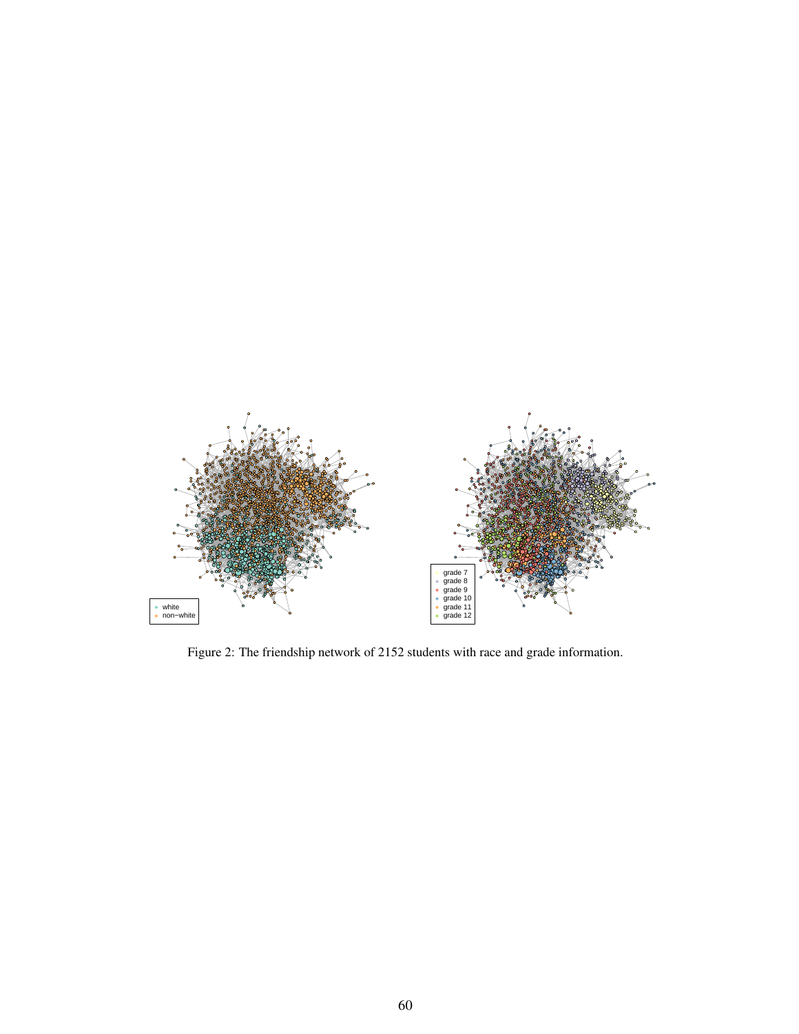white
non−white

grade 7
grade 8
grade 9
grade 10
grade 11
grade 12

Figure 2: The friendship network of 2152 students with race and grade information.